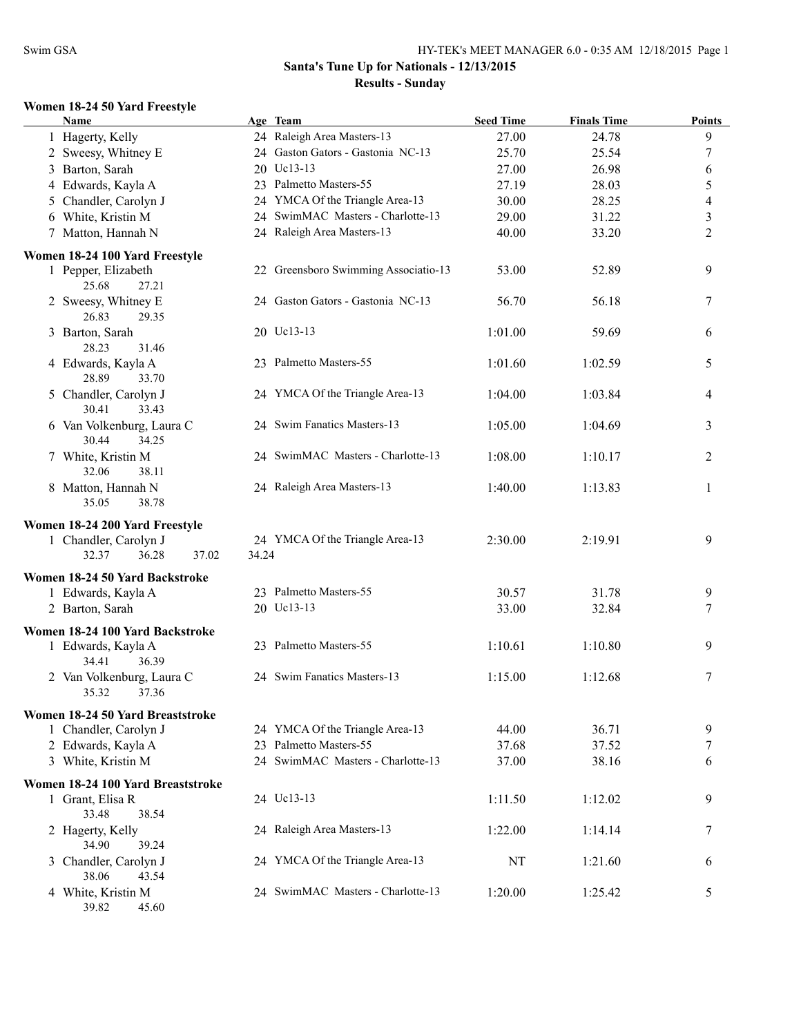## Santa's Tune Up for Nationals - 12/13/2015

### Results - Sunday

#### Women 18-24 50 Yard Freestyle

| | Name | Age | Team | Seed Time | Finals Time | Points |
|---|---|---|---|---|---|---|
| 1 | Hagerty, Kelly | 24 | Raleigh Area Masters-13 | 27.00 | 24.78 | 9 |
| 2 | Sweesy, Whitney E | 24 | Gaston Gators - Gastonia NC-13 | 25.70 | 25.54 | 7 |
| 3 | Barton, Sarah | 20 | Uc13-13 | 27.00 | 26.98 | 6 |
| 4 | Edwards, Kayla A | 23 | Palmetto Masters-55 | 27.19 | 28.03 | 5 |
| 5 | Chandler, Carolyn J | 24 | YMCA Of the Triangle Area-13 | 30.00 | 28.25 | 4 |
| 6 | White, Kristin M | 24 | SwimMAC Masters - Charlotte-13 | 29.00 | 31.22 | 3 |
| 7 | Matton, Hannah N | 24 | Raleigh Area Masters-13 | 40.00 | 33.20 | 2 |

#### Women 18-24 100 Yard Freestyle

| | Name | Age | Team | Seed Time | Finals Time | Points |
|---|---|---|---|---|---|---|
| 1 | Pepper, Elizabeth | 22 | Greensboro Swimming Associatio-13 | 53.00 | 52.89 | 9 |
| | 25.68 27.21 | | | | | |
| 2 | Sweesy, Whitney E | 24 | Gaston Gators - Gastonia NC-13 | 56.70 | 56.18 | 7 |
| | 26.83 29.35 | | | | | |
| 3 | Barton, Sarah | 20 | Uc13-13 | 1:01.00 | 59.69 | 6 |
| | 28.23 31.46 | | | | | |
| 4 | Edwards, Kayla A | 23 | Palmetto Masters-55 | 1:01.60 | 1:02.59 | 5 |
| | 28.89 33.70 | | | | | |
| 5 | Chandler, Carolyn J | 24 | YMCA Of the Triangle Area-13 | 1:04.00 | 1:03.84 | 4 |
| | 30.41 33.43 | | | | | |
| 6 | Van Volkenburg, Laura C | 24 | Swim Fanatics Masters-13 | 1:05.00 | 1:04.69 | 3 |
| | 30.44 34.25 | | | | | |
| 7 | White, Kristin M | 24 | SwimMAC Masters - Charlotte-13 | 1:08.00 | 1:10.17 | 2 |
| | 32.06 38.11 | | | | | |
| 8 | Matton, Hannah N | 24 | Raleigh Area Masters-13 | 1:40.00 | 1:13.83 | 1 |
| | 35.05 38.78 | | | | | |

#### Women 18-24 200 Yard Freestyle

| | Name | Age | Team | Seed Time | Finals Time | Points |
|---|---|---|---|---|---|---|
| 1 | Chandler, Carolyn J | 24 | YMCA Of the Triangle Area-13 | 2:30.00 | 2:19.91 | 9 |
| | 32.37 36.28 37.02 34.24 | | | | | |

#### Women 18-24 50 Yard Backstroke

| | Name | Age | Team | Seed Time | Finals Time | Points |
|---|---|---|---|---|---|---|
| 1 | Edwards, Kayla A | 23 | Palmetto Masters-55 | 30.57 | 31.78 | 9 |
| 2 | Barton, Sarah | 20 | Uc13-13 | 33.00 | 32.84 | 7 |

#### Women 18-24 100 Yard Backstroke

| | Name | Age | Team | Seed Time | Finals Time | Points |
|---|---|---|---|---|---|---|
| 1 | Edwards, Kayla A | 23 | Palmetto Masters-55 | 1:10.61 | 1:10.80 | 9 |
| | 34.41 36.39 | | | | | |
| 2 | Van Volkenburg, Laura C | 24 | Swim Fanatics Masters-13 | 1:15.00 | 1:12.68 | 7 |
| | 35.32 37.36 | | | | | |

#### Women 18-24 50 Yard Breaststroke

| | Name | Age | Team | Seed Time | Finals Time | Points |
|---|---|---|---|---|---|---|
| 1 | Chandler, Carolyn J | 24 | YMCA Of the Triangle Area-13 | 44.00 | 36.71 | 9 |
| 2 | Edwards, Kayla A | 23 | Palmetto Masters-55 | 37.68 | 37.52 | 7 |
| 3 | White, Kristin M | 24 | SwimMAC Masters - Charlotte-13 | 37.00 | 38.16 | 6 |

#### Women 18-24 100 Yard Breaststroke

| | Name | Age | Team | Seed Time | Finals Time | Points |
|---|---|---|---|---|---|---|
| 1 | Grant, Elisa R | 24 | Uc13-13 | 1:11.50 | 1:12.02 | 9 |
| | 33.48 38.54 | | | | | |
| 2 | Hagerty, Kelly | 24 | Raleigh Area Masters-13 | 1:22.00 | 1:14.14 | 7 |
| | 34.90 39.24 | | | | | |
| 3 | Chandler, Carolyn J | 24 | YMCA Of the Triangle Area-13 | NT | 1:21.60 | 6 |
| | 38.06 43.54 | | | | | |
| 4 | White, Kristin M | 24 | SwimMAC Masters - Charlotte-13 | 1:20.00 | 1:25.42 | 5 |
| | 39.82 45.60 | | | | | |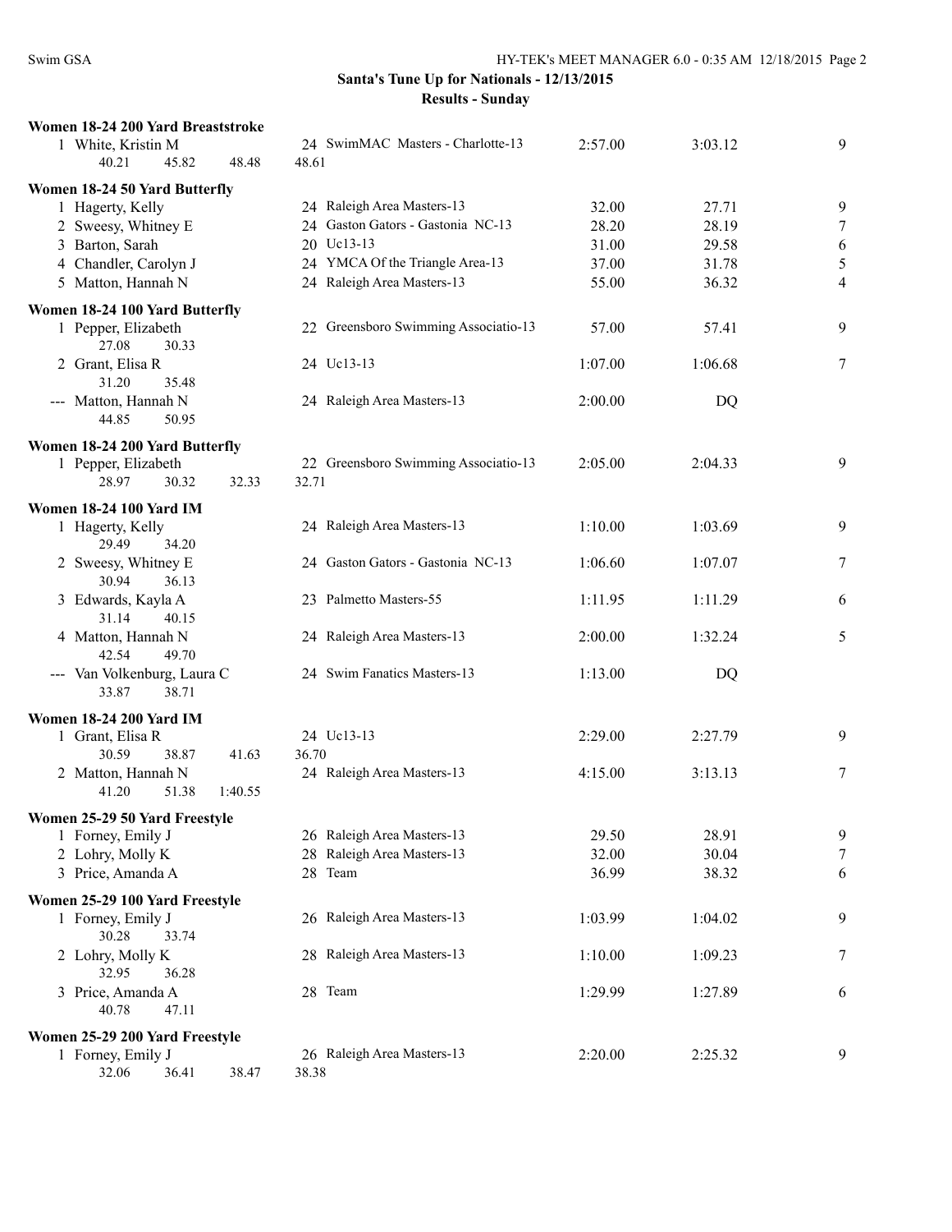**Santa's Tune Up for Nationals - 12/13/2015**

**Results - Sunday**

### Women 18-24 200 Yard Breaststroke

| Place | Name | Age | Team | Seed Time | Finals Time | Points |
|---|---|---|---|---|---|---|
| 1 | White, Kristin M | 24 | SwimMAC Masters - Charlotte-13 | 2:57.00 | 3:03.12 | 9 |
| | 40.21 45.82 48.48 48.61 | | | | | |

### Women 18-24 50 Yard Butterfly

| Place | Name | Age | Team | Seed Time | Finals Time | Points |
|---|---|---|---|---|---|---|
| 1 | Hagerty, Kelly | 24 | Raleigh Area Masters-13 | 32.00 | 27.71 | 9 |
| 2 | Sweesy, Whitney E | 24 | Gaston Gators - Gastonia NC-13 | 28.20 | 28.19 | 7 |
| 3 | Barton, Sarah | 20 | Uc13-13 | 31.00 | 29.58 | 6 |
| 4 | Chandler, Carolyn J | 24 | YMCA Of the Triangle Area-13 | 37.00 | 31.78 | 5 |
| 5 | Matton, Hannah N | 24 | Raleigh Area Masters-13 | 55.00 | 36.32 | 4 |

### Women 18-24 100 Yard Butterfly

| Place | Name | Age | Team | Seed Time | Finals Time | Points |
|---|---|---|---|---|---|---|
| 1 | Pepper, Elizabeth | 22 | Greensboro Swimming Associatio-13 | 57.00 | 57.41 | 9 |
| | 27.08 30.33 | | | | | |
| 2 | Grant, Elisa R | 24 | Uc13-13 | 1:07.00 | 1:06.68 | 7 |
| | 31.20 35.48 | | | | | |
| --- | Matton, Hannah N | 24 | Raleigh Area Masters-13 | 2:00.00 | DQ | |
| | 44.85 50.95 | | | | | |

### Women 18-24 200 Yard Butterfly

| Place | Name | Age | Team | Seed Time | Finals Time | Points |
|---|---|---|---|---|---|---|
| 1 | Pepper, Elizabeth | 22 | Greensboro Swimming Associatio-13 | 2:05.00 | 2:04.33 | 9 |
| | 28.97 30.32 32.33 32.71 | | | | | |

### Women 18-24 100 Yard IM

| Place | Name | Age | Team | Seed Time | Finals Time | Points |
|---|---|---|---|---|---|---|
| 1 | Hagerty, Kelly | 24 | Raleigh Area Masters-13 | 1:10.00 | 1:03.69 | 9 |
| | 29.49 34.20 | | | | | |
| 2 | Sweesy, Whitney E | 24 | Gaston Gators - Gastonia NC-13 | 1:06.60 | 1:07.07 | 7 |
| | 30.94 36.13 | | | | | |
| 3 | Edwards, Kayla A | 23 | Palmetto Masters-55 | 1:11.95 | 1:11.29 | 6 |
| | 31.14 40.15 | | | | | |
| 4 | Matton, Hannah N | 24 | Raleigh Area Masters-13 | 2:00.00 | 1:32.24 | 5 |
| | 42.54 49.70 | | | | | |
| --- | Van Volkenburg, Laura C | 24 | Swim Fanatics Masters-13 | 1:13.00 | DQ | |
| | 33.87 38.71 | | | | | |

### Women 18-24 200 Yard IM

| Place | Name | Age | Team | Seed Time | Finals Time | Points |
|---|---|---|---|---|---|---|
| 1 | Grant, Elisa R | 24 | Uc13-13 | 2:29.00 | 2:27.79 | 9 |
| | 30.59 38.87 41.63 36.70 | | | | | |
| 2 | Matton, Hannah N | 24 | Raleigh Area Masters-13 | 4:15.00 | 3:13.13 | 7 |
| | 41.20 51.38 1:40.55 | | | | | |

### Women 25-29 50 Yard Freestyle

| Place | Name | Age | Team | Seed Time | Finals Time | Points |
|---|---|---|---|---|---|---|
| 1 | Forney, Emily J | 26 | Raleigh Area Masters-13 | 29.50 | 28.91 | 9 |
| 2 | Lohry, Molly K | 28 | Raleigh Area Masters-13 | 32.00 | 30.04 | 7 |
| 3 | Price, Amanda A | 28 | Team | 36.99 | 38.32 | 6 |

### Women 25-29 100 Yard Freestyle

| Place | Name | Age | Team | Seed Time | Finals Time | Points |
|---|---|---|---|---|---|---|
| 1 | Forney, Emily J | 26 | Raleigh Area Masters-13 | 1:03.99 | 1:04.02 | 9 |
| | 30.28 33.74 | | | | | |
| 2 | Lohry, Molly K | 28 | Raleigh Area Masters-13 | 1:10.00 | 1:09.23 | 7 |
| | 32.95 36.28 | | | | | |
| 3 | Price, Amanda A | 28 | Team | 1:29.99 | 1:27.89 | 6 |
| | 40.78 47.11 | | | | | |

### Women 25-29 200 Yard Freestyle

| Place | Name | Age | Team | Seed Time | Finals Time | Points |
|---|---|---|---|---|---|---|
| 1 | Forney, Emily J | 26 | Raleigh Area Masters-13 | 2:20.00 | 2:25.32 | 9 |
| | 32.06 36.41 38.47 38.38 | | | | | |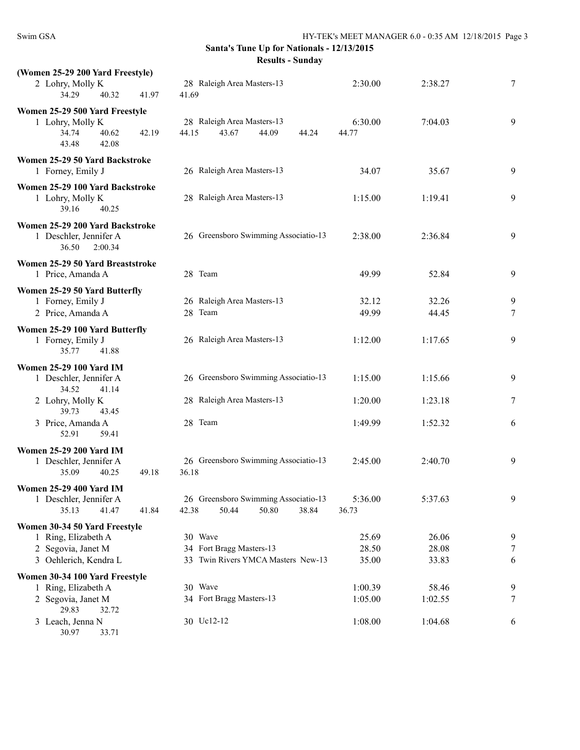**Santa's Tune Up for Nationals - 12/13/2015**

**Results - Sunday**

**(Women 25-29 200 Yard Freestyle)**

2 Lohry, Molly K — 28 Raleigh Area Masters-13 — 2:30.00 — 2:38.27 — 7
34.29 40.32 41.97 41.69

**Women 25-29 500 Yard Freestyle**

1 Lohry, Molly K — 28 Raleigh Area Masters-13 — 6:30.00 — 7:04.03 — 9
34.74 40.62 42.19 44.15 43.67 44.09 44.24 44.77
43.48 42.08

**Women 25-29 50 Yard Backstroke**

1 Forney, Emily J — 26 Raleigh Area Masters-13 — 34.07 — 35.67 — 9

**Women 25-29 100 Yard Backstroke**

1 Lohry, Molly K — 28 Raleigh Area Masters-13 — 1:15.00 — 1:19.41 — 9
39.16 40.25

**Women 25-29 200 Yard Backstroke**

1 Deschler, Jennifer A — 26 Greensboro Swimming Associatio-13 — 2:38.00 — 2:36.84 — 9
36.50 2:00.34

**Women 25-29 50 Yard Breaststroke**

1 Price, Amanda A — 28 Team — 49.99 — 52.84 — 9

**Women 25-29 50 Yard Butterfly**

1 Forney, Emily J — 26 Raleigh Area Masters-13 — 32.12 — 32.26 — 9
2 Price, Amanda A — 28 Team — 49.99 — 44.45 — 7

**Women 25-29 100 Yard Butterfly**

1 Forney, Emily J — 26 Raleigh Area Masters-13 — 1:12.00 — 1:17.65 — 9
35.77 41.88

**Women 25-29 100 Yard IM**

1 Deschler, Jennifer A — 26 Greensboro Swimming Associatio-13 — 1:15.00 — 1:15.66 — 9
34.52 41.14
2 Lohry, Molly K — 28 Raleigh Area Masters-13 — 1:20.00 — 1:23.18 — 7
39.73 43.45
3 Price, Amanda A — 28 Team — 1:49.99 — 1:52.32 — 6
52.91 59.41

**Women 25-29 200 Yard IM**

1 Deschler, Jennifer A — 26 Greensboro Swimming Associatio-13 — 2:45.00 — 2:40.70 — 9
35.09 40.25 49.18 36.18

**Women 25-29 400 Yard IM**

1 Deschler, Jennifer A — 26 Greensboro Swimming Associatio-13 — 5:36.00 — 5:37.63 — 9
35.13 41.47 41.84 42.38 50.44 50.80 38.84 36.73

**Women 30-34 50 Yard Freestyle**

1 Ring, Elizabeth A — 30 Wave — 25.69 — 26.06 — 9
2 Segovia, Janet M — 34 Fort Bragg Masters-13 — 28.50 — 28.08 — 7
3 Oehlerich, Kendra L — 33 Twin Rivers YMCA Masters New-13 — 35.00 — 33.83 — 6

**Women 30-34 100 Yard Freestyle**

1 Ring, Elizabeth A — 30 Wave — 1:00.39 — 58.46 — 9
2 Segovia, Janet M — 34 Fort Bragg Masters-13 — 1:05.00 — 1:02.55 — 7
29.83 32.72
3 Leach, Jenna N — 30 Uc12-12 — 1:08.00 — 1:04.68 — 6
30.97 33.71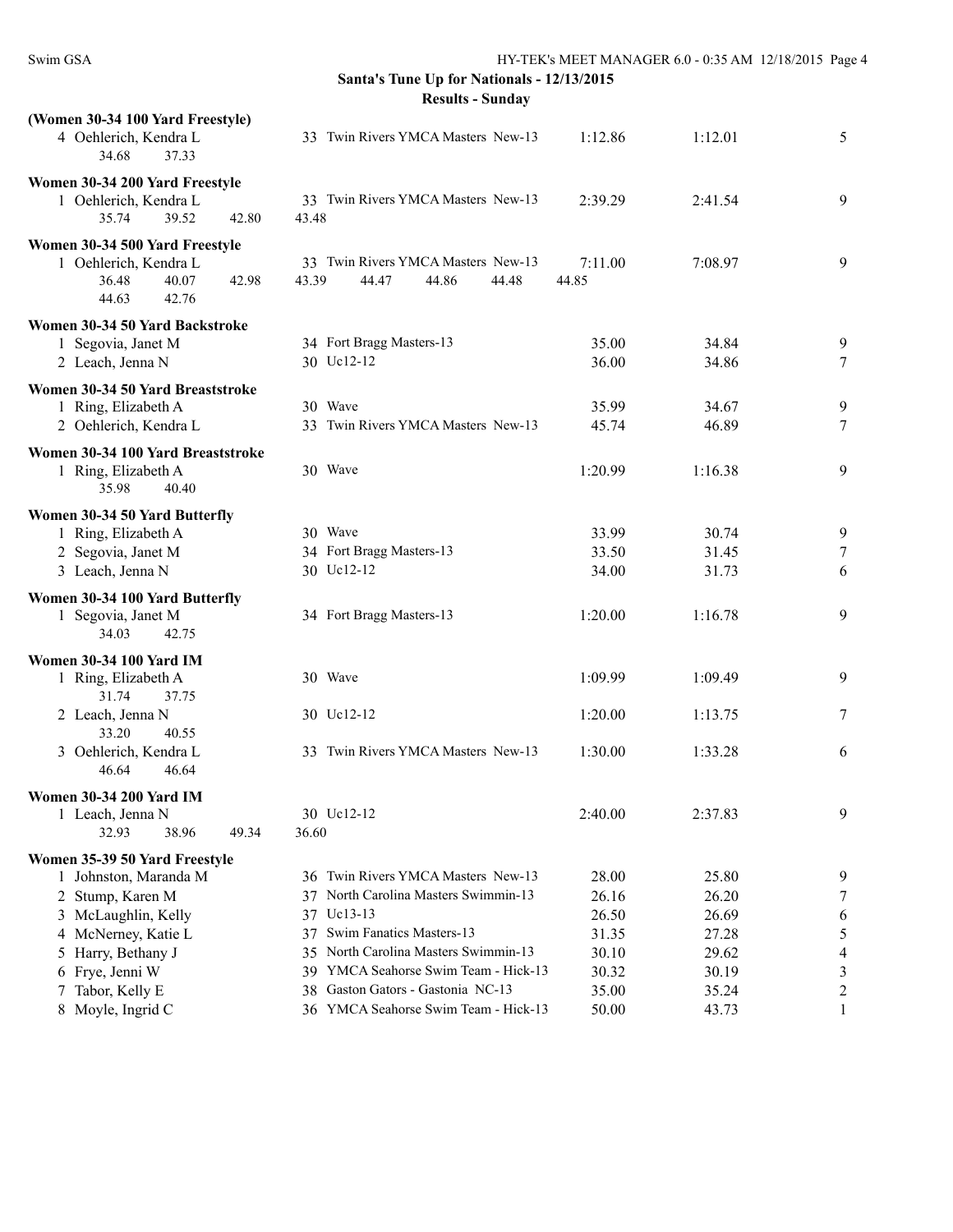Santa's Tune Up for Nationals - 12/13/2015

Results - Sunday

**(Women 30-34 100 Yard Freestyle)**

4 Oehlerich, Kendra L — 33 Twin Rivers YMCA Masters New-13 — 1:12.86 — 1:12.01 — 5
34.68 37.33

**Women 30-34 200 Yard Freestyle**

1 Oehlerich, Kendra L — 33 Twin Rivers YMCA Masters New-13 — 2:39.29 — 2:41.54 — 9
35.74 39.52 42.80 43.48

**Women 30-34 500 Yard Freestyle**

1 Oehlerich, Kendra L — 33 Twin Rivers YMCA Masters New-13 — 7:11.00 — 7:08.97 — 9
36.48 40.07 42.98 43.39 44.47 44.86 44.48 44.85
44.63 42.76

**Women 30-34 50 Yard Backstroke**

| Place | Name | Age | Team | Seed Time | Finals Time | Points |
|---|---|---|---|---|---|---|
| 1 | Segovia, Janet M | 34 | Fort Bragg Masters-13 | 35.00 | 34.84 | 9 |
| 2 | Leach, Jenna N | 30 | Uc12-12 | 36.00 | 34.86 | 7 |

**Women 30-34 50 Yard Breaststroke**

| Place | Name | Age | Team | Seed Time | Finals Time | Points |
|---|---|---|---|---|---|---|
| 1 | Ring, Elizabeth A | 30 | Wave | 35.99 | 34.67 | 9 |
| 2 | Oehlerich, Kendra L | 33 | Twin Rivers YMCA Masters New-13 | 45.74 | 46.89 | 7 |

**Women 30-34 100 Yard Breaststroke**

1 Ring, Elizabeth A — 30 Wave — 1:20.99 — 1:16.38 — 9
35.98 40.40

**Women 30-34 50 Yard Butterfly**

| Place | Name | Age | Team | Seed Time | Finals Time | Points |
|---|---|---|---|---|---|---|
| 1 | Ring, Elizabeth A | 30 | Wave | 33.99 | 30.74 | 9 |
| 2 | Segovia, Janet M | 34 | Fort Bragg Masters-13 | 33.50 | 31.45 | 7 |
| 3 | Leach, Jenna N | 30 | Uc12-12 | 34.00 | 31.73 | 6 |

**Women 30-34 100 Yard Butterfly**

1 Segovia, Janet M — 34 Fort Bragg Masters-13 — 1:20.00 — 1:16.78 — 9
34.03 42.75

**Women 30-34 100 Yard IM**

1 Ring, Elizabeth A — 30 Wave — 1:09.99 — 1:09.49 — 9
31.74 37.75

2 Leach, Jenna N — 30 Uc12-12 — 1:20.00 — 1:13.75 — 7
33.20 40.55

3 Oehlerich, Kendra L — 33 Twin Rivers YMCA Masters New-13 — 1:30.00 — 1:33.28 — 6
46.64 46.64

**Women 30-34 200 Yard IM**

1 Leach, Jenna N — 30 Uc12-12 — 2:40.00 — 2:37.83 — 9
32.93 38.96 49.34 36.60

**Women 35-39 50 Yard Freestyle**

| Place | Name | Age | Team | Seed Time | Finals Time | Points |
|---|---|---|---|---|---|---|
| 1 | Johnston, Maranda M | 36 | Twin Rivers YMCA Masters New-13 | 28.00 | 25.80 | 9 |
| 2 | Stump, Karen M | 37 | North Carolina Masters Swimmin-13 | 26.16 | 26.20 | 7 |
| 3 | McLaughlin, Kelly | 37 | Uc13-13 | 26.50 | 26.69 | 6 |
| 4 | McNerney, Katie L | 37 | Swim Fanatics Masters-13 | 31.35 | 27.28 | 5 |
| 5 | Harry, Bethany J | 35 | North Carolina Masters Swimmin-13 | 30.10 | 29.62 | 4 |
| 6 | Frye, Jenni W | 39 | YMCA Seahorse Swim Team - Hick-13 | 30.32 | 30.19 | 3 |
| 7 | Tabor, Kelly E | 38 | Gaston Gators - Gastonia NC-13 | 35.00 | 35.24 | 2 |
| 8 | Moyle, Ingrid C | 36 | YMCA Seahorse Swim Team - Hick-13 | 50.00 | 43.73 | 1 |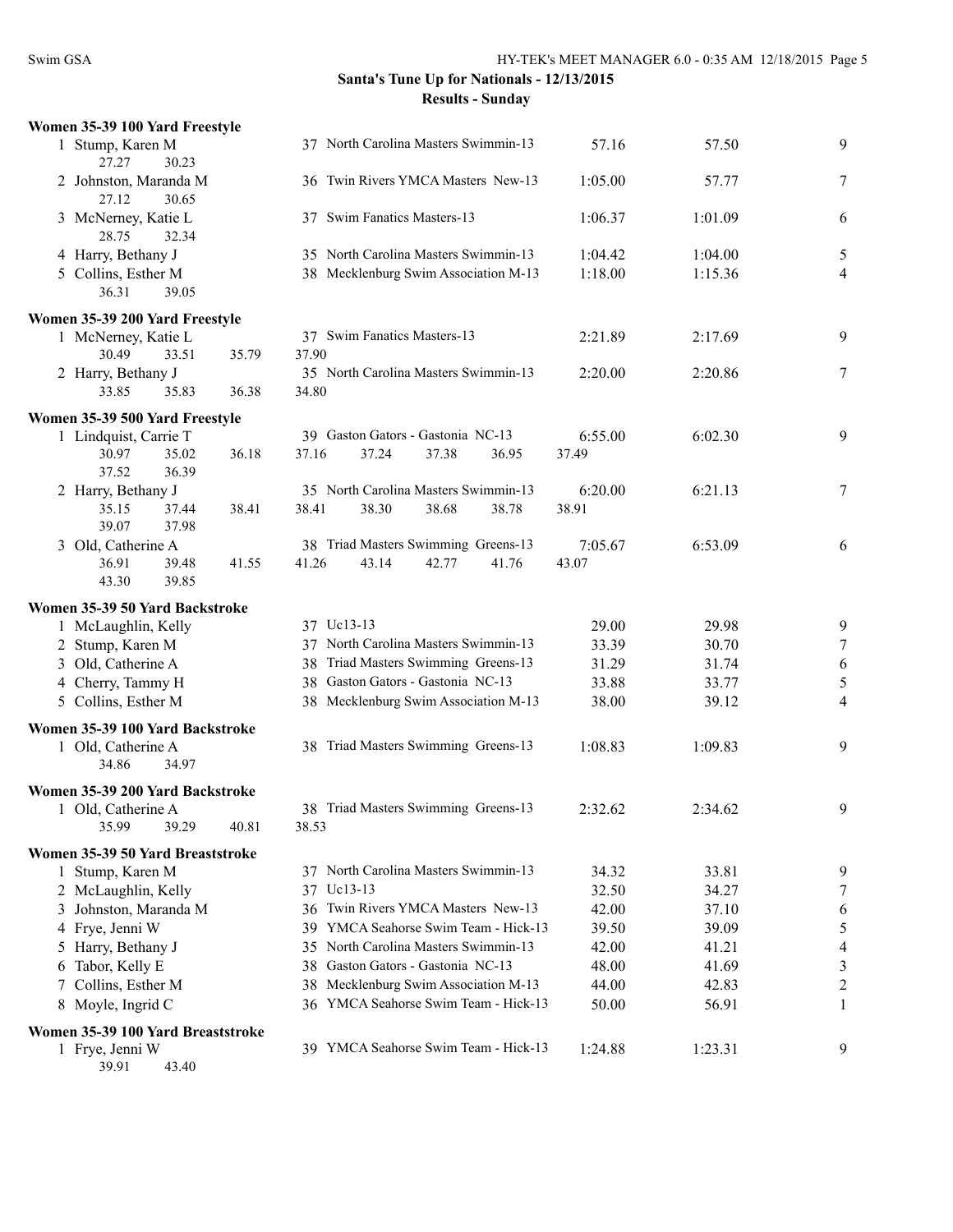## Santa's Tune Up for Nationals - 12/13/2015

### Results - Sunday

**Women 35-39 100 Yard Freestyle**

| Place | Name | Age | Team | Seed Time | Finals Time | Points |
|---|---|---|---|---|---|---|
| 1 | Stump, Karen M | 37 | North Carolina Masters Swimmin-13 | 57.16 | 57.50 | 9 |
| | 27.27 30.23 | | | | | |
| 2 | Johnston, Maranda M | 36 | Twin Rivers YMCA Masters New-13 | 1:05.00 | 57.77 | 7 |
| | 27.12 30.65 | | | | | |
| 3 | McNerney, Katie L | 37 | Swim Fanatics Masters-13 | 1:06.37 | 1:01.09 | 6 |
| | 28.75 32.34 | | | | | |
| 4 | Harry, Bethany J | 35 | North Carolina Masters Swimmin-13 | 1:04.42 | 1:04.00 | 5 |
| 5 | Collins, Esther M | 38 | Mecklenburg Swim Association M-13 | 1:18.00 | 1:15.36 | 4 |
| | 36.31 39.05 | | | | | |

**Women 35-39 200 Yard Freestyle**

| Place | Name | Age | Team | Seed Time | Finals Time | Points |
|---|---|---|---|---|---|---|
| 1 | McNerney, Katie L | 37 | Swim Fanatics Masters-13 | 2:21.89 | 2:17.69 | 9 |
| | 30.49 33.51 35.79 37.90 | | | | | |
| 2 | Harry, Bethany J | 35 | North Carolina Masters Swimmin-13 | 2:20.00 | 2:20.86 | 7 |
| | 33.85 35.83 36.38 34.80 | | | | | |

**Women 35-39 500 Yard Freestyle**

| Place | Name | Age | Team | Seed Time | Finals Time | Points |
|---|---|---|---|---|---|---|
| 1 | Lindquist, Carrie T | 39 | Gaston Gators - Gastonia NC-13 | 6:55.00 | 6:02.30 | 9 |
| | 30.97 35.02 36.18 37.16 37.24 37.38 36.95 37.49 37.52 36.39 | | | | | |
| 2 | Harry, Bethany J | 35 | North Carolina Masters Swimmin-13 | 6:20.00 | 6:21.13 | 7 |
| | 35.15 37.44 38.41 38.41 38.30 38.68 38.78 38.91 39.07 37.98 | | | | | |
| 3 | Old, Catherine A | 38 | Triad Masters Swimming Greens-13 | 7:05.67 | 6:53.09 | 6 |
| | 36.91 39.48 41.55 41.26 43.14 42.77 41.76 43.07 43.30 39.85 | | | | | |

**Women 35-39 50 Yard Backstroke**

| Place | Name | Age | Team | Seed Time | Finals Time | Points |
|---|---|---|---|---|---|---|
| 1 | McLaughlin, Kelly | 37 | Uc13-13 | 29.00 | 29.98 | 9 |
| 2 | Stump, Karen M | 37 | North Carolina Masters Swimmin-13 | 33.39 | 30.70 | 7 |
| 3 | Old, Catherine A | 38 | Triad Masters Swimming Greens-13 | 31.29 | 31.74 | 6 |
| 4 | Cherry, Tammy H | 38 | Gaston Gators - Gastonia NC-13 | 33.88 | 33.77 | 5 |
| 5 | Collins, Esther M | 38 | Mecklenburg Swim Association M-13 | 38.00 | 39.12 | 4 |

**Women 35-39 100 Yard Backstroke**

| Place | Name | Age | Team | Seed Time | Finals Time | Points |
|---|---|---|---|---|---|---|
| 1 | Old, Catherine A | 38 | Triad Masters Swimming Greens-13 | 1:08.83 | 1:09.83 | 9 |
| | 34.86 34.97 | | | | | |

**Women 35-39 200 Yard Backstroke**

| Place | Name | Age | Team | Seed Time | Finals Time | Points |
|---|---|---|---|---|---|---|
| 1 | Old, Catherine A | 38 | Triad Masters Swimming Greens-13 | 2:32.62 | 2:34.62 | 9 |
| | 35.99 39.29 40.81 38.53 | | | | | |

**Women 35-39 50 Yard Breaststroke**

| Place | Name | Age | Team | Seed Time | Finals Time | Points |
|---|---|---|---|---|---|---|
| 1 | Stump, Karen M | 37 | North Carolina Masters Swimmin-13 | 34.32 | 33.81 | 9 |
| 2 | McLaughlin, Kelly | 37 | Uc13-13 | 32.50 | 34.27 | 7 |
| 3 | Johnston, Maranda M | 36 | Twin Rivers YMCA Masters New-13 | 42.00 | 37.10 | 6 |
| 4 | Frye, Jenni W | 39 | YMCA Seahorse Swim Team - Hick-13 | 39.50 | 39.09 | 5 |
| 5 | Harry, Bethany J | 35 | North Carolina Masters Swimmin-13 | 42.00 | 41.21 | 4 |
| 6 | Tabor, Kelly E | 38 | Gaston Gators - Gastonia NC-13 | 48.00 | 41.69 | 3 |
| 7 | Collins, Esther M | 38 | Mecklenburg Swim Association M-13 | 44.00 | 42.83 | 2 |
| 8 | Moyle, Ingrid C | 36 | YMCA Seahorse Swim Team - Hick-13 | 50.00 | 56.91 | 1 |

**Women 35-39 100 Yard Breaststroke**

| Place | Name | Age | Team | Seed Time | Finals Time | Points |
|---|---|---|---|---|---|---|
| 1 | Frye, Jenni W | 39 | YMCA Seahorse Swim Team - Hick-13 | 1:24.88 | 1:23.31 | 9 |
| | 39.91 43.40 | | | | | |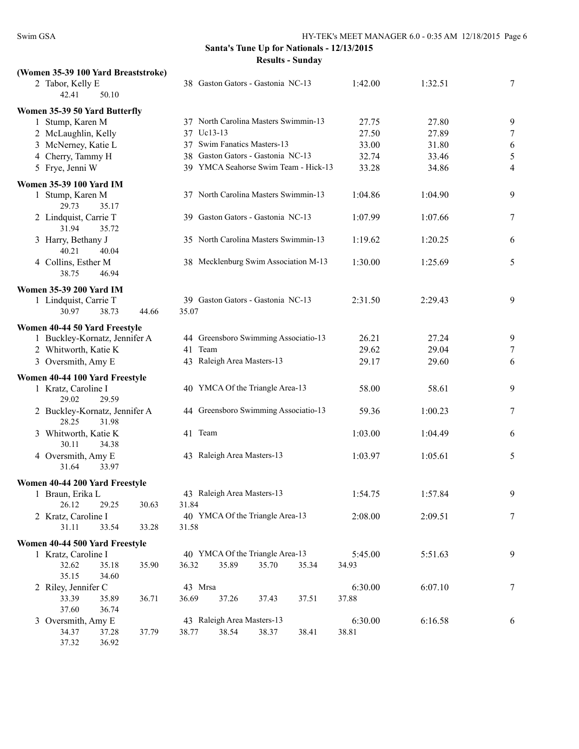**Santa's Tune Up for Nationals - 12/13/2015**

**Results - Sunday**

### (Women 35-39 100 Yard Breaststroke)

| | Name | Age | Team | Seed Time | Finals Time | Points |
|---|---|---|---|---|---|---|
| 2 | Tabor, Kelly E | 38 | Gaston Gators - Gastonia NC-13 | 1:42.00 | 1:32.51 | 7 |
| | 42.41 50.10 | | | | | |

### Women 35-39 50 Yard Butterfly

| | Name | Age | Team | Seed Time | Finals Time | Points |
|---|---|---|---|---|---|---|
| 1 | Stump, Karen M | 37 | North Carolina Masters Swimmin-13 | 27.75 | 27.80 | 9 |
| 2 | McLaughlin, Kelly | 37 | Uc13-13 | 27.50 | 27.89 | 7 |
| 3 | McNerney, Katie L | 37 | Swim Fanatics Masters-13 | 33.00 | 31.80 | 6 |
| 4 | Cherry, Tammy H | 38 | Gaston Gators - Gastonia NC-13 | 32.74 | 33.46 | 5 |
| 5 | Frye, Jenni W | 39 | YMCA Seahorse Swim Team - Hick-13 | 33.28 | 34.86 | 4 |

### Women 35-39 100 Yard IM

| | Name | Age | Team | Seed Time | Finals Time | Points |
|---|---|---|---|---|---|---|
| 1 | Stump, Karen M | 37 | North Carolina Masters Swimmin-13 | 1:04.86 | 1:04.90 | 9 |
| | 29.73 35.17 | | | | | |
| 2 | Lindquist, Carrie T | 39 | Gaston Gators - Gastonia NC-13 | 1:07.99 | 1:07.66 | 7 |
| | 31.94 35.72 | | | | | |
| 3 | Harry, Bethany J | 35 | North Carolina Masters Swimmin-13 | 1:19.62 | 1:20.25 | 6 |
| | 40.21 40.04 | | | | | |
| 4 | Collins, Esther M | 38 | Mecklenburg Swim Association M-13 | 1:30.00 | 1:25.69 | 5 |
| | 38.75 46.94 | | | | | |

### Women 35-39 200 Yard IM

| | Name | Age | Team | Seed Time | Finals Time | Points |
|---|---|---|---|---|---|---|
| 1 | Lindquist, Carrie T | 39 | Gaston Gators - Gastonia NC-13 | 2:31.50 | 2:29.43 | 9 |
| | 30.97 38.73 44.66 35.07 | | | | | |

### Women 40-44 50 Yard Freestyle

| | Name | Age | Team | Seed Time | Finals Time | Points |
|---|---|---|---|---|---|---|
| 1 | Buckley-Kornatz, Jennifer A | 44 | Greensboro Swimming Associatio-13 | 26.21 | 27.24 | 9 |
| 2 | Whitworth, Katie K | 41 | Team | 29.62 | 29.04 | 7 |
| 3 | Oversmith, Amy E | 43 | Raleigh Area Masters-13 | 29.17 | 29.60 | 6 |

### Women 40-44 100 Yard Freestyle

| | Name | Age | Team | Seed Time | Finals Time | Points |
|---|---|---|---|---|---|---|
| 1 | Kratz, Caroline I | 40 | YMCA Of the Triangle Area-13 | 58.00 | 58.61 | 9 |
| | 29.02 29.59 | | | | | |
| 2 | Buckley-Kornatz, Jennifer A | 44 | Greensboro Swimming Associatio-13 | 59.36 | 1:00.23 | 7 |
| | 28.25 31.98 | | | | | |
| 3 | Whitworth, Katie K | 41 | Team | 1:03.00 | 1:04.49 | 6 |
| | 30.11 34.38 | | | | | |
| 4 | Oversmith, Amy E | 43 | Raleigh Area Masters-13 | 1:03.97 | 1:05.61 | 5 |
| | 31.64 33.97 | | | | | |

### Women 40-44 200 Yard Freestyle

| | Name | Age | Team | Seed Time | Finals Time | Points |
|---|---|---|---|---|---|---|
| 1 | Braun, Erika L | 43 | Raleigh Area Masters-13 | 1:54.75 | 1:57.84 | 9 |
| | 26.12 29.25 30.63 31.84 | | | | | |
| 2 | Kratz, Caroline I | 40 | YMCA Of the Triangle Area-13 | 2:08.00 | 2:09.51 | 7 |
| | 31.11 33.54 33.28 31.58 | | | | | |

### Women 40-44 500 Yard Freestyle

| | Name | Age | Team | Seed Time | Finals Time | Points |
|---|---|---|---|---|---|---|
| 1 | Kratz, Caroline I | 40 | YMCA Of the Triangle Area-13 | 5:45.00 | 5:51.63 | 9 |
| | 32.62 35.18 35.90 36.32 35.89 35.70 35.34 34.93 35.15 34.60 | | | | | |
| 2 | Riley, Jennifer C | 43 | Mrsa | 6:30.00 | 6:07.10 | 7 |
| | 33.39 35.89 36.71 36.69 37.26 37.43 37.51 37.88 37.60 36.74 | | | | | |
| 3 | Oversmith, Amy E | 43 | Raleigh Area Masters-13 | 6:30.00 | 6:16.58 | 6 |
| | 34.37 37.28 37.79 38.77 38.54 38.37 38.41 38.81 37.32 36.92 | | | | | |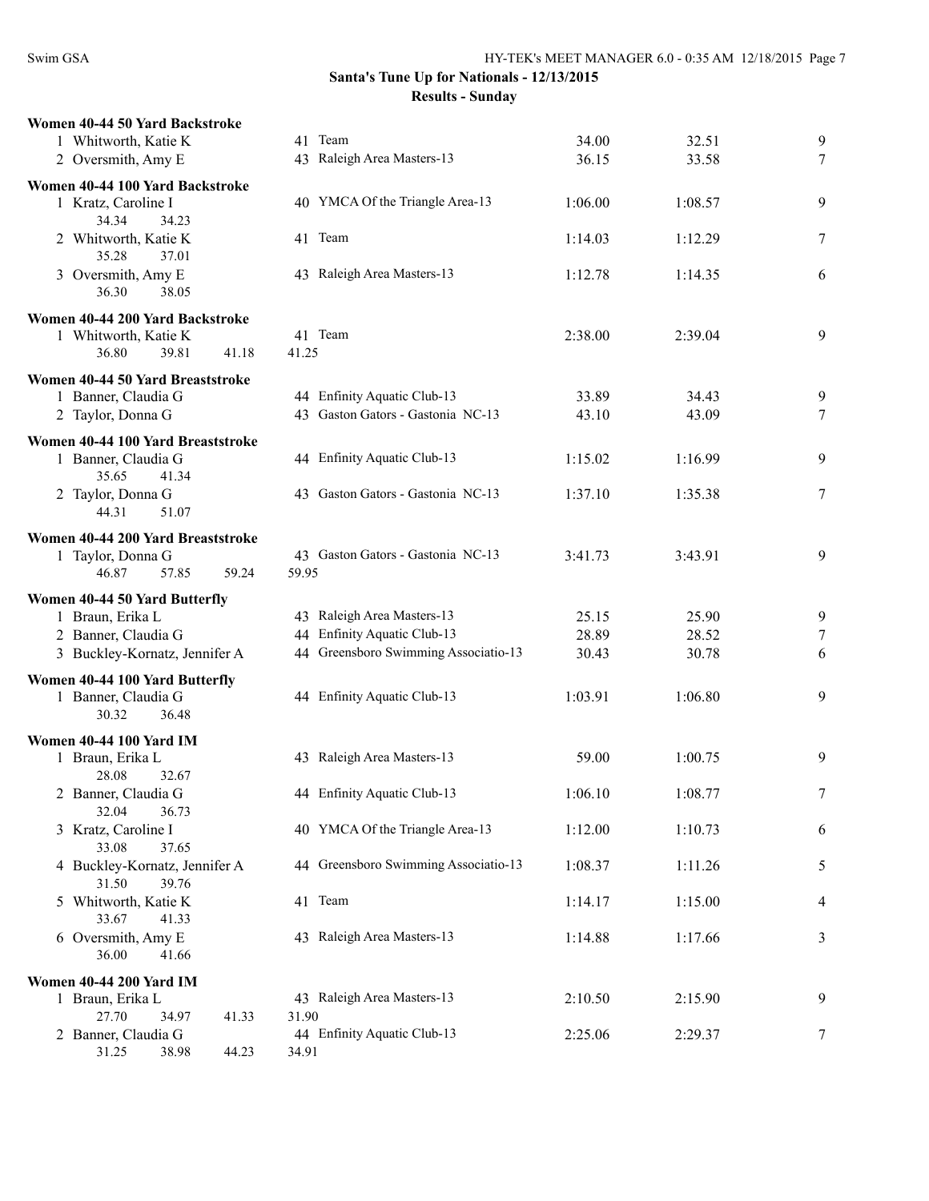**Santa's Tune Up for Nationals - 12/13/2015**

**Results - Sunday**

**Women 40-44 50 Yard Backstroke**

| | Name | Age | Team | Seed Time | Finals Time | Points |
|---|---|---|---|---|---|---|
| 1 | Whitworth, Katie K | 41 | Team | 34.00 | 32.51 | 9 |
| 2 | Oversmith, Amy E | 43 | Raleigh Area Masters-13 | 36.15 | 33.58 | 7 |

**Women 40-44 100 Yard Backstroke**

| | Name | Age | Team | Seed Time | Finals Time | Points |
|---|---|---|---|---|---|---|
| 1 | Kratz, Caroline I | 40 | YMCA Of the Triangle Area-13 | 1:06.00 | 1:08.57 | 9 |
| | 34.34 34.23 | | | | | |
| 2 | Whitworth, Katie K | 41 | Team | 1:14.03 | 1:12.29 | 7 |
| | 35.28 37.01 | | | | | |
| 3 | Oversmith, Amy E | 43 | Raleigh Area Masters-13 | 1:12.78 | 1:14.35 | 6 |
| | 36.30 38.05 | | | | | |

**Women 40-44 200 Yard Backstroke**

| | Name | Age | Team | Seed Time | Finals Time | Points |
|---|---|---|---|---|---|---|
| 1 | Whitworth, Katie K | 41 | Team | 2:38.00 | 2:39.04 | 9 |
| | 36.80 39.81 41.18 41.25 | | | | | |

**Women 40-44 50 Yard Breaststroke**

| | Name | Age | Team | Seed Time | Finals Time | Points |
|---|---|---|---|---|---|---|
| 1 | Banner, Claudia G | 44 | Enfinity Aquatic Club-13 | 33.89 | 34.43 | 9 |
| 2 | Taylor, Donna G | 43 | Gaston Gators - Gastonia NC-13 | 43.10 | 43.09 | 7 |

**Women 40-44 100 Yard Breaststroke**

| | Name | Age | Team | Seed Time | Finals Time | Points |
|---|---|---|---|---|---|---|
| 1 | Banner, Claudia G | 44 | Enfinity Aquatic Club-13 | 1:15.02 | 1:16.99 | 9 |
| | 35.65 41.34 | | | | | |
| 2 | Taylor, Donna G | 43 | Gaston Gators - Gastonia NC-13 | 1:37.10 | 1:35.38 | 7 |
| | 44.31 51.07 | | | | | |

**Women 40-44 200 Yard Breaststroke**

| | Name | Age | Team | Seed Time | Finals Time | Points |
|---|---|---|---|---|---|---|
| 1 | Taylor, Donna G | 43 | Gaston Gators - Gastonia NC-13 | 3:41.73 | 3:43.91 | 9 |
| | 46.87 57.85 59.24 59.95 | | | | | |

**Women 40-44 50 Yard Butterfly**

| | Name | Age | Team | Seed Time | Finals Time | Points |
|---|---|---|---|---|---|---|
| 1 | Braun, Erika L | 43 | Raleigh Area Masters-13 | 25.15 | 25.90 | 9 |
| 2 | Banner, Claudia G | 44 | Enfinity Aquatic Club-13 | 28.89 | 28.52 | 7 |
| 3 | Buckley-Kornatz, Jennifer A | 44 | Greensboro Swimming Associatio-13 | 30.43 | 30.78 | 6 |

**Women 40-44 100 Yard Butterfly**

| | Name | Age | Team | Seed Time | Finals Time | Points |
|---|---|---|---|---|---|---|
| 1 | Banner, Claudia G | 44 | Enfinity Aquatic Club-13 | 1:03.91 | 1:06.80 | 9 |
| | 30.32 36.48 | | | | | |

**Women 40-44 100 Yard IM**

| | Name | Age | Team | Seed Time | Finals Time | Points |
|---|---|---|---|---|---|---|
| 1 | Braun, Erika L | 43 | Raleigh Area Masters-13 | 59.00 | 1:00.75 | 9 |
| | 28.08 32.67 | | | | | |
| 2 | Banner, Claudia G | 44 | Enfinity Aquatic Club-13 | 1:06.10 | 1:08.77 | 7 |
| | 32.04 36.73 | | | | | |
| 3 | Kratz, Caroline I | 40 | YMCA Of the Triangle Area-13 | 1:12.00 | 1:10.73 | 6 |
| | 33.08 37.65 | | | | | |
| 4 | Buckley-Kornatz, Jennifer A | 44 | Greensboro Swimming Associatio-13 | 1:08.37 | 1:11.26 | 5 |
| | 31.50 39.76 | | | | | |
| 5 | Whitworth, Katie K | 41 | Team | 1:14.17 | 1:15.00 | 4 |
| | 33.67 41.33 | | | | | |
| 6 | Oversmith, Amy E | 43 | Raleigh Area Masters-13 | 1:14.88 | 1:17.66 | 3 |
| | 36.00 41.66 | | | | | |

**Women 40-44 200 Yard IM**

| | Name | Age | Team | Seed Time | Finals Time | Points |
|---|---|---|---|---|---|---|
| 1 | Braun, Erika L | 43 | Raleigh Area Masters-13 | 2:10.50 | 2:15.90 | 9 |
| | 27.70 34.97 41.33 31.90 | | | | | |
| 2 | Banner, Claudia G | 44 | Enfinity Aquatic Club-13 | 2:25.06 | 2:29.37 | 7 |
| | 31.25 38.98 44.23 34.91 | | | | | |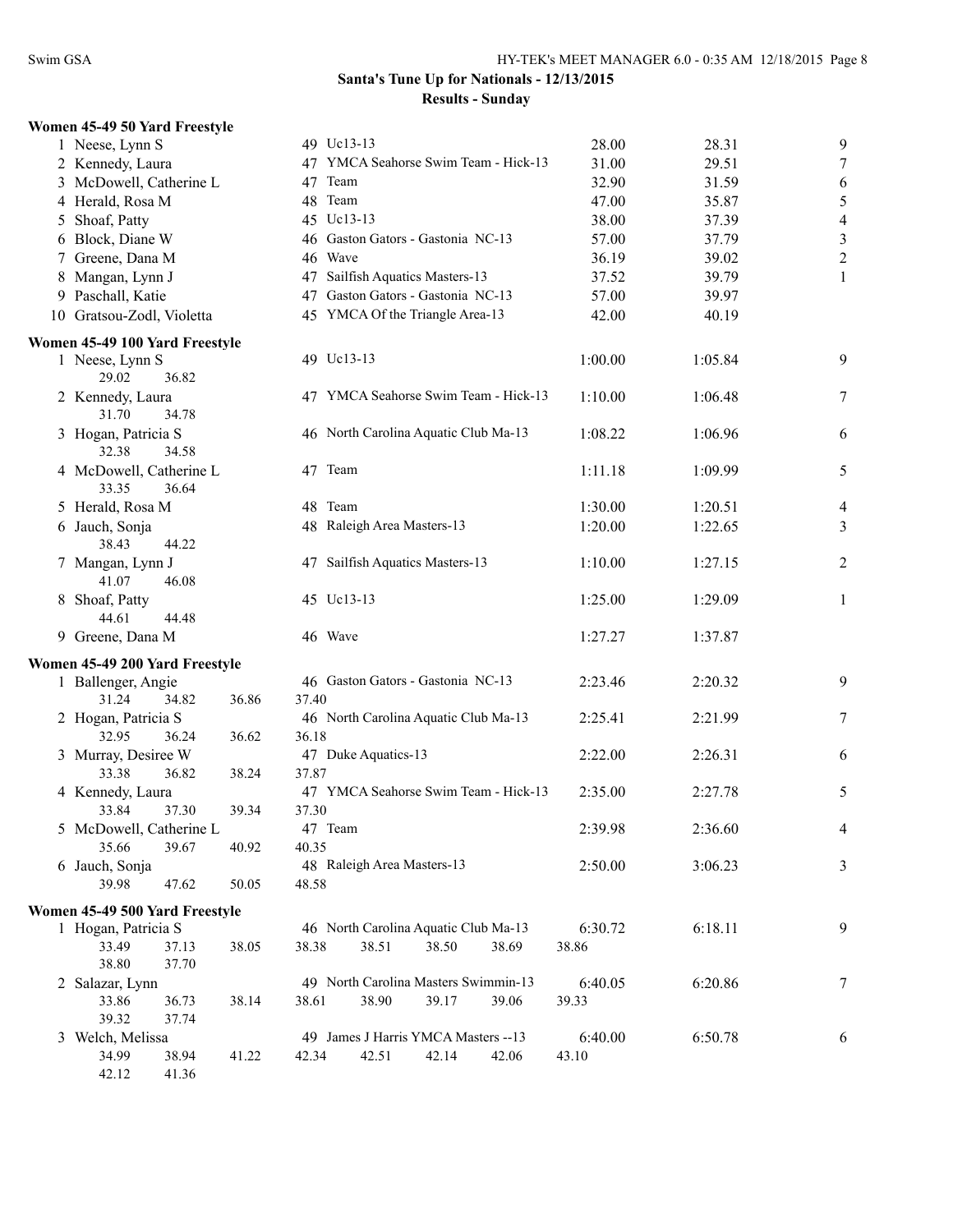## Santa's Tune Up for Nationals - 12/13/2015

### Results - Sunday

**Women 45-49 50 Yard Freestyle**

| Place | Name | Age | Team | Seed Time | Finals Time | Points |
|---|---|---|---|---|---|---|
| 1 | Neese, Lynn S | 49 | Uc13-13 | 28.00 | 28.31 | 9 |
| 2 | Kennedy, Laura | 47 | YMCA Seahorse Swim Team - Hick-13 | 31.00 | 29.51 | 7 |
| 3 | McDowell, Catherine L | 47 | Team | 32.90 | 31.59 | 6 |
| 4 | Herald, Rosa M | 48 | Team | 47.00 | 35.87 | 5 |
| 5 | Shoaf, Patty | 45 | Uc13-13 | 38.00 | 37.39 | 4 |
| 6 | Block, Diane W | 46 | Gaston Gators - Gastonia NC-13 | 57.00 | 37.79 | 3 |
| 7 | Greene, Dana M | 46 | Wave | 36.19 | 39.02 | 2 |
| 8 | Mangan, Lynn J | 47 | Sailfish Aquatics Masters-13 | 37.52 | 39.79 | 1 |
| 9 | Paschall, Katie | 47 | Gaston Gators - Gastonia NC-13 | 57.00 | 39.97 | |
| 10 | Gratsou-Zodl, Violetta | 45 | YMCA Of the Triangle Area-13 | 42.00 | 40.19 | |

**Women 45-49 100 Yard Freestyle**

| Place | Name | Age | Team | Seed Time | Finals Time | Points |
|---|---|---|---|---|---|---|
| 1 | Neese, Lynn S | 49 | Uc13-13 | 1:00.00 | 1:05.84 | 9 |
| | 29.02 36.82 | | | | | |
| 2 | Kennedy, Laura | 47 | YMCA Seahorse Swim Team - Hick-13 | 1:10.00 | 1:06.48 | 7 |
| | 31.70 34.78 | | | | | |
| 3 | Hogan, Patricia S | 46 | North Carolina Aquatic Club Ma-13 | 1:08.22 | 1:06.96 | 6 |
| | 32.38 34.58 | | | | | |
| 4 | McDowell, Catherine L | 47 | Team | 1:11.18 | 1:09.99 | 5 |
| | 33.35 36.64 | | | | | |
| 5 | Herald, Rosa M | 48 | Team | 1:30.00 | 1:20.51 | 4 |
| 6 | Jauch, Sonja | 48 | Raleigh Area Masters-13 | 1:20.00 | 1:22.65 | 3 |
| | 38.43 44.22 | | | | | |
| 7 | Mangan, Lynn J | 47 | Sailfish Aquatics Masters-13 | 1:10.00 | 1:27.15 | 2 |
| | 41.07 46.08 | | | | | |
| 8 | Shoaf, Patty | 45 | Uc13-13 | 1:25.00 | 1:29.09 | 1 |
| | 44.61 44.48 | | | | | |
| 9 | Greene, Dana M | 46 | Wave | 1:27.27 | 1:37.87 | |

**Women 45-49 200 Yard Freestyle**

| Place | Name | Age | Team | Seed Time | Finals Time | Points |
|---|---|---|---|---|---|---|
| 1 | Ballenger, Angie | 46 | Gaston Gators - Gastonia NC-13 | 2:23.46 | 2:20.32 | 9 |
| | 31.24 34.82 36.86 37.40 | | | | | |
| 2 | Hogan, Patricia S | 46 | North Carolina Aquatic Club Ma-13 | 2:25.41 | 2:21.99 | 7 |
| | 32.95 36.24 36.62 36.18 | | | | | |
| 3 | Murray, Desiree W | 47 | Duke Aquatics-13 | 2:22.00 | 2:26.31 | 6 |
| | 33.38 36.82 38.24 37.87 | | | | | |
| 4 | Kennedy, Laura | 47 | YMCA Seahorse Swim Team - Hick-13 | 2:35.00 | 2:27.78 | 5 |
| | 33.84 37.30 39.34 37.30 | | | | | |
| 5 | McDowell, Catherine L | 47 | Team | 2:39.98 | 2:36.60 | 4 |
| | 35.66 39.67 40.92 40.35 | | | | | |
| 6 | Jauch, Sonja | 48 | Raleigh Area Masters-13 | 2:50.00 | 3:06.23 | 3 |
| | 39.98 47.62 50.05 48.58 | | | | | |

**Women 45-49 500 Yard Freestyle**

| Place | Name | Age | Team | Seed Time | Finals Time | Points |
|---|---|---|---|---|---|---|
| 1 | Hogan, Patricia S | 46 | North Carolina Aquatic Club Ma-13 | 6:30.72 | 6:18.11 | 9 |
| | 33.49 37.13 38.05 38.38 38.51 38.50 38.69 38.86 38.80 37.70 | | | | | |
| 2 | Salazar, Lynn | 49 | North Carolina Masters Swimmin-13 | 6:40.05 | 6:20.86 | 7 |
| | 33.86 36.73 38.14 38.61 38.90 39.17 39.06 39.33 39.32 37.74 | | | | | |
| 3 | Welch, Melissa | 49 | James J Harris YMCA Masters --13 | 6:40.00 | 6:50.78 | 6 |
| | 34.99 38.94 41.22 42.34 42.51 42.14 42.06 43.10 42.12 41.36 | | | | | |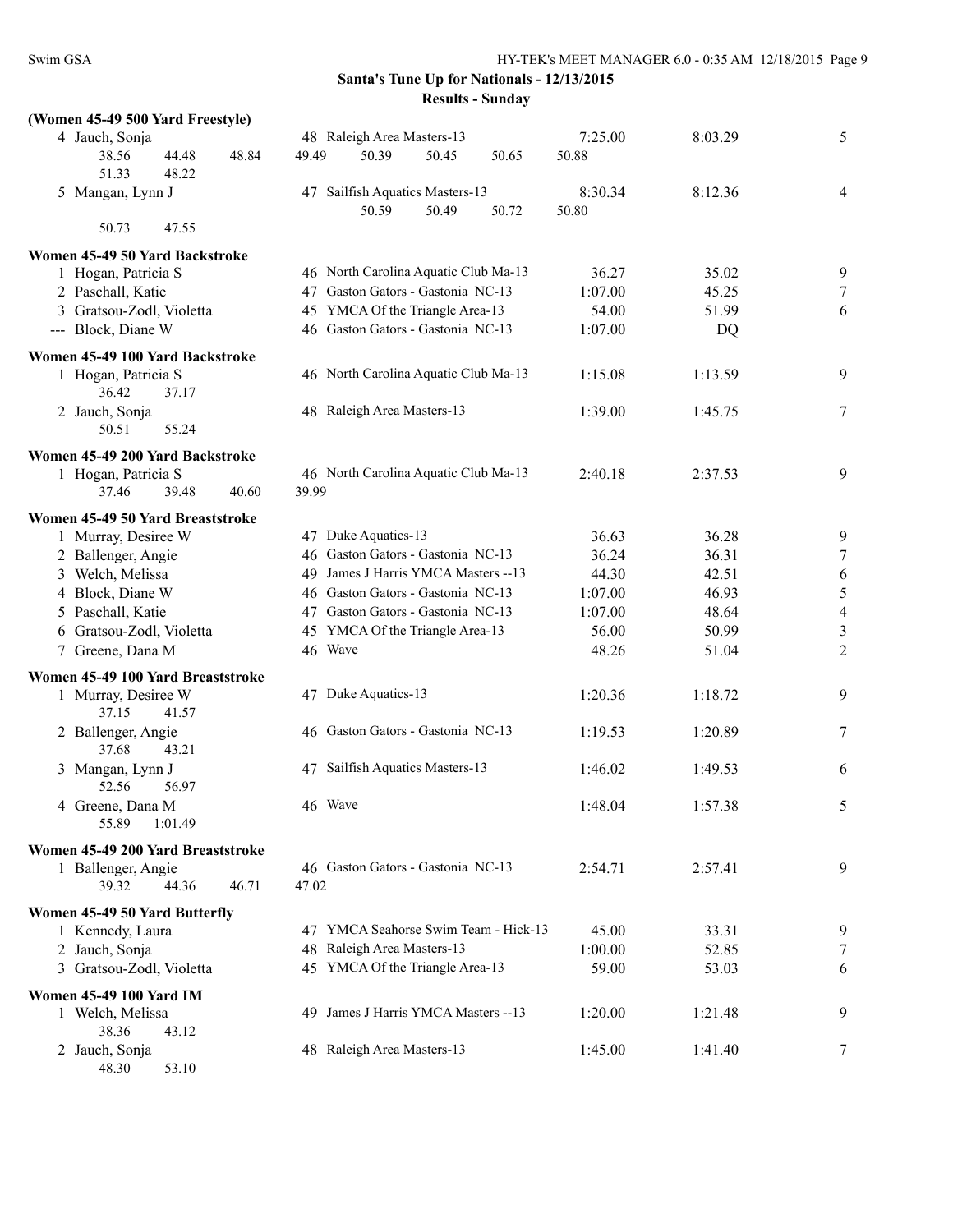**Santa's Tune Up for Nationals - 12/13/2015**

**Results - Sunday**

### (Women 45-49 500 Yard Freestyle)

| Place | Name | Age | Team | Seed Time | Finals Time | Points |
|---|---|---|---|---|---|---|
| 4 | Jauch, Sonja | 48 | Raleigh Area Masters-13 | 7:25.00 | 8:03.29 | 5 |
| | 38.56 44.48 48.84 49.49 50.39 50.45 50.65 50.88 | | | | | |
| | 51.33 48.22 | | | | | |
| 5 | Mangan, Lynn J | 47 | Sailfish Aquatics Masters-13 | 8:30.34 | 8:12.36 | 4 |
| | 50.59 50.49 50.72 50.80 | | | | | |
| | 50.73 47.55 | | | | | |

### Women 45-49 50 Yard Backstroke

| Place | Name | Age | Team | Seed Time | Finals Time | Points |
|---|---|---|---|---|---|---|
| 1 | Hogan, Patricia S | 46 | North Carolina Aquatic Club Ma-13 | 36.27 | 35.02 | 9 |
| 2 | Paschall, Katie | 47 | Gaston Gators - Gastonia NC-13 | 1:07.00 | 45.25 | 7 |
| 3 | Gratsou-Zodl, Violetta | 45 | YMCA Of the Triangle Area-13 | 54.00 | 51.99 | 6 |
| --- | Block, Diane W | 46 | Gaston Gators - Gastonia NC-13 | 1:07.00 | DQ | |

### Women 45-49 100 Yard Backstroke

| Place | Name | Age | Team | Seed Time | Finals Time | Points |
|---|---|---|---|---|---|---|
| 1 | Hogan, Patricia S | 46 | North Carolina Aquatic Club Ma-13 | 1:15.08 | 1:13.59 | 9 |
| | 36.42 37.17 | | | | | |
| 2 | Jauch, Sonja | 48 | Raleigh Area Masters-13 | 1:39.00 | 1:45.75 | 7 |
| | 50.51 55.24 | | | | | |

### Women 45-49 200 Yard Backstroke

| Place | Name | Age | Team | Seed Time | Finals Time | Points |
|---|---|---|---|---|---|---|
| 1 | Hogan, Patricia S | 46 | North Carolina Aquatic Club Ma-13 | 2:40.18 | 2:37.53 | 9 |
| | 37.46 39.48 40.60 39.99 | | | | | |

### Women 45-49 50 Yard Breaststroke

| Place | Name | Age | Team | Seed Time | Finals Time | Points |
|---|---|---|---|---|---|---|
| 1 | Murray, Desiree W | 47 | Duke Aquatics-13 | 36.63 | 36.28 | 9 |
| 2 | Ballenger, Angie | 46 | Gaston Gators - Gastonia NC-13 | 36.24 | 36.31 | 7 |
| 3 | Welch, Melissa | 49 | James J Harris YMCA Masters --13 | 44.30 | 42.51 | 6 |
| 4 | Block, Diane W | 46 | Gaston Gators - Gastonia NC-13 | 1:07.00 | 46.93 | 5 |
| 5 | Paschall, Katie | 47 | Gaston Gators - Gastonia NC-13 | 1:07.00 | 48.64 | 4 |
| 6 | Gratsou-Zodl, Violetta | 45 | YMCA Of the Triangle Area-13 | 56.00 | 50.99 | 3 |
| 7 | Greene, Dana M | 46 | Wave | 48.26 | 51.04 | 2 |

### Women 45-49 100 Yard Breaststroke

| Place | Name | Age | Team | Seed Time | Finals Time | Points |
|---|---|---|---|---|---|---|
| 1 | Murray, Desiree W | 47 | Duke Aquatics-13 | 1:20.36 | 1:18.72 | 9 |
| | 37.15 41.57 | | | | | |
| 2 | Ballenger, Angie | 46 | Gaston Gators - Gastonia NC-13 | 1:19.53 | 1:20.89 | 7 |
| | 37.68 43.21 | | | | | |
| 3 | Mangan, Lynn J | 47 | Sailfish Aquatics Masters-13 | 1:46.02 | 1:49.53 | 6 |
| | 52.56 56.97 | | | | | |
| 4 | Greene, Dana M | 46 | Wave | 1:48.04 | 1:57.38 | 5 |
| | 55.89 1:01.49 | | | | | |

### Women 45-49 200 Yard Breaststroke

| Place | Name | Age | Team | Seed Time | Finals Time | Points |
|---|---|---|---|---|---|---|
| 1 | Ballenger, Angie | 46 | Gaston Gators - Gastonia NC-13 | 2:54.71 | 2:57.41 | 9 |
| | 39.32 44.36 46.71 47.02 | | | | | |

### Women 45-49 50 Yard Butterfly

| Place | Name | Age | Team | Seed Time | Finals Time | Points |
|---|---|---|---|---|---|---|
| 1 | Kennedy, Laura | 47 | YMCA Seahorse Swim Team - Hick-13 | 45.00 | 33.31 | 9 |
| 2 | Jauch, Sonja | 48 | Raleigh Area Masters-13 | 1:00.00 | 52.85 | 7 |
| 3 | Gratsou-Zodl, Violetta | 45 | YMCA Of the Triangle Area-13 | 59.00 | 53.03 | 6 |

### Women 45-49 100 Yard IM

| Place | Name | Age | Team | Seed Time | Finals Time | Points |
|---|---|---|---|---|---|---|
| 1 | Welch, Melissa | 49 | James J Harris YMCA Masters --13 | 1:20.00 | 1:21.48 | 9 |
| | 38.36 43.12 | | | | | |
| 2 | Jauch, Sonja | 48 | Raleigh Area Masters-13 | 1:45.00 | 1:41.40 | 7 |
| | 48.30 53.10 | | | | | |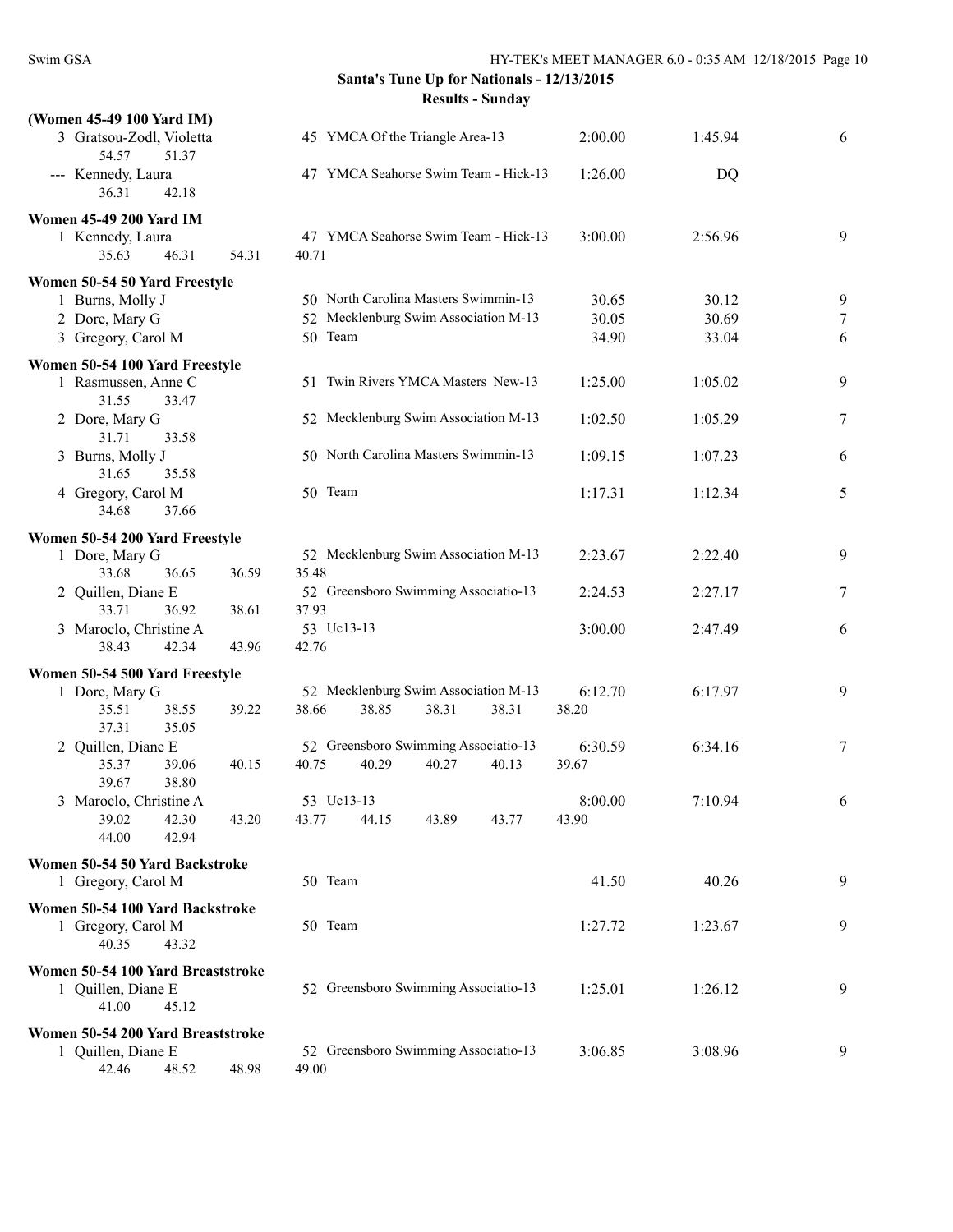## Santa's Tune Up for Nationals - 12/13/2015

### Results - Sunday

**(Women 45-49 100 Yard IM)**

```
  3 Gratsou-Zodl, Violetta        45 YMCA Of the Triangle Area-13       2:00.00      1:45.94      6
      54.57     51.37
--- Kennedy, Laura                47 YMCA Seahorse Swim Team - Hick-13  1:26.00           DQ
      36.31     42.18
```

**Women 45-49 200 Yard IM**

```
  1 Kennedy, Laura                47 YMCA Seahorse Swim Team - Hick-13  3:00.00      2:56.96      9
      35.63     46.31     54.31     40.71
```

**Women 50-54 50 Yard Freestyle**

```
  1 Burns, Molly J                50 North Carolina Masters Swimmin-13    30.65        30.12      9
  2 Dore, Mary G                  52 Mecklenburg Swim Association M-13    30.05        30.69      7
  3 Gregory, Carol M              50 Team                                 34.90        33.04      6
```

**Women 50-54 100 Yard Freestyle**

```
  1 Rasmussen, Anne C             51 Twin Rivers YMCA Masters New-13    1:25.00      1:05.02      9
      31.55     33.47
  2 Dore, Mary G                  52 Mecklenburg Swim Association M-13  1:02.50      1:05.29      7
      31.71     33.58
  3 Burns, Molly J                50 North Carolina Masters Swimmin-13  1:09.15      1:07.23      6
      31.65     35.58
  4 Gregory, Carol M              50 Team                               1:17.31      1:12.34      5
      34.68     37.66
```

**Women 50-54 200 Yard Freestyle**

```
  1 Dore, Mary G                  52 Mecklenburg Swim Association M-13  2:23.67      2:22.40      9
      33.68     36.65     36.59     35.48
  2 Quillen, Diane E              52 Greensboro Swimming Associatio-13  2:24.53      2:27.17      7
      33.71     36.92     38.61     37.93
  3 Maroclo, Christine A          53 Uc13-13                            3:00.00      2:47.49      6
      38.43     42.34     43.96     42.76
```

**Women 50-54 500 Yard Freestyle**

```
  1 Dore, Mary G                  52 Mecklenburg Swim Association M-13  6:12.70      6:17.97      9
      35.51     38.55     39.22     38.66     38.85     38.31     38.31     38.20
      37.31     35.05
  2 Quillen, Diane E              52 Greensboro Swimming Associatio-13  6:30.59      6:34.16      7
      35.37     39.06     40.15     40.75     40.29     40.27     40.13     39.67
      39.67     38.80
  3 Maroclo, Christine A          53 Uc13-13                            8:00.00      7:10.94      6
      39.02     42.30     43.20     43.77     44.15     43.89     43.77     43.90
      44.00     42.94
```

**Women 50-54 50 Yard Backstroke**

```
  1 Gregory, Carol M              50 Team                                 41.50        40.26      9
```

**Women 50-54 100 Yard Backstroke**

```
  1 Gregory, Carol M              50 Team                               1:27.72      1:23.67      9
      40.35     43.32
```

**Women 50-54 100 Yard Breaststroke**

```
  1 Quillen, Diane E              52 Greensboro Swimming Associatio-13  1:25.01      1:26.12      9
      41.00     45.12
```

**Women 50-54 200 Yard Breaststroke**

```
  1 Quillen, Diane E              52 Greensboro Swimming Associatio-13  3:06.85      3:08.96      9
      42.46     48.52     48.98     49.00
```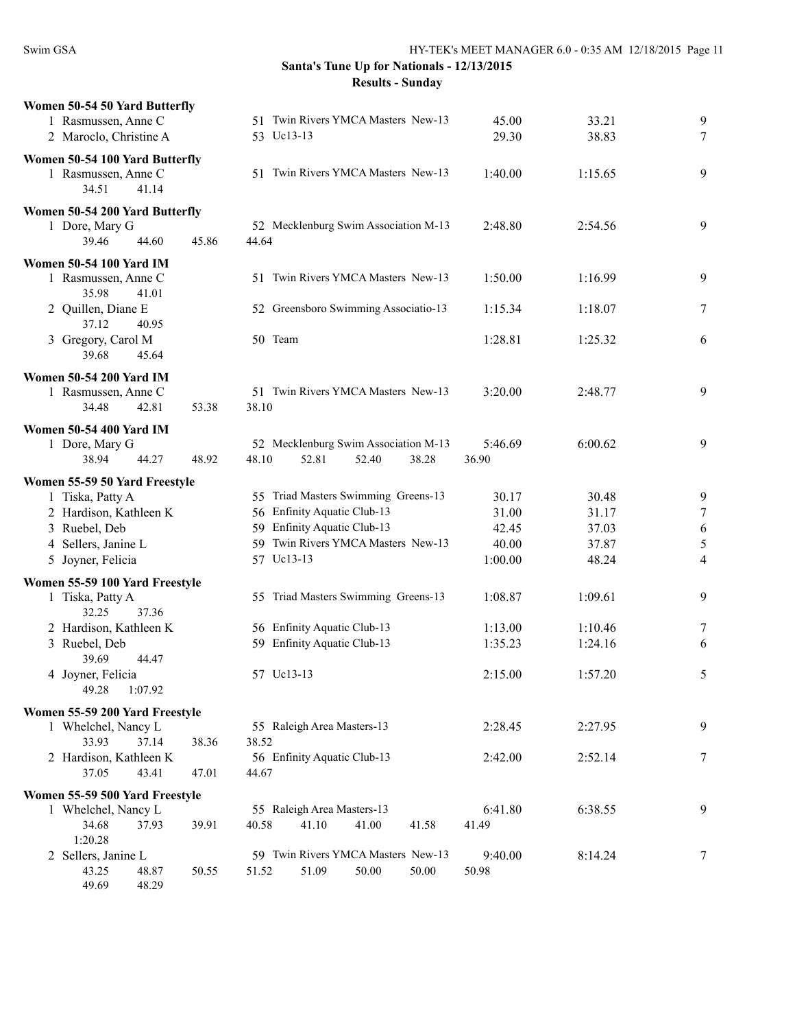**Santa's Tune Up for Nationals - 12/13/2015**
**Results - Sunday**

### Women 50-54 50 Yard Butterfly

```
  1 Rasmussen, Anne C          51 Twin Rivers YMCA Masters  New-13      45.00      33.21     9
  2 Maroclo, Christine A       53 Uc13-13                               29.30      38.83     7
```

### Women 50-54 100 Yard Butterfly

```
  1 Rasmussen, Anne C          51 Twin Rivers YMCA Masters  New-13    1:40.00    1:15.65     9
      34.51     41.14
```

### Women 50-54 200 Yard Butterfly

```
  1 Dore, Mary G               52 Mecklenburg Swim Association M-13   2:48.80    2:54.56     9
      39.46     44.60     45.86     44.64
```

### Women 50-54 100 Yard IM

```
  1 Rasmussen, Anne C          51 Twin Rivers YMCA Masters  New-13    1:50.00    1:16.99     9
      35.98     41.01
  2 Quillen, Diane E           52 Greensboro Swimming Associatio-13   1:15.34    1:18.07     7
      37.12     40.95
  3 Gregory, Carol M           50 Team                                1:28.81    1:25.32     6
      39.68     45.64
```

### Women 50-54 200 Yard IM

```
  1 Rasmussen, Anne C          51 Twin Rivers YMCA Masters  New-13    3:20.00    2:48.77     9
      34.48     42.81     53.38     38.10
```

### Women 50-54 400 Yard IM

```
  1 Dore, Mary G               52 Mecklenburg Swim Association M-13   5:46.69    6:00.62     9
      38.94     44.27     48.92     48.10     52.81     52.40     38.28     36.90
```

### Women 55-59 50 Yard Freestyle

```
  1 Tiska, Patty A             55 Triad Masters Swimming  Greens-13     30.17      30.48     9
  2 Hardison, Kathleen K       56 Enfinity Aquatic Club-13              31.00      31.17     7
  3 Ruebel, Deb                59 Enfinity Aquatic Club-13              42.45      37.03     6
  4 Sellers, Janine L          59 Twin Rivers YMCA Masters  New-13      40.00      37.87     5
  5 Joyner, Felicia            57 Uc13-13                             1:00.00      48.24     4
```

### Women 55-59 100 Yard Freestyle

```
  1 Tiska, Patty A             55 Triad Masters Swimming  Greens-13   1:08.87    1:09.61     9
      32.25     37.36
  2 Hardison, Kathleen K       56 Enfinity Aquatic Club-13            1:13.00    1:10.46     7
  3 Ruebel, Deb                59 Enfinity Aquatic Club-13            1:35.23    1:24.16     6
      39.69     44.47
  4 Joyner, Felicia            57 Uc13-13                             2:15.00    1:57.20     5
      49.28   1:07.92
```

### Women 55-59 200 Yard Freestyle

```
  1 Whelchel, Nancy L          55 Raleigh Area Masters-13             2:28.45    2:27.95     9
      33.93     37.14     38.36     38.52
  2 Hardison, Kathleen K       56 Enfinity Aquatic Club-13            2:42.00    2:52.14     7
      37.05     43.41     47.01     44.67
```

### Women 55-59 500 Yard Freestyle

```
  1 Whelchel, Nancy L          55 Raleigh Area Masters-13             6:41.80    6:38.55     9
      34.68     37.93     39.91     40.58     41.10     41.00     41.58     41.49
    1:20.28
  2 Sellers, Janine L          59 Twin Rivers YMCA Masters  New-13    9:40.00    8:14.24     7
      43.25     48.87     50.55     51.52     51.09     50.00     50.00     50.98
      49.69     48.29
```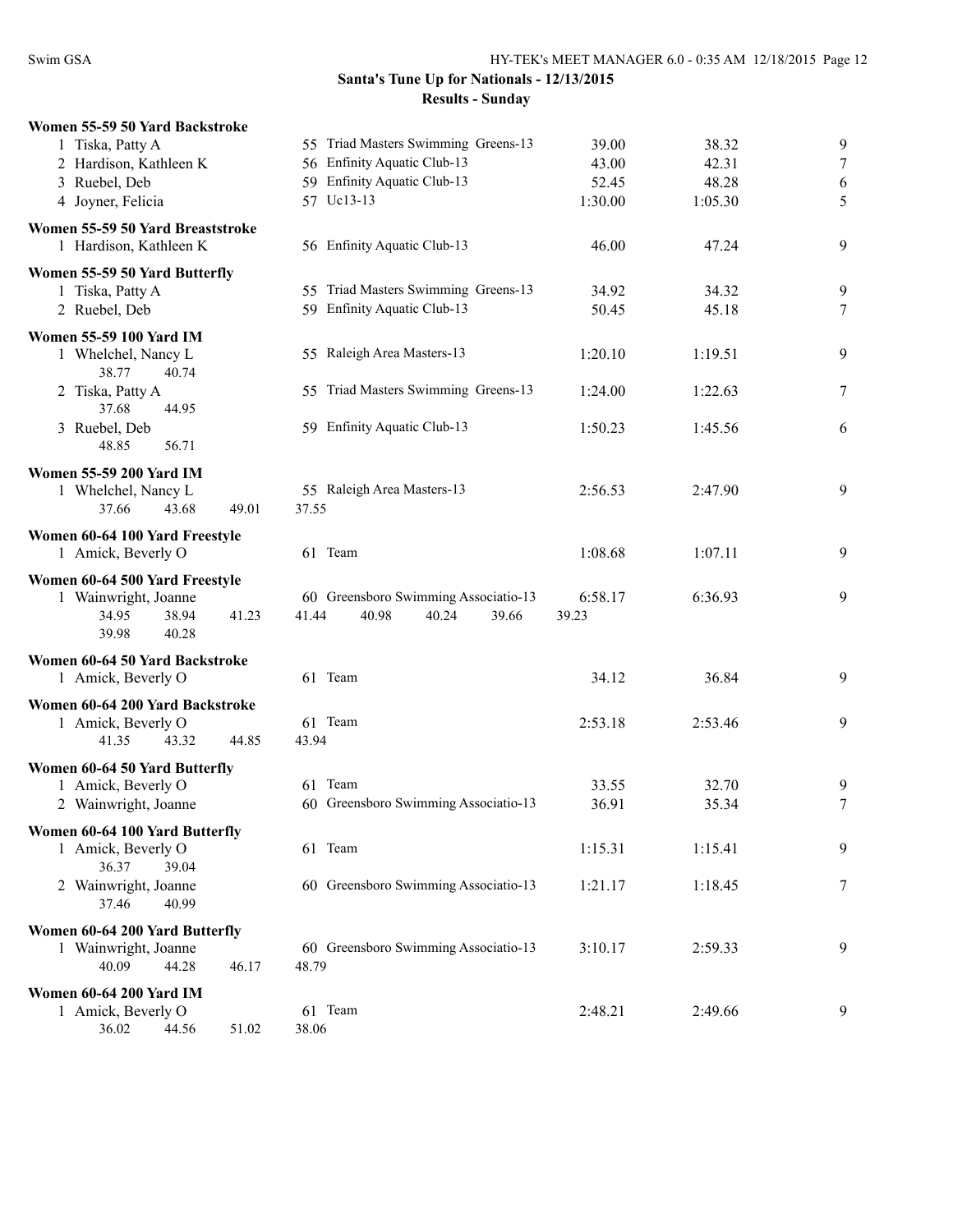## Santa's Tune Up for Nationals - 12/13/2015

### Results - Sunday

**Women 55-59 50 Yard Backstroke**

| Place | Name | Age | Team | Seed Time | Finals Time | Points |
|---|---|---|---|---|---|---|
| 1 | Tiska, Patty A | 55 | Triad Masters Swimming Greens-13 | 39.00 | 38.32 | 9 |
| 2 | Hardison, Kathleen K | 56 | Enfinity Aquatic Club-13 | 43.00 | 42.31 | 7 |
| 3 | Ruebel, Deb | 59 | Enfinity Aquatic Club-13 | 52.45 | 48.28 | 6 |
| 4 | Joyner, Felicia | 57 | Uc13-13 | 1:30.00 | 1:05.30 | 5 |

**Women 55-59 50 Yard Breaststroke**

| Place | Name | Age | Team | Seed Time | Finals Time | Points |
|---|---|---|---|---|---|---|
| 1 | Hardison, Kathleen K | 56 | Enfinity Aquatic Club-13 | 46.00 | 47.24 | 9 |

**Women 55-59 50 Yard Butterfly**

| Place | Name | Age | Team | Seed Time | Finals Time | Points |
|---|---|---|---|---|---|---|
| 1 | Tiska, Patty A | 55 | Triad Masters Swimming Greens-13 | 34.92 | 34.32 | 9 |
| 2 | Ruebel, Deb | 59 | Enfinity Aquatic Club-13 | 50.45 | 45.18 | 7 |

**Women 55-59 100 Yard IM**

| Place | Name | Age | Team | Seed Time | Finals Time | Points |
|---|---|---|---|---|---|---|
| 1 | Whelchel, Nancy L | 55 | Raleigh Area Masters-13 | 1:20.10 | 1:19.51 | 9 |
| | 38.77 40.74 | | | | | |
| 2 | Tiska, Patty A | 55 | Triad Masters Swimming Greens-13 | 1:24.00 | 1:22.63 | 7 |
| | 37.68 44.95 | | | | | |
| 3 | Ruebel, Deb | 59 | Enfinity Aquatic Club-13 | 1:50.23 | 1:45.56 | 6 |
| | 48.85 56.71 | | | | | |

**Women 55-59 200 Yard IM**

| Place | Name | Age | Team | Seed Time | Finals Time | Points |
|---|---|---|---|---|---|---|
| 1 | Whelchel, Nancy L | 55 | Raleigh Area Masters-13 | 2:56.53 | 2:47.90 | 9 |
| | 37.66 43.68 49.01 37.55 | | | | | |

**Women 60-64 100 Yard Freestyle**

| Place | Name | Age | Team | Seed Time | Finals Time | Points |
|---|---|---|---|---|---|---|
| 1 | Amick, Beverly O | 61 | Team | 1:08.68 | 1:07.11 | 9 |

**Women 60-64 500 Yard Freestyle**

| Place | Name | Age | Team | Seed Time | Finals Time | Points |
|---|---|---|---|---|---|---|
| 1 | Wainwright, Joanne | 60 | Greensboro Swimming Associatio-13 | 6:58.17 | 6:36.93 | 9 |
| | 34.95 38.94 41.23 41.44 40.98 40.24 39.66 39.23 39.98 40.28 | | | | | |

**Women 60-64 50 Yard Backstroke**

| Place | Name | Age | Team | Seed Time | Finals Time | Points |
|---|---|---|---|---|---|---|
| 1 | Amick, Beverly O | 61 | Team | 34.12 | 36.84 | 9 |

**Women 60-64 200 Yard Backstroke**

| Place | Name | Age | Team | Seed Time | Finals Time | Points |
|---|---|---|---|---|---|---|
| 1 | Amick, Beverly O | 61 | Team | 2:53.18 | 2:53.46 | 9 |
| | 41.35 43.32 44.85 43.94 | | | | | |

**Women 60-64 50 Yard Butterfly**

| Place | Name | Age | Team | Seed Time | Finals Time | Points |
|---|---|---|---|---|---|---|
| 1 | Amick, Beverly O | 61 | Team | 33.55 | 32.70 | 9 |
| 2 | Wainwright, Joanne | 60 | Greensboro Swimming Associatio-13 | 36.91 | 35.34 | 7 |

**Women 60-64 100 Yard Butterfly**

| Place | Name | Age | Team | Seed Time | Finals Time | Points |
|---|---|---|---|---|---|---|
| 1 | Amick, Beverly O | 61 | Team | 1:15.31 | 1:15.41 | 9 |
| | 36.37 39.04 | | | | | |
| 2 | Wainwright, Joanne | 60 | Greensboro Swimming Associatio-13 | 1:21.17 | 1:18.45 | 7 |
| | 37.46 40.99 | | | | | |

**Women 60-64 200 Yard Butterfly**

| Place | Name | Age | Team | Seed Time | Finals Time | Points |
|---|---|---|---|---|---|---|
| 1 | Wainwright, Joanne | 60 | Greensboro Swimming Associatio-13 | 3:10.17 | 2:59.33 | 9 |
| | 40.09 44.28 46.17 48.79 | | | | | |

**Women 60-64 200 Yard IM**

| Place | Name | Age | Team | Seed Time | Finals Time | Points |
|---|---|---|---|---|---|---|
| 1 | Amick, Beverly O | 61 | Team | 2:48.21 | 2:49.66 | 9 |
| | 36.02 44.56 51.02 38.06 | | | | | |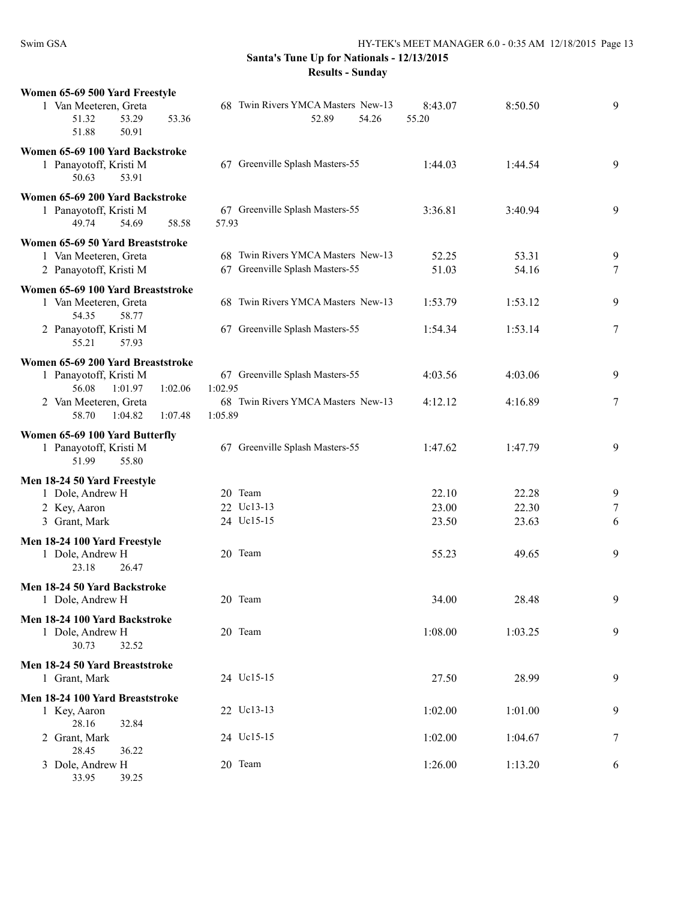**Santa's Tune Up for Nationals - 12/13/2015**
**Results - Sunday**

**Women 65-69 500 Yard Freestyle**

| Place | Name | Age | Team | Seed Time | Finals Time | Points |
|---|---|---|---|---|---|---|
| 1 | Van Meeteren, Greta | 68 | Twin Rivers YMCA Masters New-13 | 8:43.07 | 8:50.50 | 9 |
| | 51.32 53.29 53.36 52.89 54.26 55.20 51.88 50.91 | | | | | |

**Women 65-69 100 Yard Backstroke**

| Place | Name | Age | Team | Seed Time | Finals Time | Points |
|---|---|---|---|---|---|---|
| 1 | Panayotoff, Kristi M | 67 | Greenville Splash Masters-55 | 1:44.03 | 1:44.54 | 9 |
| | 50.63 53.91 | | | | | |

**Women 65-69 200 Yard Backstroke**

| Place | Name | Age | Team | Seed Time | Finals Time | Points |
|---|---|---|---|---|---|---|
| 1 | Panayotoff, Kristi M | 67 | Greenville Splash Masters-55 | 3:36.81 | 3:40.94 | 9 |
| | 49.74 54.69 58.58 57.93 | | | | | |

**Women 65-69 50 Yard Breaststroke**

| Place | Name | Age | Team | Seed Time | Finals Time | Points |
|---|---|---|---|---|---|---|
| 1 | Van Meeteren, Greta | 68 | Twin Rivers YMCA Masters New-13 | 52.25 | 53.31 | 9 |
| 2 | Panayotoff, Kristi M | 67 | Greenville Splash Masters-55 | 51.03 | 54.16 | 7 |

**Women 65-69 100 Yard Breaststroke**

| Place | Name | Age | Team | Seed Time | Finals Time | Points |
|---|---|---|---|---|---|---|
| 1 | Van Meeteren, Greta | 68 | Twin Rivers YMCA Masters New-13 | 1:53.79 | 1:53.12 | 9 |
| | 54.35 58.77 | | | | | |
| 2 | Panayotoff, Kristi M | 67 | Greenville Splash Masters-55 | 1:54.34 | 1:53.14 | 7 |
| | 55.21 57.93 | | | | | |

**Women 65-69 200 Yard Breaststroke**

| Place | Name | Age | Team | Seed Time | Finals Time | Points |
|---|---|---|---|---|---|---|
| 1 | Panayotoff, Kristi M | 67 | Greenville Splash Masters-55 | 4:03.56 | 4:03.06 | 9 |
| | 56.08 1:01.97 1:02.06 1:02.95 | | | | | |
| 2 | Van Meeteren, Greta | 68 | Twin Rivers YMCA Masters New-13 | 4:12.12 | 4:16.89 | 7 |
| | 58.70 1:04.82 1:07.48 1:05.89 | | | | | |

**Women 65-69 100 Yard Butterfly**

| Place | Name | Age | Team | Seed Time | Finals Time | Points |
|---|---|---|---|---|---|---|
| 1 | Panayotoff, Kristi M | 67 | Greenville Splash Masters-55 | 1:47.62 | 1:47.79 | 9 |
| | 51.99 55.80 | | | | | |

**Men 18-24 50 Yard Freestyle**

| Place | Name | Age | Team | Seed Time | Finals Time | Points |
|---|---|---|---|---|---|---|
| 1 | Dole, Andrew H | 20 | Team | 22.10 | 22.28 | 9 |
| 2 | Key, Aaron | 22 | Uc13-13 | 23.00 | 22.30 | 7 |
| 3 | Grant, Mark | 24 | Uc15-15 | 23.50 | 23.63 | 6 |

**Men 18-24 100 Yard Freestyle**

| Place | Name | Age | Team | Seed Time | Finals Time | Points |
|---|---|---|---|---|---|---|
| 1 | Dole, Andrew H | 20 | Team | 55.23 | 49.65 | 9 |
| | 23.18 26.47 | | | | | |

**Men 18-24 50 Yard Backstroke**

| Place | Name | Age | Team | Seed Time | Finals Time | Points |
|---|---|---|---|---|---|---|
| 1 | Dole, Andrew H | 20 | Team | 34.00 | 28.48 | 9 |

**Men 18-24 100 Yard Backstroke**

| Place | Name | Age | Team | Seed Time | Finals Time | Points |
|---|---|---|---|---|---|---|
| 1 | Dole, Andrew H | 20 | Team | 1:08.00 | 1:03.25 | 9 |
| | 30.73 32.52 | | | | | |

**Men 18-24 50 Yard Breaststroke**

| Place | Name | Age | Team | Seed Time | Finals Time | Points |
|---|---|---|---|---|---|---|
| 1 | Grant, Mark | 24 | Uc15-15 | 27.50 | 28.99 | 9 |

**Men 18-24 100 Yard Breaststroke**

| Place | Name | Age | Team | Seed Time | Finals Time | Points |
|---|---|---|---|---|---|---|
| 1 | Key, Aaron | 22 | Uc13-13 | 1:02.00 | 1:01.00 | 9 |
| | 28.16 32.84 | | | | | |
| 2 | Grant, Mark | 24 | Uc15-15 | 1:02.00 | 1:04.67 | 7 |
| | 28.45 36.22 | | | | | |
| 3 | Dole, Andrew H | 20 | Team | 1:26.00 | 1:13.20 | 6 |
| | 33.95 39.25 | | | | | |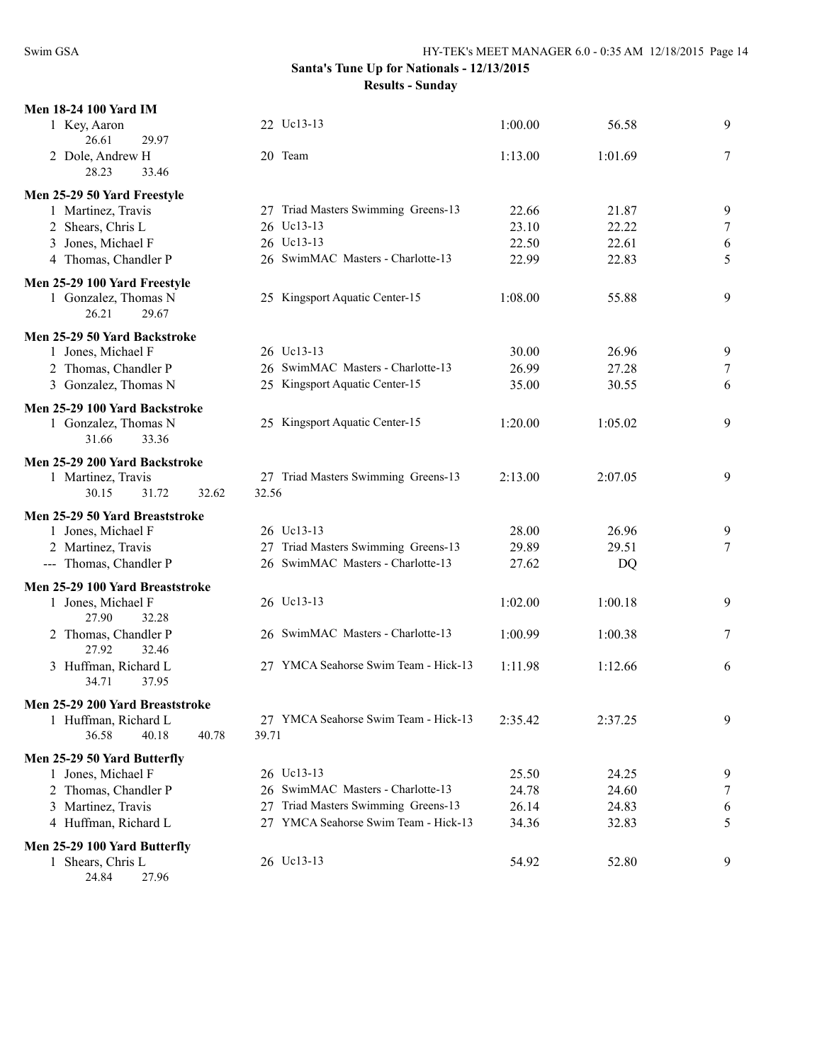**Santa's Tune Up for Nationals - 12/13/2015**

**Results - Sunday**

**Men 18-24 100 Yard IM**

| Place | Name | Age | Team | Seed Time | Finals Time | Points |
|---|---|---|---|---|---|---|
| 1 | Key, Aaron | 22 | Uc13-13 | 1:00.00 | 56.58 | 9 |
| | 26.61 29.97 | | | | | |
| 2 | Dole, Andrew H | 20 | Team | 1:13.00 | 1:01.69 | 7 |
| | 28.23 33.46 | | | | | |

**Men 25-29 50 Yard Freestyle**

| Place | Name | Age | Team | Seed Time | Finals Time | Points |
|---|---|---|---|---|---|---|
| 1 | Martinez, Travis | 27 | Triad Masters Swimming Greens-13 | 22.66 | 21.87 | 9 |
| 2 | Shears, Chris L | 26 | Uc13-13 | 23.10 | 22.22 | 7 |
| 3 | Jones, Michael F | 26 | Uc13-13 | 22.50 | 22.61 | 6 |
| 4 | Thomas, Chandler P | 26 | SwimMAC Masters - Charlotte-13 | 22.99 | 22.83 | 5 |

**Men 25-29 100 Yard Freestyle**

| Place | Name | Age | Team | Seed Time | Finals Time | Points |
|---|---|---|---|---|---|---|
| 1 | Gonzalez, Thomas N | 25 | Kingsport Aquatic Center-15 | 1:08.00 | 55.88 | 9 |
| | 26.21 29.67 | | | | | |

**Men 25-29 50 Yard Backstroke**

| Place | Name | Age | Team | Seed Time | Finals Time | Points |
|---|---|---|---|---|---|---|
| 1 | Jones, Michael F | 26 | Uc13-13 | 30.00 | 26.96 | 9 |
| 2 | Thomas, Chandler P | 26 | SwimMAC Masters - Charlotte-13 | 26.99 | 27.28 | 7 |
| 3 | Gonzalez, Thomas N | 25 | Kingsport Aquatic Center-15 | 35.00 | 30.55 | 6 |

**Men 25-29 100 Yard Backstroke**

| Place | Name | Age | Team | Seed Time | Finals Time | Points |
|---|---|---|---|---|---|---|
| 1 | Gonzalez, Thomas N | 25 | Kingsport Aquatic Center-15 | 1:20.00 | 1:05.02 | 9 |
| | 31.66 33.36 | | | | | |

**Men 25-29 200 Yard Backstroke**

| Place | Name | Age | Team | Seed Time | Finals Time | Points |
|---|---|---|---|---|---|---|
| 1 | Martinez, Travis | 27 | Triad Masters Swimming Greens-13 | 2:13.00 | 2:07.05 | 9 |
| | 30.15 31.72 32.62 32.56 | | | | | |

**Men 25-29 50 Yard Breaststroke**

| Place | Name | Age | Team | Seed Time | Finals Time | Points |
|---|---|---|---|---|---|---|
| 1 | Jones, Michael F | 26 | Uc13-13 | 28.00 | 26.96 | 9 |
| 2 | Martinez, Travis | 27 | Triad Masters Swimming Greens-13 | 29.89 | 29.51 | 7 |
| --- | Thomas, Chandler P | 26 | SwimMAC Masters - Charlotte-13 | 27.62 | DQ | |

**Men 25-29 100 Yard Breaststroke**

| Place | Name | Age | Team | Seed Time | Finals Time | Points |
|---|---|---|---|---|---|---|
| 1 | Jones, Michael F | 26 | Uc13-13 | 1:02.00 | 1:00.18 | 9 |
| | 27.90 32.28 | | | | | |
| 2 | Thomas, Chandler P | 26 | SwimMAC Masters - Charlotte-13 | 1:00.99 | 1:00.38 | 7 |
| | 27.92 32.46 | | | | | |
| 3 | Huffman, Richard L | 27 | YMCA Seahorse Swim Team - Hick-13 | 1:11.98 | 1:12.66 | 6 |
| | 34.71 37.95 | | | | | |

**Men 25-29 200 Yard Breaststroke**

| Place | Name | Age | Team | Seed Time | Finals Time | Points |
|---|---|---|---|---|---|---|
| 1 | Huffman, Richard L | 27 | YMCA Seahorse Swim Team - Hick-13 | 2:35.42 | 2:37.25 | 9 |
| | 36.58 40.18 40.78 39.71 | | | | | |

**Men 25-29 50 Yard Butterfly**

| Place | Name | Age | Team | Seed Time | Finals Time | Points |
|---|---|---|---|---|---|---|
| 1 | Jones, Michael F | 26 | Uc13-13 | 25.50 | 24.25 | 9 |
| 2 | Thomas, Chandler P | 26 | SwimMAC Masters - Charlotte-13 | 24.78 | 24.60 | 7 |
| 3 | Martinez, Travis | 27 | Triad Masters Swimming Greens-13 | 26.14 | 24.83 | 6 |
| 4 | Huffman, Richard L | 27 | YMCA Seahorse Swim Team - Hick-13 | 34.36 | 32.83 | 5 |

**Men 25-29 100 Yard Butterfly**

| Place | Name | Age | Team | Seed Time | Finals Time | Points |
|---|---|---|---|---|---|---|
| 1 | Shears, Chris L | 26 | Uc13-13 | 54.92 | 52.80 | 9 |
| | 24.84 27.96 | | | | | |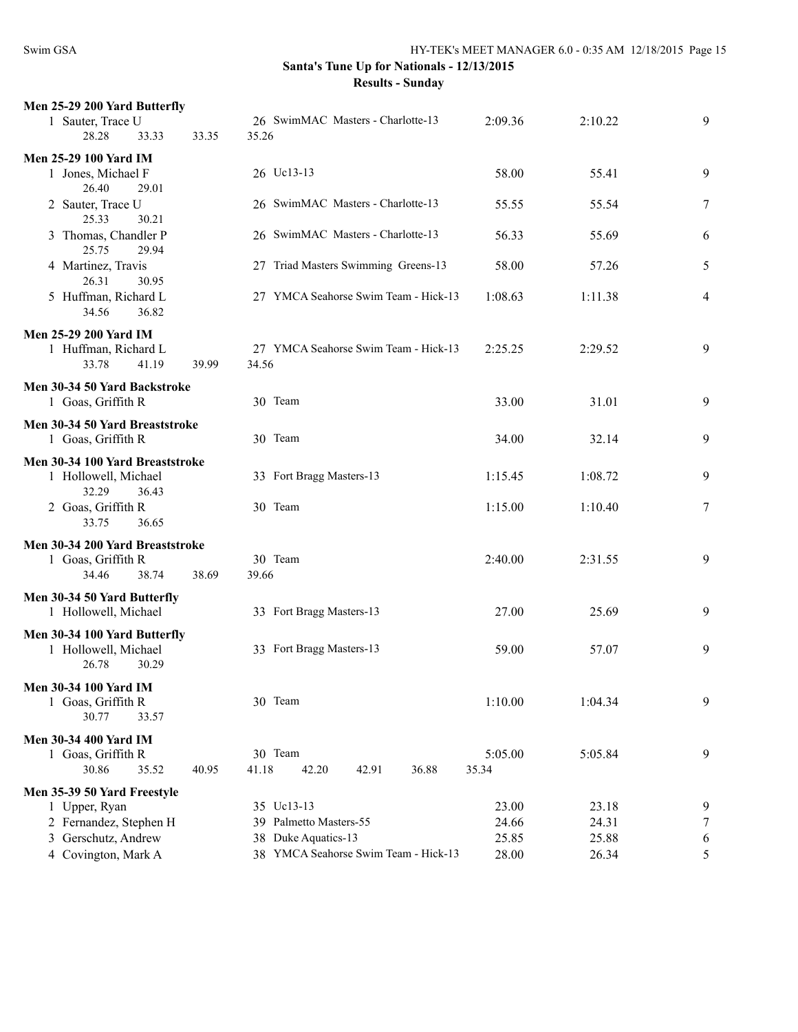## Santa's Tune Up for Nationals - 12/13/2015

### Results - Sunday

**Men 25-29 200 Yard Butterfly**

| Place | Name | Age | Team | Seed Time | Finals Time | Points |
|---|---|---|---|---|---|---|
| 1 | Sauter, Trace U | 26 | SwimMAC Masters - Charlotte-13 | 2:09.36 | 2:10.22 | 9 |
| | 28.28 33.33 33.35 35.26 | | | | | |

**Men 25-29 100 Yard IM**

| Place | Name | Age | Team | Seed Time | Finals Time | Points |
|---|---|---|---|---|---|---|
| 1 | Jones, Michael F | 26 | Uc13-13 | 58.00 | 55.41 | 9 |
| | 26.40 29.01 | | | | | |
| 2 | Sauter, Trace U | 26 | SwimMAC Masters - Charlotte-13 | 55.55 | 55.54 | 7 |
| | 25.33 30.21 | | | | | |
| 3 | Thomas, Chandler P | 26 | SwimMAC Masters - Charlotte-13 | 56.33 | 55.69 | 6 |
| | 25.75 29.94 | | | | | |
| 4 | Martinez, Travis | 27 | Triad Masters Swimming Greens-13 | 58.00 | 57.26 | 5 |
| | 26.31 30.95 | | | | | |
| 5 | Huffman, Richard L | 27 | YMCA Seahorse Swim Team - Hick-13 | 1:08.63 | 1:11.38 | 4 |
| | 34.56 36.82 | | | | | |

**Men 25-29 200 Yard IM**

| Place | Name | Age | Team | Seed Time | Finals Time | Points |
|---|---|---|---|---|---|---|
| 1 | Huffman, Richard L | 27 | YMCA Seahorse Swim Team - Hick-13 | 2:25.25 | 2:29.52 | 9 |
| | 33.78 41.19 39.99 34.56 | | | | | |

**Men 30-34 50 Yard Backstroke**

| Place | Name | Age | Team | Seed Time | Finals Time | Points |
|---|---|---|---|---|---|---|
| 1 | Goas, Griffith R | 30 | Team | 33.00 | 31.01 | 9 |

**Men 30-34 50 Yard Breaststroke**

| Place | Name | Age | Team | Seed Time | Finals Time | Points |
|---|---|---|---|---|---|---|
| 1 | Goas, Griffith R | 30 | Team | 34.00 | 32.14 | 9 |

**Men 30-34 100 Yard Breaststroke**

| Place | Name | Age | Team | Seed Time | Finals Time | Points |
|---|---|---|---|---|---|---|
| 1 | Hollowell, Michael | 33 | Fort Bragg Masters-13 | 1:15.45 | 1:08.72 | 9 |
| | 32.29 36.43 | | | | | |
| 2 | Goas, Griffith R | 30 | Team | 1:15.00 | 1:10.40 | 7 |
| | 33.75 36.65 | | | | | |

**Men 30-34 200 Yard Breaststroke**

| Place | Name | Age | Team | Seed Time | Finals Time | Points |
|---|---|---|---|---|---|---|
| 1 | Goas, Griffith R | 30 | Team | 2:40.00 | 2:31.55 | 9 |
| | 34.46 38.74 38.69 39.66 | | | | | |

**Men 30-34 50 Yard Butterfly**

| Place | Name | Age | Team | Seed Time | Finals Time | Points |
|---|---|---|---|---|---|---|
| 1 | Hollowell, Michael | 33 | Fort Bragg Masters-13 | 27.00 | 25.69 | 9 |

**Men 30-34 100 Yard Butterfly**

| Place | Name | Age | Team | Seed Time | Finals Time | Points |
|---|---|---|---|---|---|---|
| 1 | Hollowell, Michael | 33 | Fort Bragg Masters-13 | 59.00 | 57.07 | 9 |
| | 26.78 30.29 | | | | | |

**Men 30-34 100 Yard IM**

| Place | Name | Age | Team | Seed Time | Finals Time | Points |
|---|---|---|---|---|---|---|
| 1 | Goas, Griffith R | 30 | Team | 1:10.00 | 1:04.34 | 9 |
| | 30.77 33.57 | | | | | |

**Men 30-34 400 Yard IM**

| Place | Name | Age | Team | Seed Time | Finals Time | Points |
|---|---|---|---|---|---|---|
| 1 | Goas, Griffith R | 30 | Team | 5:05.00 | 5:05.84 | 9 |
| | 30.86 35.52 40.95 41.18 42.20 42.91 36.88 35.34 | | | | | |

**Men 35-39 50 Yard Freestyle**

| Place | Name | Age | Team | Seed Time | Finals Time | Points |
|---|---|---|---|---|---|---|
| 1 | Upper, Ryan | 35 | Uc13-13 | 23.00 | 23.18 | 9 |
| 2 | Fernandez, Stephen H | 39 | Palmetto Masters-55 | 24.66 | 24.31 | 7 |
| 3 | Gerschutz, Andrew | 38 | Duke Aquatics-13 | 25.85 | 25.88 | 6 |
| 4 | Covington, Mark A | 38 | YMCA Seahorse Swim Team - Hick-13 | 28.00 | 26.34 | 5 |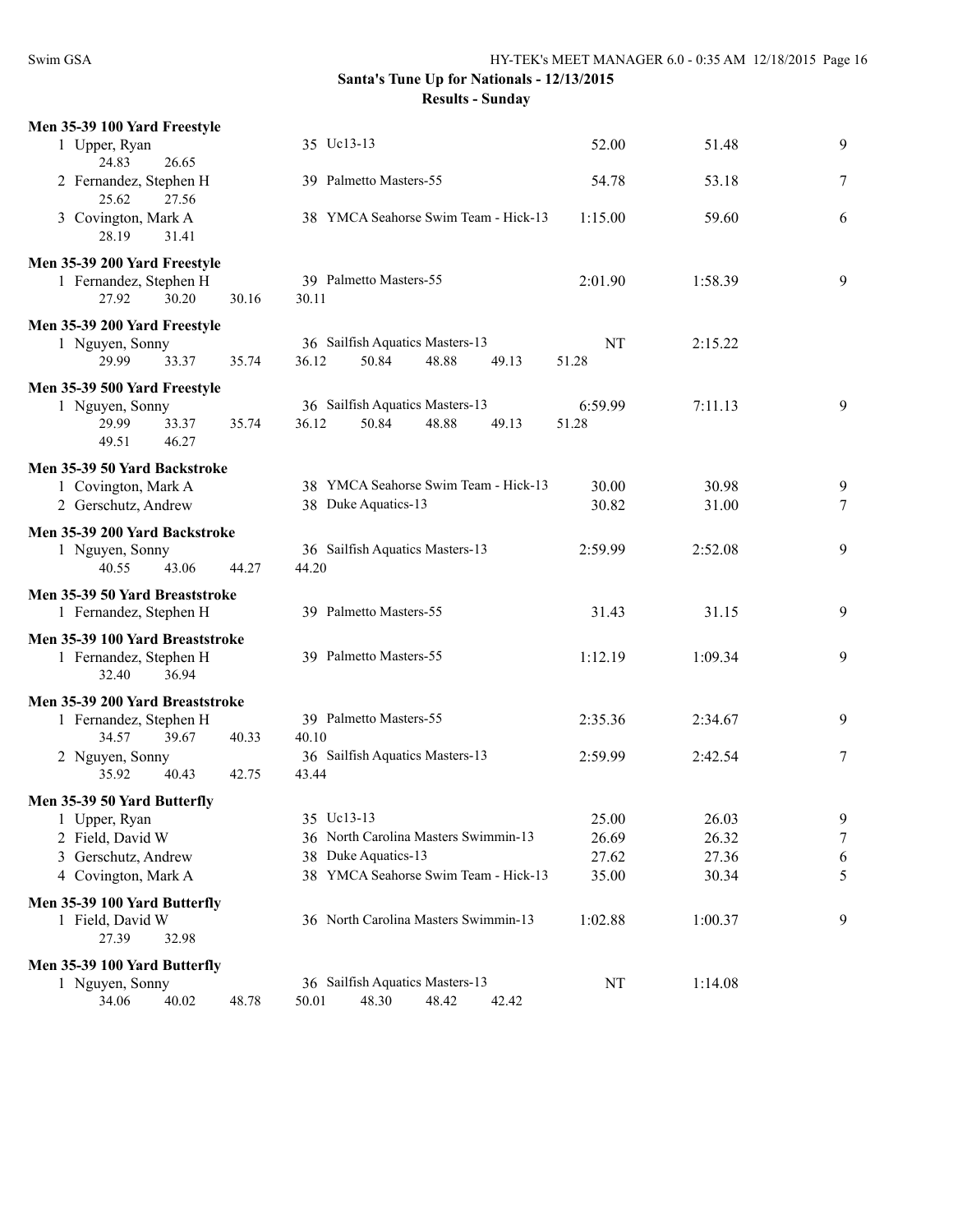**Santa's Tune Up for Nationals - 12/13/2015**

**Results - Sunday**

**Men 35-39 100 Yard Freestyle**

| Place | Name | Age | Team | Seed Time | Finals Time | Points |
|---|---|---|---|---|---|---|
| 1 | Upper, Ryan | 35 | Uc13-13 | 52.00 | 51.48 | 9 |
| | 24.83 26.65 | | | | | |
| 2 | Fernandez, Stephen H | 39 | Palmetto Masters-55 | 54.78 | 53.18 | 7 |
| | 25.62 27.56 | | | | | |
| 3 | Covington, Mark A | 38 | YMCA Seahorse Swim Team - Hick-13 | 1:15.00 | 59.60 | 6 |
| | 28.19 31.41 | | | | | |

**Men 35-39 200 Yard Freestyle**

| Place | Name | Age | Team | Seed Time | Finals Time | Points |
|---|---|---|---|---|---|---|
| 1 | Fernandez, Stephen H | 39 | Palmetto Masters-55 | 2:01.90 | 1:58.39 | 9 |
| | 27.92 30.20 30.16 30.11 | | | | | |

**Men 35-39 200 Yard Freestyle**

| Place | Name | Age | Team | Seed Time | Finals Time | Points |
|---|---|---|---|---|---|---|
| 1 | Nguyen, Sonny | 36 | Sailfish Aquatics Masters-13 | NT | 2:15.22 | |
| | 29.99 33.37 35.74 36.12 50.84 48.88 49.13 51.28 | | | | | |

**Men 35-39 500 Yard Freestyle**

| Place | Name | Age | Team | Seed Time | Finals Time | Points |
|---|---|---|---|---|---|---|
| 1 | Nguyen, Sonny | 36 | Sailfish Aquatics Masters-13 | 6:59.99 | 7:11.13 | 9 |
| | 29.99 33.37 35.74 36.12 50.84 48.88 49.13 51.28 49.51 46.27 | | | | | |

**Men 35-39 50 Yard Backstroke**

| Place | Name | Age | Team | Seed Time | Finals Time | Points |
|---|---|---|---|---|---|---|
| 1 | Covington, Mark A | 38 | YMCA Seahorse Swim Team - Hick-13 | 30.00 | 30.98 | 9 |
| 2 | Gerschutz, Andrew | 38 | Duke Aquatics-13 | 30.82 | 31.00 | 7 |

**Men 35-39 200 Yard Backstroke**

| Place | Name | Age | Team | Seed Time | Finals Time | Points |
|---|---|---|---|---|---|---|
| 1 | Nguyen, Sonny | 36 | Sailfish Aquatics Masters-13 | 2:59.99 | 2:52.08 | 9 |
| | 40.55 43.06 44.27 44.20 | | | | | |

**Men 35-39 50 Yard Breaststroke**

| Place | Name | Age | Team | Seed Time | Finals Time | Points |
|---|---|---|---|---|---|---|
| 1 | Fernandez, Stephen H | 39 | Palmetto Masters-55 | 31.43 | 31.15 | 9 |

**Men 35-39 100 Yard Breaststroke**

| Place | Name | Age | Team | Seed Time | Finals Time | Points |
|---|---|---|---|---|---|---|
| 1 | Fernandez, Stephen H | 39 | Palmetto Masters-55 | 1:12.19 | 1:09.34 | 9 |
| | 32.40 36.94 | | | | | |

**Men 35-39 200 Yard Breaststroke**

| Place | Name | Age | Team | Seed Time | Finals Time | Points |
|---|---|---|---|---|---|---|
| 1 | Fernandez, Stephen H | 39 | Palmetto Masters-55 | 2:35.36 | 2:34.67 | 9 |
| | 34.57 39.67 40.33 40.10 | | | | | |
| 2 | Nguyen, Sonny | 36 | Sailfish Aquatics Masters-13 | 2:59.99 | 2:42.54 | 7 |
| | 35.92 40.43 42.75 43.44 | | | | | |

**Men 35-39 50 Yard Butterfly**

| Place | Name | Age | Team | Seed Time | Finals Time | Points |
|---|---|---|---|---|---|---|
| 1 | Upper, Ryan | 35 | Uc13-13 | 25.00 | 26.03 | 9 |
| 2 | Field, David W | 36 | North Carolina Masters Swimmin-13 | 26.69 | 26.32 | 7 |
| 3 | Gerschutz, Andrew | 38 | Duke Aquatics-13 | 27.62 | 27.36 | 6 |
| 4 | Covington, Mark A | 38 | YMCA Seahorse Swim Team - Hick-13 | 35.00 | 30.34 | 5 |

**Men 35-39 100 Yard Butterfly**

| Place | Name | Age | Team | Seed Time | Finals Time | Points |
|---|---|---|---|---|---|---|
| 1 | Field, David W | 36 | North Carolina Masters Swimmin-13 | 1:02.88 | 1:00.37 | 9 |
| | 27.39 32.98 | | | | | |

**Men 35-39 100 Yard Butterfly**

| Place | Name | Age | Team | Seed Time | Finals Time | Points |
|---|---|---|---|---|---|---|
| 1 | Nguyen, Sonny | 36 | Sailfish Aquatics Masters-13 | NT | 1:14.08 | |
| | 34.06 40.02 48.78 50.01 48.30 48.42 42.42 | | | | | |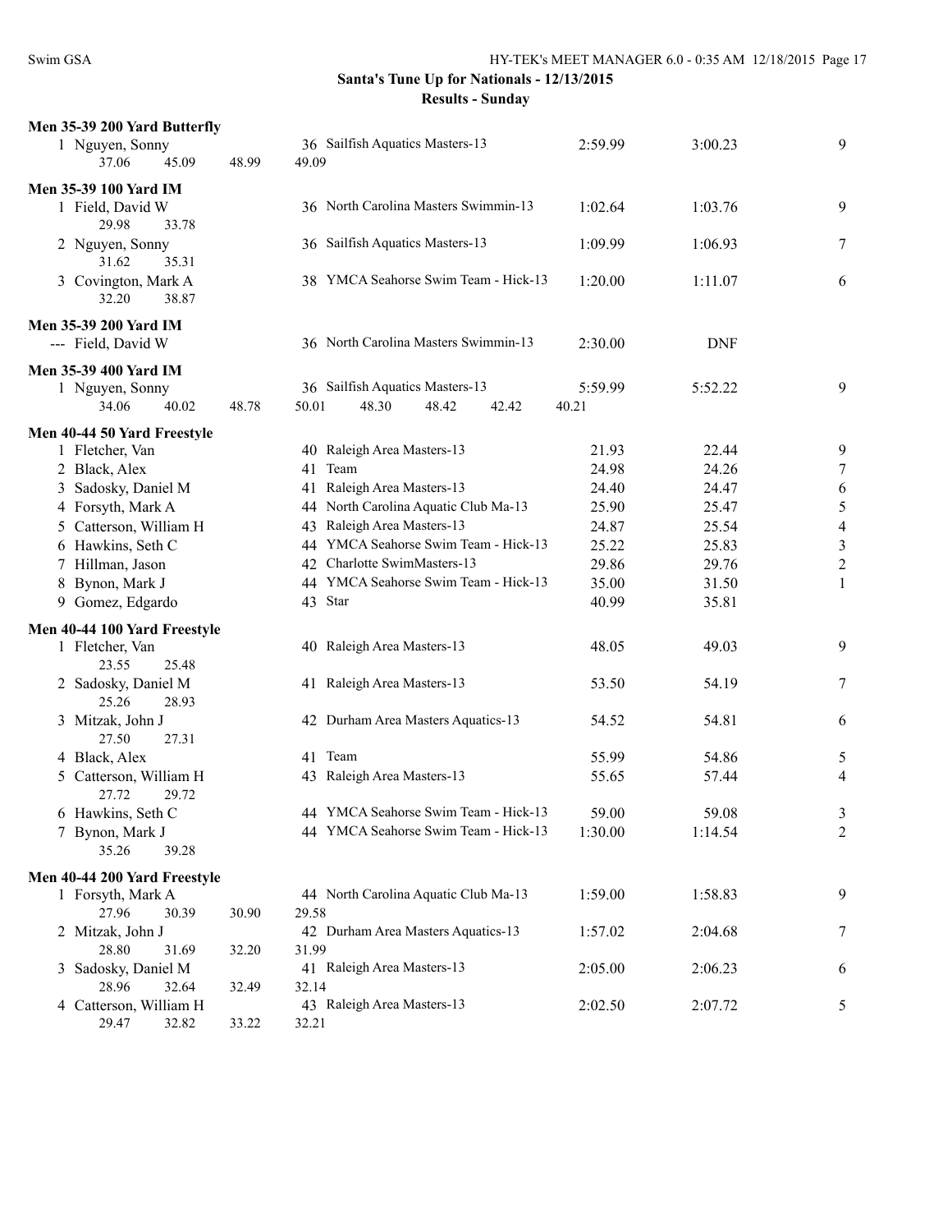## Santa's Tune Up for Nationals - 12/13/2015

### Results - Sunday

**Men 35-39 200 Yard Butterfly**

| Place | Name | Age | Team | Seed Time | Finals Time | Points |
|---|---|---|---|---|---|---|
| 1 | Nguyen, Sonny | 36 | Sailfish Aquatics Masters-13 | 2:59.99 | 3:00.23 | 9 |
| | 37.06 45.09 48.99 49.09 | | | | | |

**Men 35-39 100 Yard IM**

| Place | Name | Age | Team | Seed Time | Finals Time | Points |
|---|---|---|---|---|---|---|
| 1 | Field, David W | 36 | North Carolina Masters Swimmin-13 | 1:02.64 | 1:03.76 | 9 |
| | 29.98 33.78 | | | | | |
| 2 | Nguyen, Sonny | 36 | Sailfish Aquatics Masters-13 | 1:09.99 | 1:06.93 | 7 |
| | 31.62 35.31 | | | | | |
| 3 | Covington, Mark A | 38 | YMCA Seahorse Swim Team - Hick-13 | 1:20.00 | 1:11.07 | 6 |
| | 32.20 38.87 | | | | | |

**Men 35-39 200 Yard IM**

| Place | Name | Age | Team | Seed Time | Finals Time | Points |
|---|---|---|---|---|---|---|
| --- | Field, David W | 36 | North Carolina Masters Swimmin-13 | 2:30.00 | DNF | |

**Men 35-39 400 Yard IM**

| Place | Name | Age | Team | Seed Time | Finals Time | Points |
|---|---|---|---|---|---|---|
| 1 | Nguyen, Sonny | 36 | Sailfish Aquatics Masters-13 | 5:59.99 | 5:52.22 | 9 |
| | 34.06 40.02 48.78 50.01 48.30 48.42 42.42 40.21 | | | | | |

**Men 40-44 50 Yard Freestyle**

| Place | Name | Age | Team | Seed Time | Finals Time | Points |
|---|---|---|---|---|---|---|
| 1 | Fletcher, Van | 40 | Raleigh Area Masters-13 | 21.93 | 22.44 | 9 |
| 2 | Black, Alex | 41 | Team | 24.98 | 24.26 | 7 |
| 3 | Sadosky, Daniel M | 41 | Raleigh Area Masters-13 | 24.40 | 24.47 | 6 |
| 4 | Forsyth, Mark A | 44 | North Carolina Aquatic Club Ma-13 | 25.90 | 25.47 | 5 |
| 5 | Catterson, William H | 43 | Raleigh Area Masters-13 | 24.87 | 25.54 | 4 |
| 6 | Hawkins, Seth C | 44 | YMCA Seahorse Swim Team - Hick-13 | 25.22 | 25.83 | 3 |
| 7 | Hillman, Jason | 42 | Charlotte SwimMasters-13 | 29.86 | 29.76 | 2 |
| 8 | Bynon, Mark J | 44 | YMCA Seahorse Swim Team - Hick-13 | 35.00 | 31.50 | 1 |
| 9 | Gomez, Edgardo | 43 | Star | 40.99 | 35.81 | |

**Men 40-44 100 Yard Freestyle**

| Place | Name | Age | Team | Seed Time | Finals Time | Points |
|---|---|---|---|---|---|---|
| 1 | Fletcher, Van | 40 | Raleigh Area Masters-13 | 48.05 | 49.03 | 9 |
| | 23.55 25.48 | | | | | |
| 2 | Sadosky, Daniel M | 41 | Raleigh Area Masters-13 | 53.50 | 54.19 | 7 |
| | 25.26 28.93 | | | | | |
| 3 | Mitzak, John J | 42 | Durham Area Masters Aquatics-13 | 54.52 | 54.81 | 6 |
| | 27.50 27.31 | | | | | |
| 4 | Black, Alex | 41 | Team | 55.99 | 54.86 | 5 |
| 5 | Catterson, William H | 43 | Raleigh Area Masters-13 | 55.65 | 57.44 | 4 |
| | 27.72 29.72 | | | | | |
| 6 | Hawkins, Seth C | 44 | YMCA Seahorse Swim Team - Hick-13 | 59.00 | 59.08 | 3 |
| 7 | Bynon, Mark J | 44 | YMCA Seahorse Swim Team - Hick-13 | 1:30.00 | 1:14.54 | 2 |
| | 35.26 39.28 | | | | | |

**Men 40-44 200 Yard Freestyle**

| Place | Name | Age | Team | Seed Time | Finals Time | Points |
|---|---|---|---|---|---|---|
| 1 | Forsyth, Mark A | 44 | North Carolina Aquatic Club Ma-13 | 1:59.00 | 1:58.83 | 9 |
| | 27.96 30.39 30.90 29.58 | | | | | |
| 2 | Mitzak, John J | 42 | Durham Area Masters Aquatics-13 | 1:57.02 | 2:04.68 | 7 |
| | 28.80 31.69 32.20 31.99 | | | | | |
| 3 | Sadosky, Daniel M | 41 | Raleigh Area Masters-13 | 2:05.00 | 2:06.23 | 6 |
| | 28.96 32.64 32.49 32.14 | | | | | |
| 4 | Catterson, William H | 43 | Raleigh Area Masters-13 | 2:02.50 | 2:07.72 | 5 |
| | 29.47 32.82 33.22 32.21 | | | | | |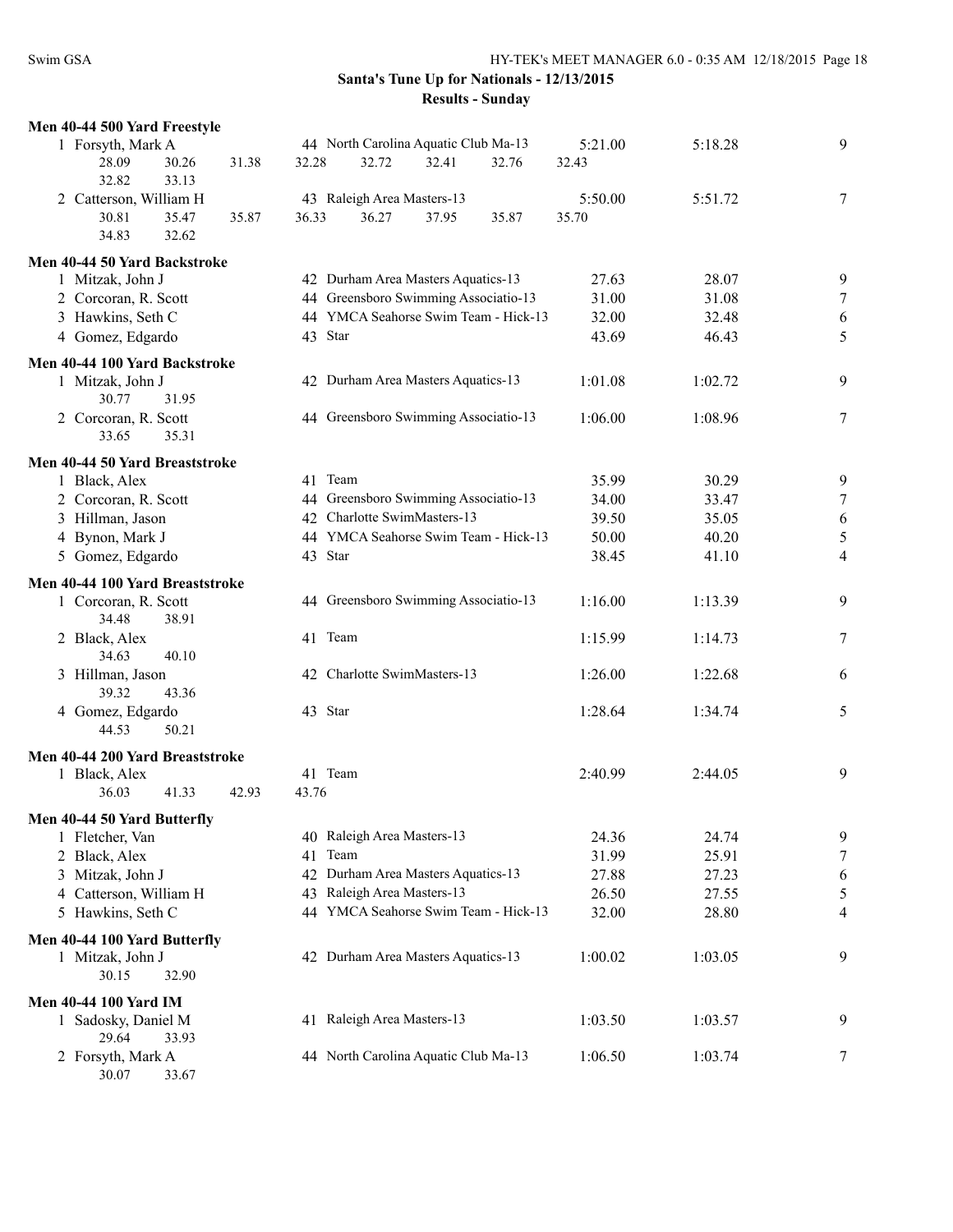**Santa's Tune Up for Nationals - 12/13/2015**

**Results - Sunday**

### Men 40-44 500 Yard Freestyle

| Place | Name | Age | Team | Seed Time | Finals Time | Points |
|---|---|---|---|---|---|---|
| 1 | Forsyth, Mark A | 44 | North Carolina Aquatic Club Ma-13 | 5:21.00 | 5:18.28 | 9 |
| | 28.09 30.26 31.38 32.28 32.72 32.41 32.76 32.43 32.82 33.13 | | | | | |
| 2 | Catterson, William H | 43 | Raleigh Area Masters-13 | 5:50.00 | 5:51.72 | 7 |
| | 30.81 35.47 35.87 36.33 36.27 37.95 35.87 35.70 34.83 32.62 | | | | | |

### Men 40-44 50 Yard Backstroke

| Place | Name | Age | Team | Seed Time | Finals Time | Points |
|---|---|---|---|---|---|---|
| 1 | Mitzak, John J | 42 | Durham Area Masters Aquatics-13 | 27.63 | 28.07 | 9 |
| 2 | Corcoran, R. Scott | 44 | Greensboro Swimming Associatio-13 | 31.00 | 31.08 | 7 |
| 3 | Hawkins, Seth C | 44 | YMCA Seahorse Swim Team - Hick-13 | 32.00 | 32.48 | 6 |
| 4 | Gomez, Edgardo | 43 | Star | 43.69 | 46.43 | 5 |

### Men 40-44 100 Yard Backstroke

| Place | Name | Age | Team | Seed Time | Finals Time | Points |
|---|---|---|---|---|---|---|
| 1 | Mitzak, John J | 42 | Durham Area Masters Aquatics-13 | 1:01.08 | 1:02.72 | 9 |
| | 30.77 31.95 | | | | | |
| 2 | Corcoran, R. Scott | 44 | Greensboro Swimming Associatio-13 | 1:06.00 | 1:08.96 | 7 |
| | 33.65 35.31 | | | | | |

### Men 40-44 50 Yard Breaststroke

| Place | Name | Age | Team | Seed Time | Finals Time | Points |
|---|---|---|---|---|---|---|
| 1 | Black, Alex | 41 | Team | 35.99 | 30.29 | 9 |
| 2 | Corcoran, R. Scott | 44 | Greensboro Swimming Associatio-13 | 34.00 | 33.47 | 7 |
| 3 | Hillman, Jason | 42 | Charlotte SwimMasters-13 | 39.50 | 35.05 | 6 |
| 4 | Bynon, Mark J | 44 | YMCA Seahorse Swim Team - Hick-13 | 50.00 | 40.20 | 5 |
| 5 | Gomez, Edgardo | 43 | Star | 38.45 | 41.10 | 4 |

### Men 40-44 100 Yard Breaststroke

| Place | Name | Age | Team | Seed Time | Finals Time | Points |
|---|---|---|---|---|---|---|
| 1 | Corcoran, R. Scott | 44 | Greensboro Swimming Associatio-13 | 1:16.00 | 1:13.39 | 9 |
| | 34.48 38.91 | | | | | |
| 2 | Black, Alex | 41 | Team | 1:15.99 | 1:14.73 | 7 |
| | 34.63 40.10 | | | | | |
| 3 | Hillman, Jason | 42 | Charlotte SwimMasters-13 | 1:26.00 | 1:22.68 | 6 |
| | 39.32 43.36 | | | | | |
| 4 | Gomez, Edgardo | 43 | Star | 1:28.64 | 1:34.74 | 5 |
| | 44.53 50.21 | | | | | |

### Men 40-44 200 Yard Breaststroke

| Place | Name | Age | Team | Seed Time | Finals Time | Points |
|---|---|---|---|---|---|---|
| 1 | Black, Alex | 41 | Team | 2:40.99 | 2:44.05 | 9 |
| | 36.03 41.33 42.93 43.76 | | | | | |

### Men 40-44 50 Yard Butterfly

| Place | Name | Age | Team | Seed Time | Finals Time | Points |
|---|---|---|---|---|---|---|
| 1 | Fletcher, Van | 40 | Raleigh Area Masters-13 | 24.36 | 24.74 | 9 |
| 2 | Black, Alex | 41 | Team | 31.99 | 25.91 | 7 |
| 3 | Mitzak, John J | 42 | Durham Area Masters Aquatics-13 | 27.88 | 27.23 | 6 |
| 4 | Catterson, William H | 43 | Raleigh Area Masters-13 | 26.50 | 27.55 | 5 |
| 5 | Hawkins, Seth C | 44 | YMCA Seahorse Swim Team - Hick-13 | 32.00 | 28.80 | 4 |

### Men 40-44 100 Yard Butterfly

| Place | Name | Age | Team | Seed Time | Finals Time | Points |
|---|---|---|---|---|---|---|
| 1 | Mitzak, John J | 42 | Durham Area Masters Aquatics-13 | 1:00.02 | 1:03.05 | 9 |
| | 30.15 32.90 | | | | | |

### Men 40-44 100 Yard IM

| Place | Name | Age | Team | Seed Time | Finals Time | Points |
|---|---|---|---|---|---|---|
| 1 | Sadosky, Daniel M | 41 | Raleigh Area Masters-13 | 1:03.50 | 1:03.57 | 9 |
| | 29.64 33.93 | | | | | |
| 2 | Forsyth, Mark A | 44 | North Carolina Aquatic Club Ma-13 | 1:06.50 | 1:03.74 | 7 |
| | 30.07 33.67 | | | | | |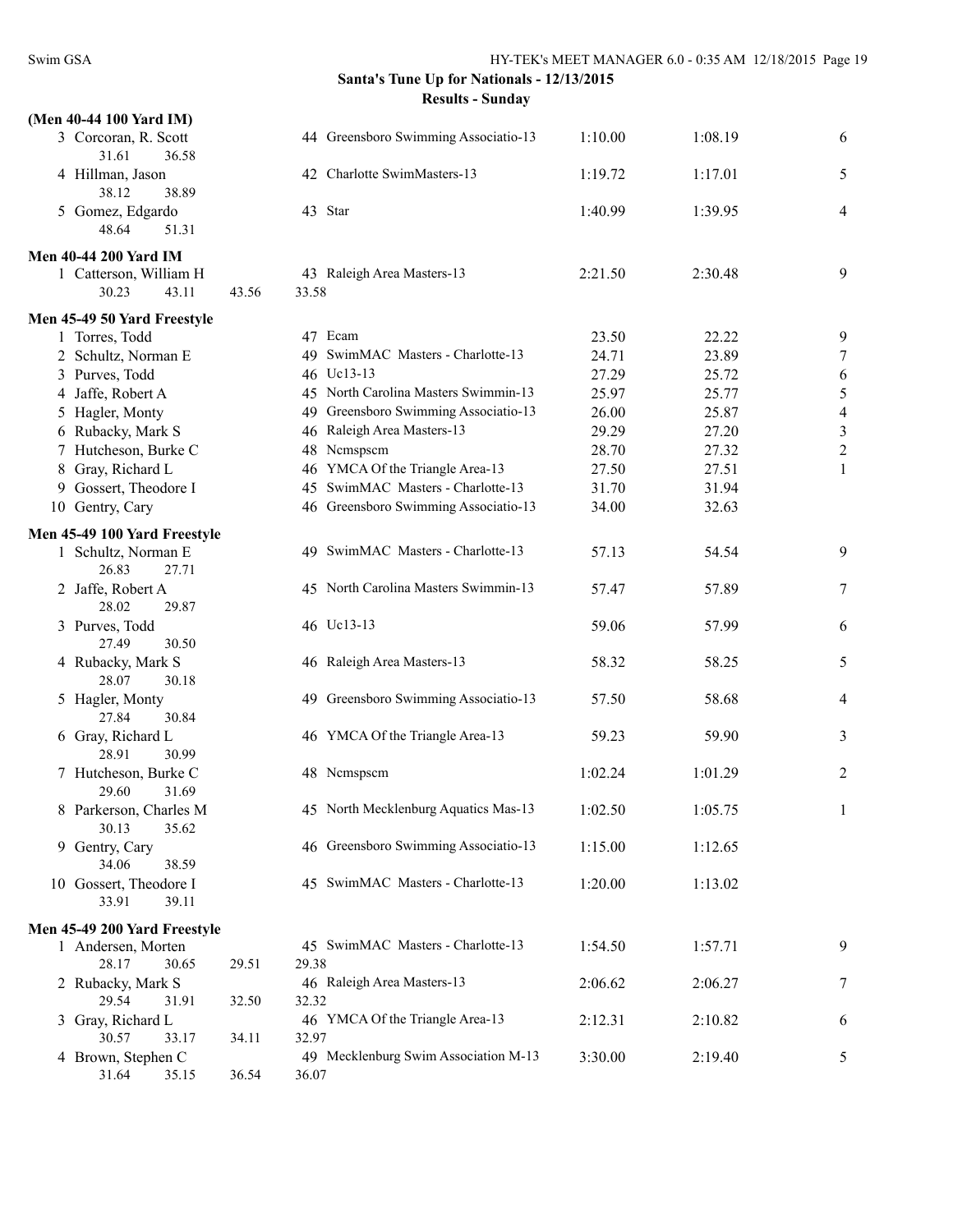**Santa's Tune Up for Nationals - 12/13/2015**

**Results - Sunday**

**(Men 40-44 100 Yard IM)**

| | Name | Age | Team | Seed Time | Finals Time | Points |
|---|---|---|---|---|---|---|
| 3 | Corcoran, R. Scott | 44 | Greensboro Swimming Associatio-13 | 1:10.00 | 1:08.19 | 6 |
| | 31.61 36.58 | | | | | |
| 4 | Hillman, Jason | 42 | Charlotte SwimMasters-13 | 1:19.72 | 1:17.01 | 5 |
| | 38.12 38.89 | | | | | |
| 5 | Gomez, Edgardo | 43 | Star | 1:40.99 | 1:39.95 | 4 |
| | 48.64 51.31 | | | | | |

**Men 40-44 200 Yard IM**

| | Name | Age | Team | Seed Time | Finals Time | Points |
|---|---|---|---|---|---|---|
| 1 | Catterson, William H | 43 | Raleigh Area Masters-13 | 2:21.50 | 2:30.48 | 9 |
| | 30.23 43.11 43.56 33.58 | | | | | |

**Men 45-49 50 Yard Freestyle**

| | Name | Age | Team | Seed Time | Finals Time | Points |
|---|---|---|---|---|---|---|
| 1 | Torres, Todd | 47 | Ecam | 23.50 | 22.22 | 9 |
| 2 | Schultz, Norman E | 49 | SwimMAC Masters - Charlotte-13 | 24.71 | 23.89 | 7 |
| 3 | Purves, Todd | 46 | Uc13-13 | 27.29 | 25.72 | 6 |
| 4 | Jaffe, Robert A | 45 | North Carolina Masters Swimmin-13 | 25.97 | 25.77 | 5 |
| 5 | Hagler, Monty | 49 | Greensboro Swimming Associatio-13 | 26.00 | 25.87 | 4 |
| 6 | Rubacky, Mark S | 46 | Raleigh Area Masters-13 | 29.29 | 27.20 | 3 |
| 7 | Hutcheson, Burke C | 48 | Ncmspscm | 28.70 | 27.32 | 2 |
| 8 | Gray, Richard L | 46 | YMCA Of the Triangle Area-13 | 27.50 | 27.51 | 1 |
| 9 | Gossert, Theodore I | 45 | SwimMAC Masters - Charlotte-13 | 31.70 | 31.94 | |
| 10 | Gentry, Cary | 46 | Greensboro Swimming Associatio-13 | 34.00 | 32.63 | |

**Men 45-49 100 Yard Freestyle**

| | Name | Age | Team | Seed Time | Finals Time | Points |
|---|---|---|---|---|---|---|
| 1 | Schultz, Norman E | 49 | SwimMAC Masters - Charlotte-13 | 57.13 | 54.54 | 9 |
| | 26.83 27.71 | | | | | |
| 2 | Jaffe, Robert A | 45 | North Carolina Masters Swimmin-13 | 57.47 | 57.89 | 7 |
| | 28.02 29.87 | | | | | |
| 3 | Purves, Todd | 46 | Uc13-13 | 59.06 | 57.99 | 6 |
| | 27.49 30.50 | | | | | |
| 4 | Rubacky, Mark S | 46 | Raleigh Area Masters-13 | 58.32 | 58.25 | 5 |
| | 28.07 30.18 | | | | | |
| 5 | Hagler, Monty | 49 | Greensboro Swimming Associatio-13 | 57.50 | 58.68 | 4 |
| | 27.84 30.84 | | | | | |
| 6 | Gray, Richard L | 46 | YMCA Of the Triangle Area-13 | 59.23 | 59.90 | 3 |
| | 28.91 30.99 | | | | | |
| 7 | Hutcheson, Burke C | 48 | Ncmspscm | 1:02.24 | 1:01.29 | 2 |
| | 29.60 31.69 | | | | | |
| 8 | Parkerson, Charles M | 45 | North Mecklenburg Aquatics Mas-13 | 1:02.50 | 1:05.75 | 1 |
| | 30.13 35.62 | | | | | |
| 9 | Gentry, Cary | 46 | Greensboro Swimming Associatio-13 | 1:15.00 | 1:12.65 | |
| | 34.06 38.59 | | | | | |
| 10 | Gossert, Theodore I | 45 | SwimMAC Masters - Charlotte-13 | 1:20.00 | 1:13.02 | |
| | 33.91 39.11 | | | | | |

**Men 45-49 200 Yard Freestyle**

| | Name | Age | Team | Seed Time | Finals Time | Points |
|---|---|---|---|---|---|---|
| 1 | Andersen, Morten | 45 | SwimMAC Masters - Charlotte-13 | 1:54.50 | 1:57.71 | 9 |
| | 28.17 30.65 29.51 29.38 | | | | | |
| 2 | Rubacky, Mark S | 46 | Raleigh Area Masters-13 | 2:06.62 | 2:06.27 | 7 |
| | 29.54 31.91 32.50 32.32 | | | | | |
| 3 | Gray, Richard L | 46 | YMCA Of the Triangle Area-13 | 2:12.31 | 2:10.82 | 6 |
| | 30.57 33.17 34.11 32.97 | | | | | |
| 4 | Brown, Stephen C | 49 | Mecklenburg Swim Association M-13 | 3:30.00 | 2:19.40 | 5 |
| | 31.64 35.15 36.54 36.07 | | | | | |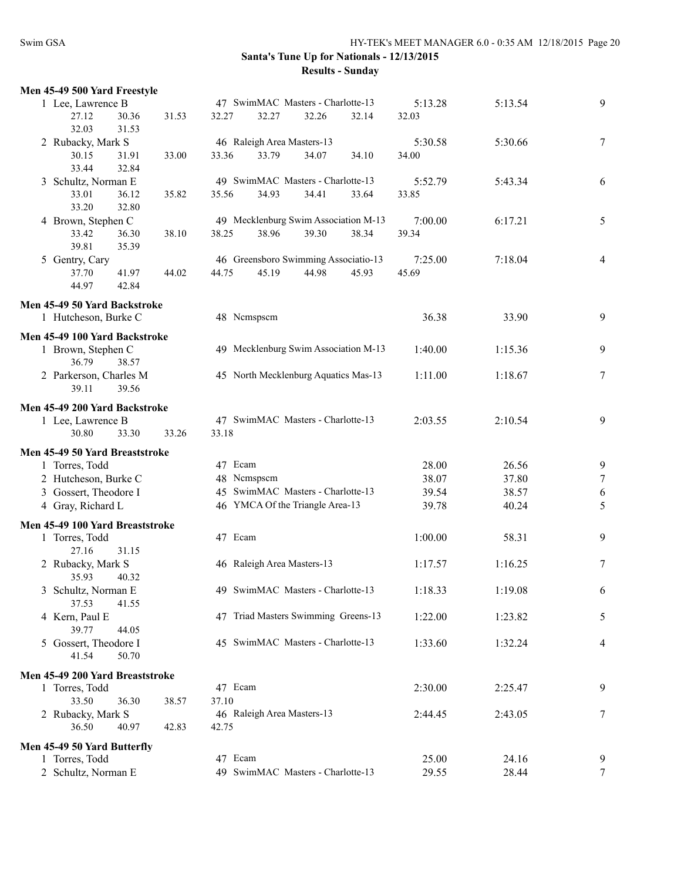**Santa's Tune Up for Nationals - 12/13/2015**

**Results - Sunday**

**Men 45-49 500 Yard Freestyle**

| | Name | Age | Team | Seed Time | Finals Time | Points |
|---|---|---|---|---|---|---|
| 1 | Lee, Lawrence B | 47 | SwimMAC Masters - Charlotte-13 | 5:13.28 | 5:13.54 | 9 |
| | 27.12 30.36 31.53 32.27 32.27 32.26 32.14 32.03 32.03 31.53 | | | | | |
| 2 | Rubacky, Mark S | 46 | Raleigh Area Masters-13 | 5:30.58 | 5:30.66 | 7 |
| | 30.15 31.91 33.00 33.36 33.79 34.07 34.10 34.00 33.44 32.84 | | | | | |
| 3 | Schultz, Norman E | 49 | SwimMAC Masters - Charlotte-13 | 5:52.79 | 5:43.34 | 6 |
| | 33.01 36.12 35.82 35.56 34.93 34.41 33.64 33.85 33.20 32.80 | | | | | |
| 4 | Brown, Stephen C | 49 | Mecklenburg Swim Association M-13 | 7:00.00 | 6:17.21 | 5 |
| | 33.42 36.30 38.10 38.25 38.96 39.30 38.34 39.34 39.81 35.39 | | | | | |
| 5 | Gentry, Cary | 46 | Greensboro Swimming Associatio-13 | 7:25.00 | 7:18.04 | 4 |
| | 37.70 41.97 44.02 44.75 45.19 44.98 45.93 45.69 44.97 42.84 | | | | | |

**Men 45-49 50 Yard Backstroke**

| | Name | Age | Team | Seed Time | Finals Time | Points |
|---|---|---|---|---|---|---|
| 1 | Hutcheson, Burke C | 48 | Ncmspscm | 36.38 | 33.90 | 9 |

**Men 45-49 100 Yard Backstroke**

| | Name | Age | Team | Seed Time | Finals Time | Points |
|---|---|---|---|---|---|---|
| 1 | Brown, Stephen C | 49 | Mecklenburg Swim Association M-13 | 1:40.00 | 1:15.36 | 9 |
| | 36.79 38.57 | | | | | |
| 2 | Parkerson, Charles M | 45 | North Mecklenburg Aquatics Mas-13 | 1:11.00 | 1:18.67 | 7 |
| | 39.11 39.56 | | | | | |

**Men 45-49 200 Yard Backstroke**

| | Name | Age | Team | Seed Time | Finals Time | Points |
|---|---|---|---|---|---|---|
| 1 | Lee, Lawrence B | 47 | SwimMAC Masters - Charlotte-13 | 2:03.55 | 2:10.54 | 9 |
| | 30.80 33.30 33.26 33.18 | | | | | |

**Men 45-49 50 Yard Breaststroke**

| | Name | Age | Team | Seed Time | Finals Time | Points |
|---|---|---|---|---|---|---|
| 1 | Torres, Todd | 47 | Ecam | 28.00 | 26.56 | 9 |
| 2 | Hutcheson, Burke C | 48 | Ncmspscm | 38.07 | 37.80 | 7 |
| 3 | Gossert, Theodore I | 45 | SwimMAC Masters - Charlotte-13 | 39.54 | 38.57 | 6 |
| 4 | Gray, Richard L | 46 | YMCA Of the Triangle Area-13 | 39.78 | 40.24 | 5 |

**Men 45-49 100 Yard Breaststroke**

| | Name | Age | Team | Seed Time | Finals Time | Points |
|---|---|---|---|---|---|---|
| 1 | Torres, Todd | 47 | Ecam | 1:00.00 | 58.31 | 9 |
| | 27.16 31.15 | | | | | |
| 2 | Rubacky, Mark S | 46 | Raleigh Area Masters-13 | 1:17.57 | 1:16.25 | 7 |
| | 35.93 40.32 | | | | | |
| 3 | Schultz, Norman E | 49 | SwimMAC Masters - Charlotte-13 | 1:18.33 | 1:19.08 | 6 |
| | 37.53 41.55 | | | | | |
| 4 | Kern, Paul E | 47 | Triad Masters Swimming Greens-13 | 1:22.00 | 1:23.82 | 5 |
| | 39.77 44.05 | | | | | |
| 5 | Gossert, Theodore I | 45 | SwimMAC Masters - Charlotte-13 | 1:33.60 | 1:32.24 | 4 |
| | 41.54 50.70 | | | | | |

**Men 45-49 200 Yard Breaststroke**

| | Name | Age | Team | Seed Time | Finals Time | Points |
|---|---|---|---|---|---|---|
| 1 | Torres, Todd | 47 | Ecam | 2:30.00 | 2:25.47 | 9 |
| | 33.50 36.30 38.57 37.10 | | | | | |
| 2 | Rubacky, Mark S | 46 | Raleigh Area Masters-13 | 2:44.45 | 2:43.05 | 7 |
| | 36.50 40.97 42.83 42.75 | | | | | |

**Men 45-49 50 Yard Butterfly**

| | Name | Age | Team | Seed Time | Finals Time | Points |
|---|---|---|---|---|---|---|
| 1 | Torres, Todd | 47 | Ecam | 25.00 | 24.16 | 9 |
| 2 | Schultz, Norman E | 49 | SwimMAC Masters - Charlotte-13 | 29.55 | 28.44 | 7 |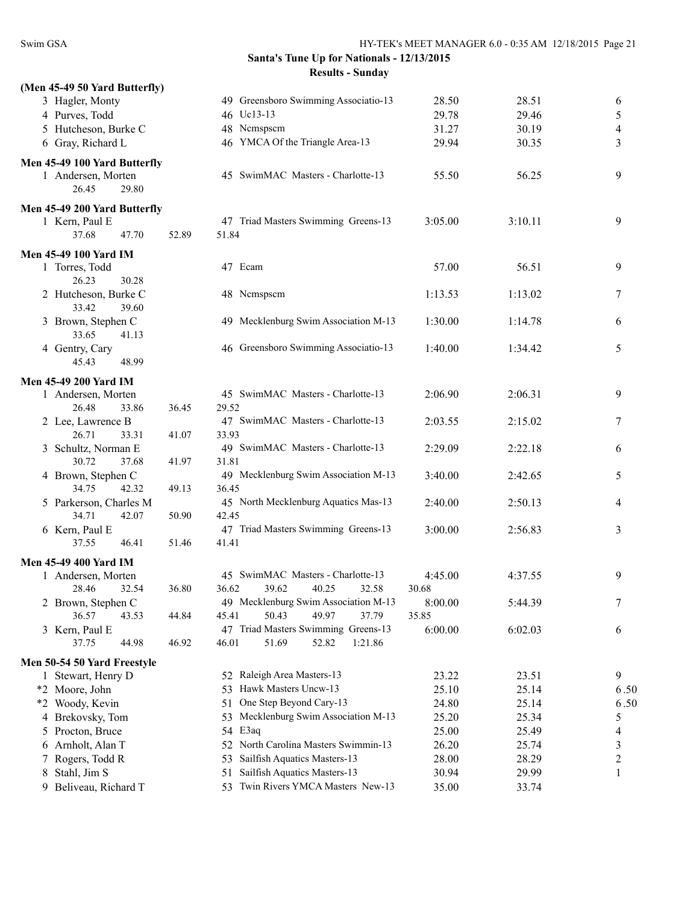## Santa's Tune Up for Nationals - 12/13/2015

### Results - Sunday

**(Men 45-49 50 Yard Butterfly)**

| Place | Name | Age | Team | Seed Time | Finals Time | Points |
|---|---|---|---|---|---|---|
| 3 | Hagler, Monty | 49 | Greensboro Swimming Associatio-13 | 28.50 | 28.51 | 6 |
| 4 | Purves, Todd | 46 | Uc13-13 | 29.78 | 29.46 | 5 |
| 5 | Hutcheson, Burke C | 48 | Ncmspscm | 31.27 | 30.19 | 4 |
| 6 | Gray, Richard L | 46 | YMCA Of the Triangle Area-13 | 29.94 | 30.35 | 3 |

**Men 45-49 100 Yard Butterfly**

| Place | Name | Age | Team | Seed Time | Finals Time | Points |
|---|---|---|---|---|---|---|
| 1 | Andersen, Morten | 45 | SwimMAC Masters - Charlotte-13 | 55.50 | 56.25 | 9 |
| | 26.45 29.80 | | | | | |

**Men 45-49 200 Yard Butterfly**

| Place | Name | Age | Team | Seed Time | Finals Time | Points |
|---|---|---|---|---|---|---|
| 1 | Kern, Paul E | 47 | Triad Masters Swimming Greens-13 | 3:05.00 | 3:10.11 | 9 |
| | 37.68 47.70 52.89 51.84 | | | | | |

**Men 45-49 100 Yard IM**

| Place | Name | Age | Team | Seed Time | Finals Time | Points |
|---|---|---|---|---|---|---|
| 1 | Torres, Todd | 47 | Ecam | 57.00 | 56.51 | 9 |
| | 26.23 30.28 | | | | | |
| 2 | Hutcheson, Burke C | 48 | Ncmspscm | 1:13.53 | 1:13.02 | 7 |
| | 33.42 39.60 | | | | | |
| 3 | Brown, Stephen C | 49 | Mecklenburg Swim Association M-13 | 1:30.00 | 1:14.78 | 6 |
| | 33.65 41.13 | | | | | |
| 4 | Gentry, Cary | 46 | Greensboro Swimming Associatio-13 | 1:40.00 | 1:34.42 | 5 |
| | 45.43 48.99 | | | | | |

**Men 45-49 200 Yard IM**

| Place | Name | Age | Team | Seed Time | Finals Time | Points |
|---|---|---|---|---|---|---|
| 1 | Andersen, Morten | 45 | SwimMAC Masters - Charlotte-13 | 2:06.90 | 2:06.31 | 9 |
| | 26.48 33.86 36.45 29.52 | | | | | |
| 2 | Lee, Lawrence B | 47 | SwimMAC Masters - Charlotte-13 | 2:03.55 | 2:15.02 | 7 |
| | 26.71 33.31 41.07 33.93 | | | | | |
| 3 | Schultz, Norman E | 49 | SwimMAC Masters - Charlotte-13 | 2:29.09 | 2:22.18 | 6 |
| | 30.72 37.68 41.97 31.81 | | | | | |
| 4 | Brown, Stephen C | 49 | Mecklenburg Swim Association M-13 | 3:40.00 | 2:42.65 | 5 |
| | 34.75 42.32 49.13 36.45 | | | | | |
| 5 | Parkerson, Charles M | 45 | North Mecklenburg Aquatics Mas-13 | 2:40.00 | 2:50.13 | 4 |
| | 34.71 42.07 50.90 42.45 | | | | | |
| 6 | Kern, Paul E | 47 | Triad Masters Swimming Greens-13 | 3:00.00 | 2:56.83 | 3 |
| | 37.55 46.41 51.46 41.41 | | | | | |

**Men 45-49 400 Yard IM**

| Place | Name | Age | Team | Seed Time | Finals Time | Points |
|---|---|---|---|---|---|---|
| 1 | Andersen, Morten | 45 | SwimMAC Masters - Charlotte-13 | 4:45.00 | 4:37.55 | 9 |
| | 28.46 32.54 36.80 36.62 39.62 40.25 32.58 30.68 | | | | | |
| 2 | Brown, Stephen C | 49 | Mecklenburg Swim Association M-13 | 8:00.00 | 5:44.39 | 7 |
| | 36.57 43.53 44.84 45.41 50.43 49.97 37.79 35.85 | | | | | |
| 3 | Kern, Paul E | 47 | Triad Masters Swimming Greens-13 | 6:00.00 | 6:02.03 | 6 |
| | 37.75 44.98 46.92 46.01 51.69 52.82 1:21.86 | | | | | |

**Men 50-54 50 Yard Freestyle**

| Place | Name | Age | Team | Seed Time | Finals Time | Points |
|---|---|---|---|---|---|---|
| 1 | Stewart, Henry D | 52 | Raleigh Area Masters-13 | 23.22 | 23.51 | 9 |
| *2 | Moore, John | 53 | Hawk Masters Uncw-13 | 25.10 | 25.14 | 6.50 |
| *2 | Woody, Kevin | 51 | One Step Beyond Cary-13 | 24.80 | 25.14 | 6.50 |
| 4 | Brekovsky, Tom | 53 | Mecklenburg Swim Association M-13 | 25.20 | 25.34 | 5 |
| 5 | Procton, Bruce | 54 | E3aq | 25.00 | 25.49 | 4 |
| 6 | Arnholt, Alan T | 52 | North Carolina Masters Swimmin-13 | 26.20 | 25.74 | 3 |
| 7 | Rogers, Todd R | 53 | Sailfish Aquatics Masters-13 | 28.00 | 28.29 | 2 |
| 8 | Stahl, Jim S | 51 | Sailfish Aquatics Masters-13 | 30.94 | 29.99 | 1 |
| 9 | Beliveau, Richard T | 53 | Twin Rivers YMCA Masters New-13 | 35.00 | 33.74 | |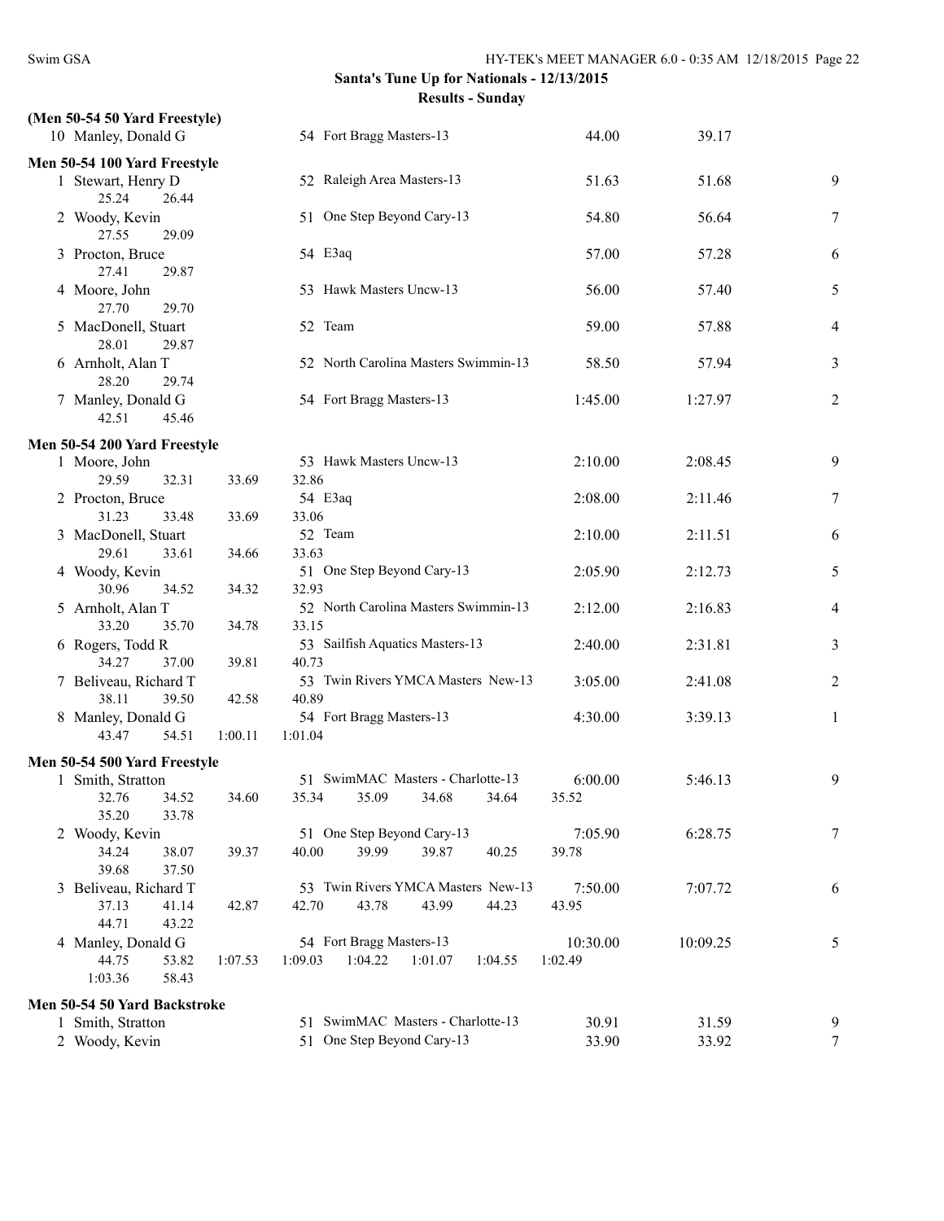## Santa's Tune Up for Nationals - 12/13/2015

### Results - Sunday

**(Men 50-54 50 Yard Freestyle)**

| Place | Name | Age | Team | Seed Time | Finals Time | Points |
|---|---|---|---|---|---|---|
| 10 | Manley, Donald G | 54 | Fort Bragg Masters-13 | 44.00 | 39.17 | |

**Men 50-54 100 Yard Freestyle**

| Place | Name | Age | Team | Seed Time | Finals Time | Points |
|---|---|---|---|---|---|---|
| 1 | Stewart, Henry D | 52 | Raleigh Area Masters-13 | 51.63 | 51.68 | 9 |
| | 25.24 26.44 | | | | | |
| 2 | Woody, Kevin | 51 | One Step Beyond Cary-13 | 54.80 | 56.64 | 7 |
| | 27.55 29.09 | | | | | |
| 3 | Procton, Bruce | 54 | E3aq | 57.00 | 57.28 | 6 |
| | 27.41 29.87 | | | | | |
| 4 | Moore, John | 53 | Hawk Masters Uncw-13 | 56.00 | 57.40 | 5 |
| | 27.70 29.70 | | | | | |
| 5 | MacDonell, Stuart | 52 | Team | 59.00 | 57.88 | 4 |
| | 28.01 29.87 | | | | | |
| 6 | Arnholt, Alan T | 52 | North Carolina Masters Swimmin-13 | 58.50 | 57.94 | 3 |
| | 28.20 29.74 | | | | | |
| 7 | Manley, Donald G | 54 | Fort Bragg Masters-13 | 1:45.00 | 1:27.97 | 2 |
| | 42.51 45.46 | | | | | |

**Men 50-54 200 Yard Freestyle**

| Place | Name | Age | Team | Seed Time | Finals Time | Points |
|---|---|---|---|---|---|---|
| 1 | Moore, John | 53 | Hawk Masters Uncw-13 | 2:10.00 | 2:08.45 | 9 |
| | 29.59 32.31 33.69 32.86 | | | | | |
| 2 | Procton, Bruce | 54 | E3aq | 2:08.00 | 2:11.46 | 7 |
| | 31.23 33.48 33.69 33.06 | | | | | |
| 3 | MacDonell, Stuart | 52 | Team | 2:10.00 | 2:11.51 | 6 |
| | 29.61 33.61 34.66 33.63 | | | | | |
| 4 | Woody, Kevin | 51 | One Step Beyond Cary-13 | 2:05.90 | 2:12.73 | 5 |
| | 30.96 34.52 34.32 32.93 | | | | | |
| 5 | Arnholt, Alan T | 52 | North Carolina Masters Swimmin-13 | 2:12.00 | 2:16.83 | 4 |
| | 33.20 35.70 34.78 33.15 | | | | | |
| 6 | Rogers, Todd R | 53 | Sailfish Aquatics Masters-13 | 2:40.00 | 2:31.81 | 3 |
| | 34.27 37.00 39.81 40.73 | | | | | |
| 7 | Beliveau, Richard T | 53 | Twin Rivers YMCA Masters New-13 | 3:05.00 | 2:41.08 | 2 |
| | 38.11 39.50 42.58 40.89 | | | | | |
| 8 | Manley, Donald G | 54 | Fort Bragg Masters-13 | 4:30.00 | 3:39.13 | 1 |
| | 43.47 54.51 1:00.11 1:01.04 | | | | | |

**Men 50-54 500 Yard Freestyle**

| Place | Name | Age | Team | Seed Time | Finals Time | Points |
|---|---|---|---|---|---|---|
| 1 | Smith, Stratton | 51 | SwimMAC Masters - Charlotte-13 | 6:00.00 | 5:46.13 | 9 |
| | 32.76 34.52 34.60 35.34 35.09 34.68 34.64 35.52 35.20 33.78 | | | | | |
| 2 | Woody, Kevin | 51 | One Step Beyond Cary-13 | 7:05.90 | 6:28.75 | 7 |
| | 34.24 38.07 39.37 40.00 39.99 39.87 40.25 39.78 39.68 37.50 | | | | | |
| 3 | Beliveau, Richard T | 53 | Twin Rivers YMCA Masters New-13 | 7:50.00 | 7:07.72 | 6 |
| | 37.13 41.14 42.87 42.70 43.78 43.99 44.23 43.95 44.71 43.22 | | | | | |
| 4 | Manley, Donald G | 54 | Fort Bragg Masters-13 | 10:30.00 | 10:09.25 | 5 |
| | 44.75 53.82 1:07.53 1:09.03 1:04.22 1:01.07 1:04.55 1:02.49 1:03.36 58.43 | | | | | |

**Men 50-54 50 Yard Backstroke**

| Place | Name | Age | Team | Seed Time | Finals Time | Points |
|---|---|---|---|---|---|---|
| 1 | Smith, Stratton | 51 | SwimMAC Masters - Charlotte-13 | 30.91 | 31.59 | 9 |
| 2 | Woody, Kevin | 51 | One Step Beyond Cary-13 | 33.90 | 33.92 | 7 |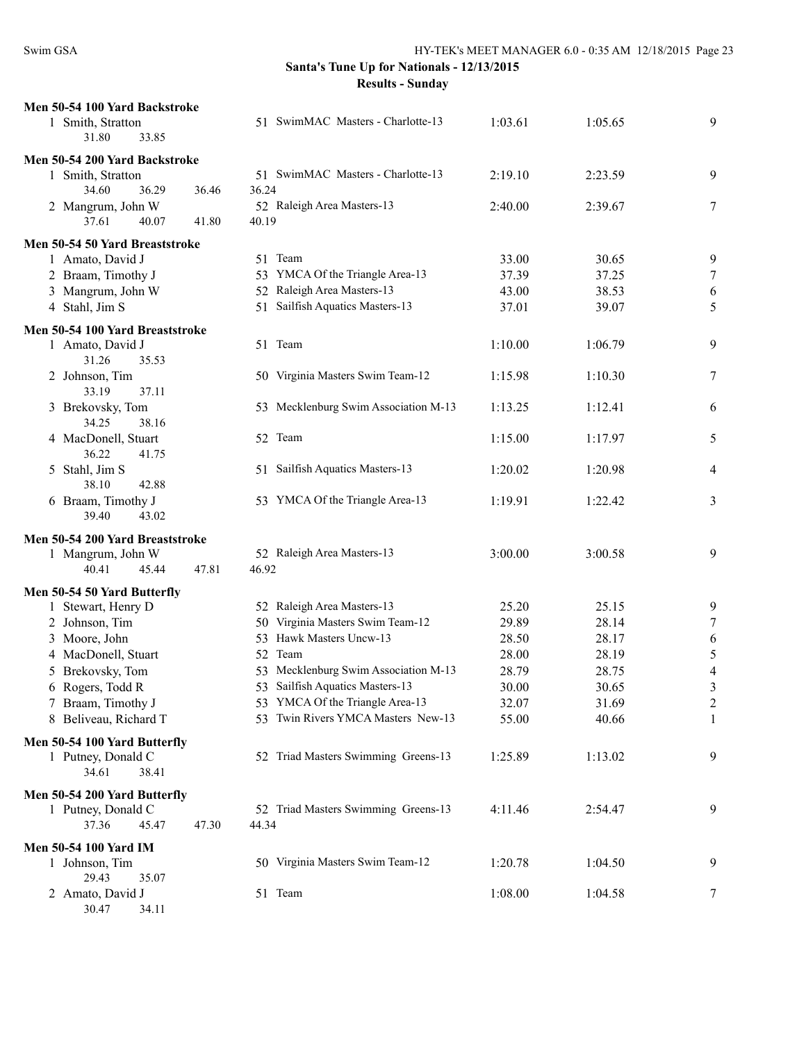Santa's Tune Up for Nationals - 12/13/2015

Results - Sunday

**Men 50-54 100 Yard Backstroke**

| Place | Name | Age | Team | Seed Time | Finals Time | Points |
|---|---|---|---|---|---|---|
| 1 | Smith, Stratton | 51 | SwimMAC Masters - Charlotte-13 | 1:03.61 | 1:05.65 | 9 |
| | 31.80 33.85 | | | | | |

**Men 50-54 200 Yard Backstroke**

| Place | Name | Age | Team | Seed Time | Finals Time | Points |
|---|---|---|---|---|---|---|
| 1 | Smith, Stratton | 51 | SwimMAC Masters - Charlotte-13 | 2:19.10 | 2:23.59 | 9 |
| | 34.60 36.29 36.46 36.24 | | | | | |
| 2 | Mangrum, John W | 52 | Raleigh Area Masters-13 | 2:40.00 | 2:39.67 | 7 |
| | 37.61 40.07 41.80 40.19 | | | | | |

**Men 50-54 50 Yard Breaststroke**

| Place | Name | Age | Team | Seed Time | Finals Time | Points |
|---|---|---|---|---|---|---|
| 1 | Amato, David J | 51 | Team | 33.00 | 30.65 | 9 |
| 2 | Braam, Timothy J | 53 | YMCA Of the Triangle Area-13 | 37.39 | 37.25 | 7 |
| 3 | Mangrum, John W | 52 | Raleigh Area Masters-13 | 43.00 | 38.53 | 6 |
| 4 | Stahl, Jim S | 51 | Sailfish Aquatics Masters-13 | 37.01 | 39.07 | 5 |

**Men 50-54 100 Yard Breaststroke**

| Place | Name | Age | Team | Seed Time | Finals Time | Points |
|---|---|---|---|---|---|---|
| 1 | Amato, David J | 51 | Team | 1:10.00 | 1:06.79 | 9 |
| | 31.26 35.53 | | | | | |
| 2 | Johnson, Tim | 50 | Virginia Masters Swim Team-12 | 1:15.98 | 1:10.30 | 7 |
| | 33.19 37.11 | | | | | |
| 3 | Brekovsky, Tom | 53 | Mecklenburg Swim Association M-13 | 1:13.25 | 1:12.41 | 6 |
| | 34.25 38.16 | | | | | |
| 4 | MacDonell, Stuart | 52 | Team | 1:15.00 | 1:17.97 | 5 |
| | 36.22 41.75 | | | | | |
| 5 | Stahl, Jim S | 51 | Sailfish Aquatics Masters-13 | 1:20.02 | 1:20.98 | 4 |
| | 38.10 42.88 | | | | | |
| 6 | Braam, Timothy J | 53 | YMCA Of the Triangle Area-13 | 1:19.91 | 1:22.42 | 3 |
| | 39.40 43.02 | | | | | |

**Men 50-54 200 Yard Breaststroke**

| Place | Name | Age | Team | Seed Time | Finals Time | Points |
|---|---|---|---|---|---|---|
| 1 | Mangrum, John W | 52 | Raleigh Area Masters-13 | 3:00.00 | 3:00.58 | 9 |
| | 40.41 45.44 47.81 46.92 | | | | | |

**Men 50-54 50 Yard Butterfly**

| Place | Name | Age | Team | Seed Time | Finals Time | Points |
|---|---|---|---|---|---|---|
| 1 | Stewart, Henry D | 52 | Raleigh Area Masters-13 | 25.20 | 25.15 | 9 |
| 2 | Johnson, Tim | 50 | Virginia Masters Swim Team-12 | 29.89 | 28.14 | 7 |
| 3 | Moore, John | 53 | Hawk Masters Uncw-13 | 28.50 | 28.17 | 6 |
| 4 | MacDonell, Stuart | 52 | Team | 28.00 | 28.19 | 5 |
| 5 | Brekovsky, Tom | 53 | Mecklenburg Swim Association M-13 | 28.79 | 28.75 | 4 |
| 6 | Rogers, Todd R | 53 | Sailfish Aquatics Masters-13 | 30.00 | 30.65 | 3 |
| 7 | Braam, Timothy J | 53 | YMCA Of the Triangle Area-13 | 32.07 | 31.69 | 2 |
| 8 | Beliveau, Richard T | 53 | Twin Rivers YMCA Masters New-13 | 55.00 | 40.66 | 1 |

**Men 50-54 100 Yard Butterfly**

| Place | Name | Age | Team | Seed Time | Finals Time | Points |
|---|---|---|---|---|---|---|
| 1 | Putney, Donald C | 52 | Triad Masters Swimming Greens-13 | 1:25.89 | 1:13.02 | 9 |
| | 34.61 38.41 | | | | | |

**Men 50-54 200 Yard Butterfly**

| Place | Name | Age | Team | Seed Time | Finals Time | Points |
|---|---|---|---|---|---|---|
| 1 | Putney, Donald C | 52 | Triad Masters Swimming Greens-13 | 4:11.46 | 2:54.47 | 9 |
| | 37.36 45.47 47.30 44.34 | | | | | |

**Men 50-54 100 Yard IM**

| Place | Name | Age | Team | Seed Time | Finals Time | Points |
|---|---|---|---|---|---|---|
| 1 | Johnson, Tim | 50 | Virginia Masters Swim Team-12 | 1:20.78 | 1:04.50 | 9 |
| | 29.43 35.07 | | | | | |
| 2 | Amato, David J | 51 | Team | 1:08.00 | 1:04.58 | 7 |
| | 30.47 34.11 | | | | | |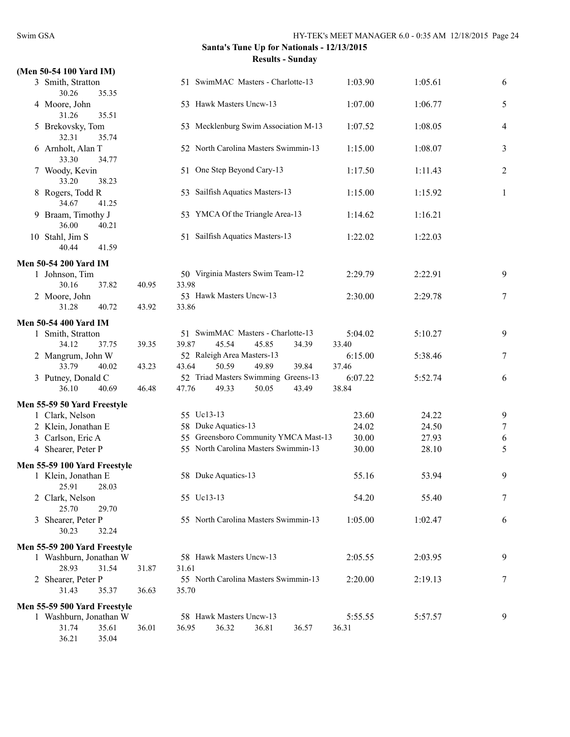**Santa's Tune Up for Nationals - 12/13/2015**

**Results - Sunday**

**(Men 50-54 100 Yard IM)**

| Place | Name | Age | Team | Seed Time | Finals Time | Points |
|---|---|---|---|---|---|---|
| 3 | Smith, Stratton | 51 | SwimMAC Masters - Charlotte-13 | 1:03.90 | 1:05.61 | 6 |
| | 30.26 35.35 | | | | | |
| 4 | Moore, John | 53 | Hawk Masters Uncw-13 | 1:07.00 | 1:06.77 | 5 |
| | 31.26 35.51 | | | | | |
| 5 | Brekovsky, Tom | 53 | Mecklenburg Swim Association M-13 | 1:07.52 | 1:08.05 | 4 |
| | 32.31 35.74 | | | | | |
| 6 | Arnholt, Alan T | 52 | North Carolina Masters Swimmin-13 | 1:15.00 | 1:08.07 | 3 |
| | 33.30 34.77 | | | | | |
| 7 | Woody, Kevin | 51 | One Step Beyond Cary-13 | 1:17.50 | 1:11.43 | 2 |
| | 33.20 38.23 | | | | | |
| 8 | Rogers, Todd R | 53 | Sailfish Aquatics Masters-13 | 1:15.00 | 1:15.92 | 1 |
| | 34.67 41.25 | | | | | |
| 9 | Braam, Timothy J | 53 | YMCA Of the Triangle Area-13 | 1:14.62 | 1:16.21 | |
| | 36.00 40.21 | | | | | |
| 10 | Stahl, Jim S | 51 | Sailfish Aquatics Masters-13 | 1:22.02 | 1:22.03 | |
| | 40.44 41.59 | | | | | |

**Men 50-54 200 Yard IM**

| Place | Name | Age | Team | Seed Time | Finals Time | Points |
|---|---|---|---|---|---|---|
| 1 | Johnson, Tim | 50 | Virginia Masters Swim Team-12 | 2:29.79 | 2:22.91 | 9 |
| | 30.16 37.82 40.95 33.98 | | | | | |
| 2 | Moore, John | 53 | Hawk Masters Uncw-13 | 2:30.00 | 2:29.78 | 7 |
| | 31.28 40.72 43.92 33.86 | | | | | |

**Men 50-54 400 Yard IM**

| Place | Name | Age | Team | Seed Time | Finals Time | Points |
|---|---|---|---|---|---|---|
| 1 | Smith, Stratton | 51 | SwimMAC Masters - Charlotte-13 | 5:04.02 | 5:10.27 | 9 |
| | 34.12 37.75 39.35 39.87 45.54 45.85 34.39 33.40 | | | | | |
| 2 | Mangrum, John W | 52 | Raleigh Area Masters-13 | 6:15.00 | 5:38.46 | 7 |
| | 33.79 40.02 43.23 43.64 50.59 49.89 39.84 37.46 | | | | | |
| 3 | Putney, Donald C | 52 | Triad Masters Swimming Greens-13 | 6:07.22 | 5:52.74 | 6 |
| | 36.10 40.69 46.48 47.76 49.33 50.05 43.49 38.84 | | | | | |

**Men 55-59 50 Yard Freestyle**

| Place | Name | Age | Team | Seed Time | Finals Time | Points |
|---|---|---|---|---|---|---|
| 1 | Clark, Nelson | 55 | Uc13-13 | 23.60 | 24.22 | 9 |
| 2 | Klein, Jonathan E | 58 | Duke Aquatics-13 | 24.02 | 24.50 | 7 |
| 3 | Carlson, Eric A | 55 | Greensboro Community YMCA Mast-13 | 30.00 | 27.93 | 6 |
| 4 | Shearer, Peter P | 55 | North Carolina Masters Swimmin-13 | 30.00 | 28.10 | 5 |

**Men 55-59 100 Yard Freestyle**

| Place | Name | Age | Team | Seed Time | Finals Time | Points |
|---|---|---|---|---|---|---|
| 1 | Klein, Jonathan E | 58 | Duke Aquatics-13 | 55.16 | 53.94 | 9 |
| | 25.91 28.03 | | | | | |
| 2 | Clark, Nelson | 55 | Uc13-13 | 54.20 | 55.40 | 7 |
| | 25.70 29.70 | | | | | |
| 3 | Shearer, Peter P | 55 | North Carolina Masters Swimmin-13 | 1:05.00 | 1:02.47 | 6 |
| | 30.23 32.24 | | | | | |

**Men 55-59 200 Yard Freestyle**

| Place | Name | Age | Team | Seed Time | Finals Time | Points |
|---|---|---|---|---|---|---|
| 1 | Washburn, Jonathan W | 58 | Hawk Masters Uncw-13 | 2:05.55 | 2:03.95 | 9 |
| | 28.93 31.54 31.87 31.61 | | | | | |
| 2 | Shearer, Peter P | 55 | North Carolina Masters Swimmin-13 | 2:20.00 | 2:19.13 | 7 |
| | 31.43 35.37 36.63 35.70 | | | | | |

**Men 55-59 500 Yard Freestyle**

| Place | Name | Age | Team | Seed Time | Finals Time | Points |
|---|---|---|---|---|---|---|
| 1 | Washburn, Jonathan W | 58 | Hawk Masters Uncw-13 | 5:55.55 | 5:57.57 | 9 |
| | 31.74 35.61 36.01 36.95 36.32 36.81 36.57 36.31 | | | | | |
| | 36.21 35.04 | | | | | |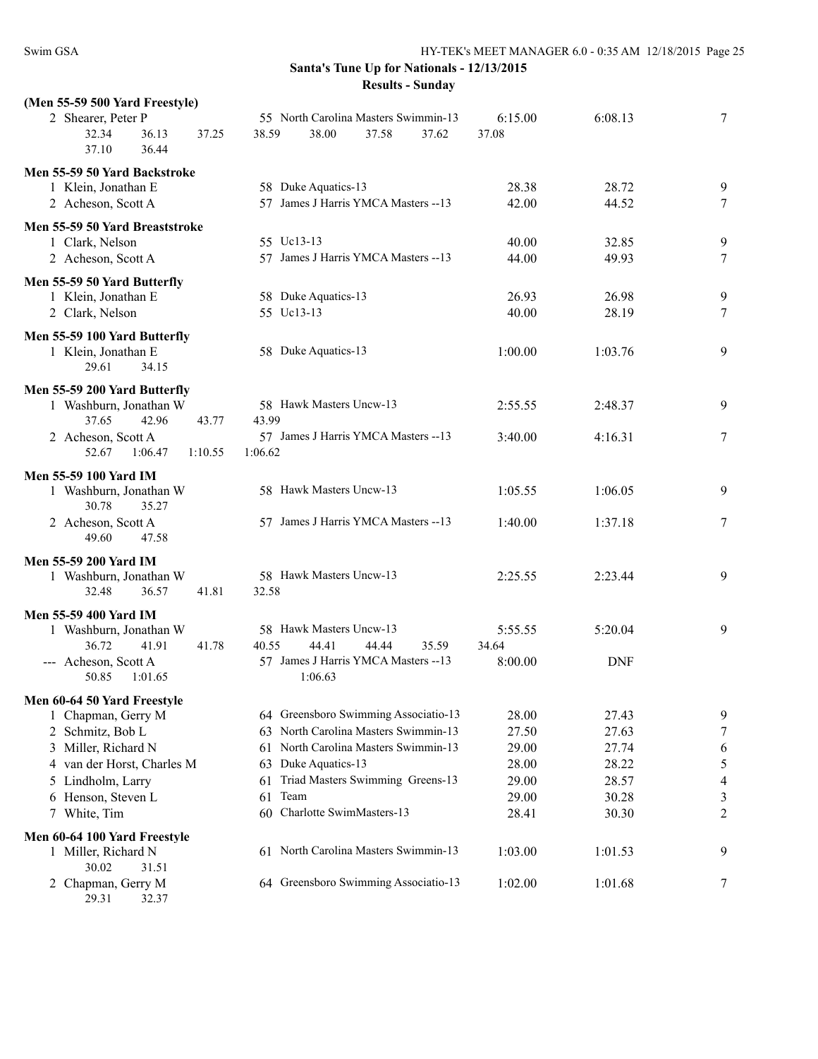**Santa's Tune Up for Nationals - 12/13/2015**

**Results - Sunday**

**(Men 55-59 500 Yard Freestyle)**

| | Name | Age | Team | Seed Time | Finals Time | Points |
|---|---|---|---|---|---|---|
| 2 | Shearer, Peter P | 55 | North Carolina Masters Swimmin-13 | 6:15.00 | 6:08.13 | 7 |

32.34  36.13  37.25  38.59  38.00  37.58  37.62  37.08
37.10  36.44

**Men 55-59 50 Yard Backstroke**

| | Name | Age | Team | Seed Time | Finals Time | Points |
|---|---|---|---|---|---|---|
| 1 | Klein, Jonathan E | 58 | Duke Aquatics-13 | 28.38 | 28.72 | 9 |
| 2 | Acheson, Scott A | 57 | James J Harris YMCA Masters --13 | 42.00 | 44.52 | 7 |

**Men 55-59 50 Yard Breaststroke**

| | Name | Age | Team | Seed Time | Finals Time | Points |
|---|---|---|---|---|---|---|
| 1 | Clark, Nelson | 55 | Uc13-13 | 40.00 | 32.85 | 9 |
| 2 | Acheson, Scott A | 57 | James J Harris YMCA Masters --13 | 44.00 | 49.93 | 7 |

**Men 55-59 50 Yard Butterfly**

| | Name | Age | Team | Seed Time | Finals Time | Points |
|---|---|---|---|---|---|---|
| 1 | Klein, Jonathan E | 58 | Duke Aquatics-13 | 26.93 | 26.98 | 9 |
| 2 | Clark, Nelson | 55 | Uc13-13 | 40.00 | 28.19 | 7 |

**Men 55-59 100 Yard Butterfly**

| | Name | Age | Team | Seed Time | Finals Time | Points |
|---|---|---|---|---|---|---|
| 1 | Klein, Jonathan E | 58 | Duke Aquatics-13 | 1:00.00 | 1:03.76 | 9 |

29.61  34.15

**Men 55-59 200 Yard Butterfly**

| | Name | Age | Team | Seed Time | Finals Time | Points |
|---|---|---|---|---|---|---|
| 1 | Washburn, Jonathan W | 58 | Hawk Masters Uncw-13 | 2:55.55 | 2:48.37 | 9 |

37.65  42.96  43.77  43.99

| | Name | Age | Team | Seed Time | Finals Time | Points |
|---|---|---|---|---|---|---|
| 2 | Acheson, Scott A | 57 | James J Harris YMCA Masters --13 | 3:40.00 | 4:16.31 | 7 |

52.67  1:06.47  1:10.55  1:06.62

**Men 55-59 100 Yard IM**

| | Name | Age | Team | Seed Time | Finals Time | Points |
|---|---|---|---|---|---|---|
| 1 | Washburn, Jonathan W | 58 | Hawk Masters Uncw-13 | 1:05.55 | 1:06.05 | 9 |

30.78  35.27

| | Name | Age | Team | Seed Time | Finals Time | Points |
|---|---|---|---|---|---|---|
| 2 | Acheson, Scott A | 57 | James J Harris YMCA Masters --13 | 1:40.00 | 1:37.18 | 7 |

49.60  47.58

**Men 55-59 200 Yard IM**

| | Name | Age | Team | Seed Time | Finals Time | Points |
|---|---|---|---|---|---|---|
| 1 | Washburn, Jonathan W | 58 | Hawk Masters Uncw-13 | 2:25.55 | 2:23.44 | 9 |

32.48  36.57  41.81  32.58

**Men 55-59 400 Yard IM**

| | Name | Age | Team | Seed Time | Finals Time | Points |
|---|---|---|---|---|---|---|
| 1 | Washburn, Jonathan W | 58 | Hawk Masters Uncw-13 | 5:55.55 | 5:20.04 | 9 |

36.72  41.91  41.78  40.55  44.41  44.44  35.59  34.64

| | Name | Age | Team | Seed Time | Finals Time | Points |
|---|---|---|---|---|---|---|
| --- | Acheson, Scott A | 57 | James J Harris YMCA Masters --13 | 8:00.00 | DNF | |

50.85  1:01.65  1:06.63

**Men 60-64 50 Yard Freestyle**

| | Name | Age | Team | Seed Time | Finals Time | Points |
|---|---|---|---|---|---|---|
| 1 | Chapman, Gerry M | 64 | Greensboro Swimming Associatio-13 | 28.00 | 27.43 | 9 |
| 2 | Schmitz, Bob L | 63 | North Carolina Masters Swimmin-13 | 27.50 | 27.63 | 7 |
| 3 | Miller, Richard N | 61 | North Carolina Masters Swimmin-13 | 29.00 | 27.74 | 6 |
| 4 | van der Horst, Charles M | 63 | Duke Aquatics-13 | 28.00 | 28.22 | 5 |
| 5 | Lindholm, Larry | 61 | Triad Masters Swimming Greens-13 | 29.00 | 28.57 | 4 |
| 6 | Henson, Steven L | 61 | Team | 29.00 | 30.28 | 3 |
| 7 | White, Tim | 60 | Charlotte SwimMasters-13 | 28.41 | 30.30 | 2 |

**Men 60-64 100 Yard Freestyle**

| | Name | Age | Team | Seed Time | Finals Time | Points |
|---|---|---|---|---|---|---|
| 1 | Miller, Richard N | 61 | North Carolina Masters Swimmin-13 | 1:03.00 | 1:01.53 | 9 |

30.02  31.51

| | Name | Age | Team | Seed Time | Finals Time | Points |
|---|---|---|---|---|---|---|
| 2 | Chapman, Gerry M | 64 | Greensboro Swimming Associatio-13 | 1:02.00 | 1:01.68 | 7 |

29.31  32.37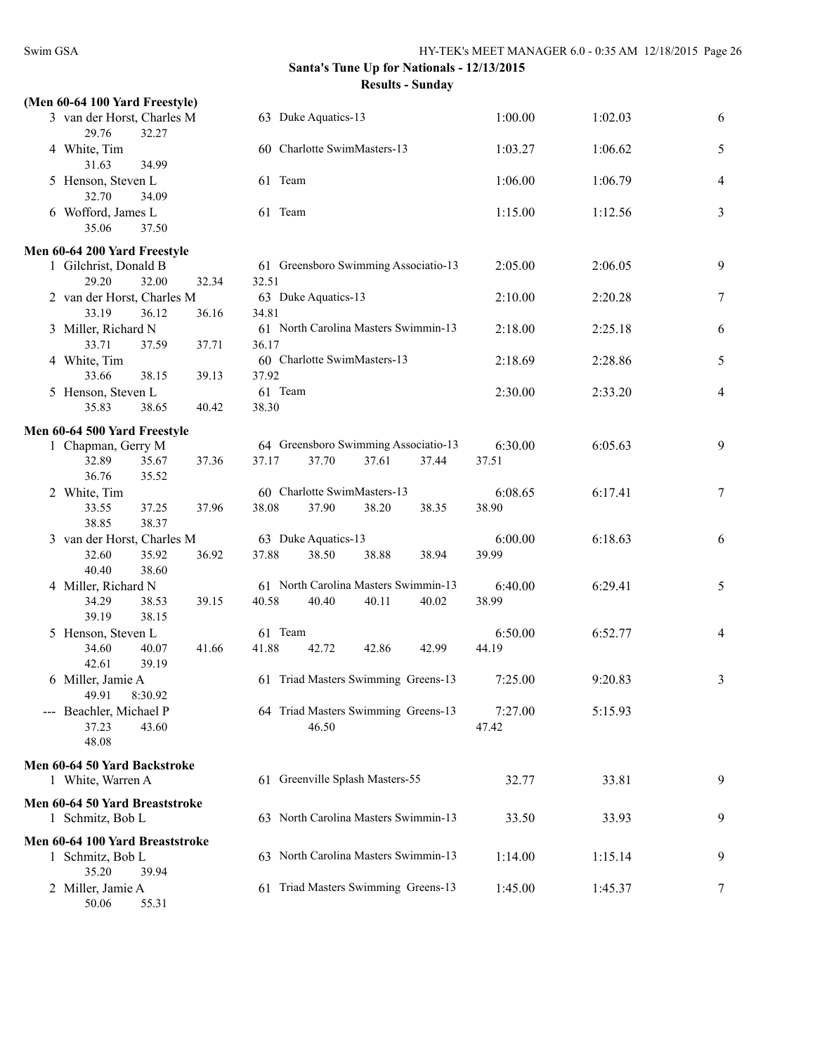**Santa's Tune Up for Nationals - 12/13/2015**
**Results - Sunday**

### (Men 60-64 100 Yard Freestyle)

| Place | Name | Age | Team | Seed Time | Finals Time | Points |
|---|---|---|---|---|---|---|
| 3 | van der Horst, Charles M | 63 | Duke Aquatics-13 | 1:00.00 | 1:02.03 | 6 |
| | 29.76 32.27 | | | | | |
| 4 | White, Tim | 60 | Charlotte SwimMasters-13 | 1:03.27 | 1:06.62 | 5 |
| | 31.63 34.99 | | | | | |
| 5 | Henson, Steven L | 61 | Team | 1:06.00 | 1:06.79 | 4 |
| | 32.70 34.09 | | | | | |
| 6 | Wofford, James L | 61 | Team | 1:15.00 | 1:12.56 | 3 |
| | 35.06 37.50 | | | | | |

### Men 60-64 200 Yard Freestyle

| Place | Name | Age | Team | Seed Time | Finals Time | Points |
|---|---|---|---|---|---|---|
| 1 | Gilchrist, Donald B | 61 | Greensboro Swimming Associatio-13 | 2:05.00 | 2:06.05 | 9 |
| | 29.20 32.00 32.34 32.51 | | | | | |
| 2 | van der Horst, Charles M | 63 | Duke Aquatics-13 | 2:10.00 | 2:20.28 | 7 |
| | 33.19 36.12 36.16 34.81 | | | | | |
| 3 | Miller, Richard N | 61 | North Carolina Masters Swimmin-13 | 2:18.00 | 2:25.18 | 6 |
| | 33.71 37.59 37.71 36.17 | | | | | |
| 4 | White, Tim | 60 | Charlotte SwimMasters-13 | 2:18.69 | 2:28.86 | 5 |
| | 33.66 38.15 39.13 37.92 | | | | | |
| 5 | Henson, Steven L | 61 | Team | 2:30.00 | 2:33.20 | 4 |
| | 35.83 38.65 40.42 38.30 | | | | | |

### Men 60-64 500 Yard Freestyle

| Place | Name | Age | Team | Seed Time | Finals Time | Points |
|---|---|---|---|---|---|---|
| 1 | Chapman, Gerry M | 64 | Greensboro Swimming Associatio-13 | 6:30.00 | 6:05.63 | 9 |
| | 32.89 35.67 37.36 37.17 37.70 37.61 37.44 37.51 36.76 35.52 | | | | | |
| 2 | White, Tim | 60 | Charlotte SwimMasters-13 | 6:08.65 | 6:17.41 | 7 |
| | 33.55 37.25 37.96 38.08 37.90 38.20 38.35 38.90 38.85 38.37 | | | | | |
| 3 | van der Horst, Charles M | 63 | Duke Aquatics-13 | 6:00.00 | 6:18.63 | 6 |
| | 32.60 35.92 36.92 37.88 38.50 38.88 38.94 39.99 40.40 38.60 | | | | | |
| 4 | Miller, Richard N | 61 | North Carolina Masters Swimmin-13 | 6:40.00 | 6:29.41 | 5 |
| | 34.29 38.53 39.15 40.58 40.40 40.11 40.02 38.99 39.19 38.15 | | | | | |
| 5 | Henson, Steven L | 61 | Team | 6:50.00 | 6:52.77 | 4 |
| | 34.60 40.07 41.66 41.88 42.72 42.86 42.99 44.19 42.61 39.19 | | | | | |
| 6 | Miller, Jamie A | 61 | Triad Masters Swimming Greens-13 | 7:25.00 | 9:20.83 | 3 |
| | 49.91 8:30.92 | | | | | |
| --- | Beachler, Michael P | 64 | Triad Masters Swimming Greens-13 | 7:27.00 | 5:15.93 | |
| | 37.23 43.60 46.50 47.42 48.08 | | | | | |

### Men 60-64 50 Yard Backstroke

| Place | Name | Age | Team | Seed Time | Finals Time | Points |
|---|---|---|---|---|---|---|
| 1 | White, Warren A | 61 | Greenville Splash Masters-55 | 32.77 | 33.81 | 9 |

### Men 60-64 50 Yard Breaststroke

| Place | Name | Age | Team | Seed Time | Finals Time | Points |
|---|---|---|---|---|---|---|
| 1 | Schmitz, Bob L | 63 | North Carolina Masters Swimmin-13 | 33.50 | 33.93 | 9 |

### Men 60-64 100 Yard Breaststroke

| Place | Name | Age | Team | Seed Time | Finals Time | Points |
|---|---|---|---|---|---|---|
| 1 | Schmitz, Bob L | 63 | North Carolina Masters Swimmin-13 | 1:14.00 | 1:15.14 | 9 |
| | 35.20 39.94 | | | | | |
| 2 | Miller, Jamie A | 61 | Triad Masters Swimming Greens-13 | 1:45.00 | 1:45.37 | 7 |
| | 50.06 55.31 | | | | | |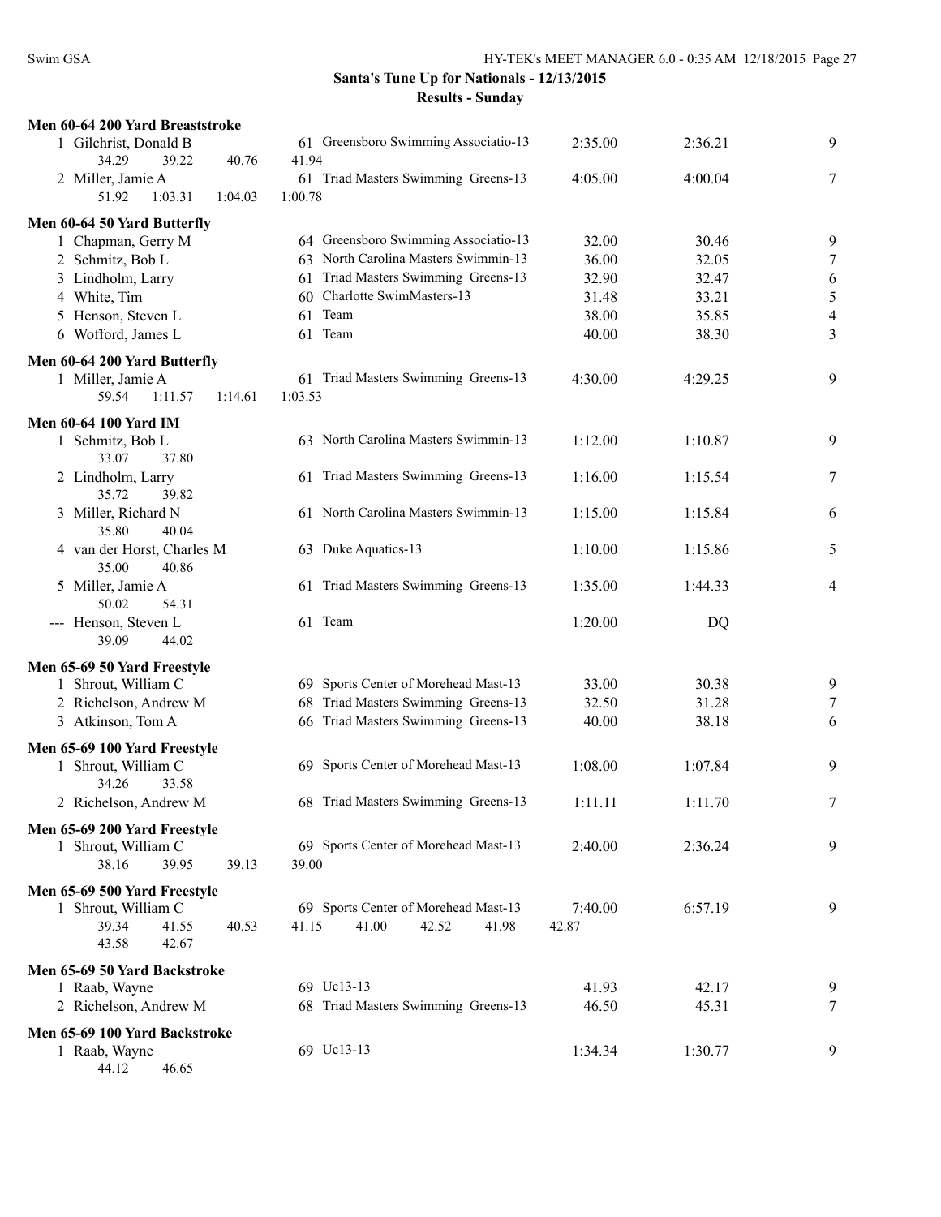**Santa's Tune Up for Nationals - 12/13/2015**

**Results - Sunday**

### Men 60-64 200 Yard Breaststroke

| | Name | Age | Team | Seed | Finals | Points |
|---|---|---|---|---|---|---|
| 1 | Gilchrist, Donald B | 61 | Greensboro Swimming Associatio-13 | 2:35.00 | 2:36.21 | 9 |
| | 34.29 39.22 40.76 41.94 | | | | | |
| 2 | Miller, Jamie A | 61 | Triad Masters Swimming Greens-13 | 4:05.00 | 4:00.04 | 7 |
| | 51.92 1:03.31 1:04.03 1:00.78 | | | | | |

### Men 60-64 50 Yard Butterfly

| | Name | Age | Team | Seed | Finals | Points |
|---|---|---|---|---|---|---|
| 1 | Chapman, Gerry M | 64 | Greensboro Swimming Associatio-13 | 32.00 | 30.46 | 9 |
| 2 | Schmitz, Bob L | 63 | North Carolina Masters Swimmin-13 | 36.00 | 32.05 | 7 |
| 3 | Lindholm, Larry | 61 | Triad Masters Swimming Greens-13 | 32.90 | 32.47 | 6 |
| 4 | White, Tim | 60 | Charlotte SwimMasters-13 | 31.48 | 33.21 | 5 |
| 5 | Henson, Steven L | 61 | Team | 38.00 | 35.85 | 4 |
| 6 | Wofford, James L | 61 | Team | 40.00 | 38.30 | 3 |

### Men 60-64 200 Yard Butterfly

| | Name | Age | Team | Seed | Finals | Points |
|---|---|---|---|---|---|---|
| 1 | Miller, Jamie A | 61 | Triad Masters Swimming Greens-13 | 4:30.00 | 4:29.25 | 9 |
| | 59.54 1:11.57 1:14.61 1:03.53 | | | | | |

### Men 60-64 100 Yard IM

| | Name | Age | Team | Seed | Finals | Points |
|---|---|---|---|---|---|---|
| 1 | Schmitz, Bob L | 63 | North Carolina Masters Swimmin-13 | 1:12.00 | 1:10.87 | 9 |
| | 33.07 37.80 | | | | | |
| 2 | Lindholm, Larry | 61 | Triad Masters Swimming Greens-13 | 1:16.00 | 1:15.54 | 7 |
| | 35.72 39.82 | | | | | |
| 3 | Miller, Richard N | 61 | North Carolina Masters Swimmin-13 | 1:15.00 | 1:15.84 | 6 |
| | 35.80 40.04 | | | | | |
| 4 | van der Horst, Charles M | 63 | Duke Aquatics-13 | 1:10.00 | 1:15.86 | 5 |
| | 35.00 40.86 | | | | | |
| 5 | Miller, Jamie A | 61 | Triad Masters Swimming Greens-13 | 1:35.00 | 1:44.33 | 4 |
| | 50.02 54.31 | | | | | |
| --- | Henson, Steven L | 61 | Team | 1:20.00 | DQ | |
| | 39.09 44.02 | | | | | |

### Men 65-69 50 Yard Freestyle

| | Name | Age | Team | Seed | Finals | Points |
|---|---|---|---|---|---|---|
| 1 | Shrout, William C | 69 | Sports Center of Morehead Mast-13 | 33.00 | 30.38 | 9 |
| 2 | Richelson, Andrew M | 68 | Triad Masters Swimming Greens-13 | 32.50 | 31.28 | 7 |
| 3 | Atkinson, Tom A | 66 | Triad Masters Swimming Greens-13 | 40.00 | 38.18 | 6 |

### Men 65-69 100 Yard Freestyle

| | Name | Age | Team | Seed | Finals | Points |
|---|---|---|---|---|---|---|
| 1 | Shrout, William C | 69 | Sports Center of Morehead Mast-13 | 1:08.00 | 1:07.84 | 9 |
| | 34.26 33.58 | | | | | |
| 2 | Richelson, Andrew M | 68 | Triad Masters Swimming Greens-13 | 1:11.11 | 1:11.70 | 7 |

### Men 65-69 200 Yard Freestyle

| | Name | Age | Team | Seed | Finals | Points |
|---|---|---|---|---|---|---|
| 1 | Shrout, William C | 69 | Sports Center of Morehead Mast-13 | 2:40.00 | 2:36.24 | 9 |
| | 38.16 39.95 39.13 39.00 | | | | | |

### Men 65-69 500 Yard Freestyle

| | Name | Age | Team | Seed | Finals | Points |
|---|---|---|---|---|---|---|
| 1 | Shrout, William C | 69 | Sports Center of Morehead Mast-13 | 7:40.00 | 6:57.19 | 9 |
| | 39.34 41.55 40.53 41.15 41.00 42.52 41.98 42.87 | | | | | |
| | 43.58 42.67 | | | | | |

### Men 65-69 50 Yard Backstroke

| | Name | Age | Team | Seed | Finals | Points |
|---|---|---|---|---|---|---|
| 1 | Raab, Wayne | 69 | Uc13-13 | 41.93 | 42.17 | 9 |
| 2 | Richelson, Andrew M | 68 | Triad Masters Swimming Greens-13 | 46.50 | 45.31 | 7 |

### Men 65-69 100 Yard Backstroke

| | Name | Age | Team | Seed | Finals | Points |
|---|---|---|---|---|---|---|
| 1 | Raab, Wayne | 69 | Uc13-13 | 1:34.34 | 1:30.77 | 9 |
| | 44.12 46.65 | | | | | |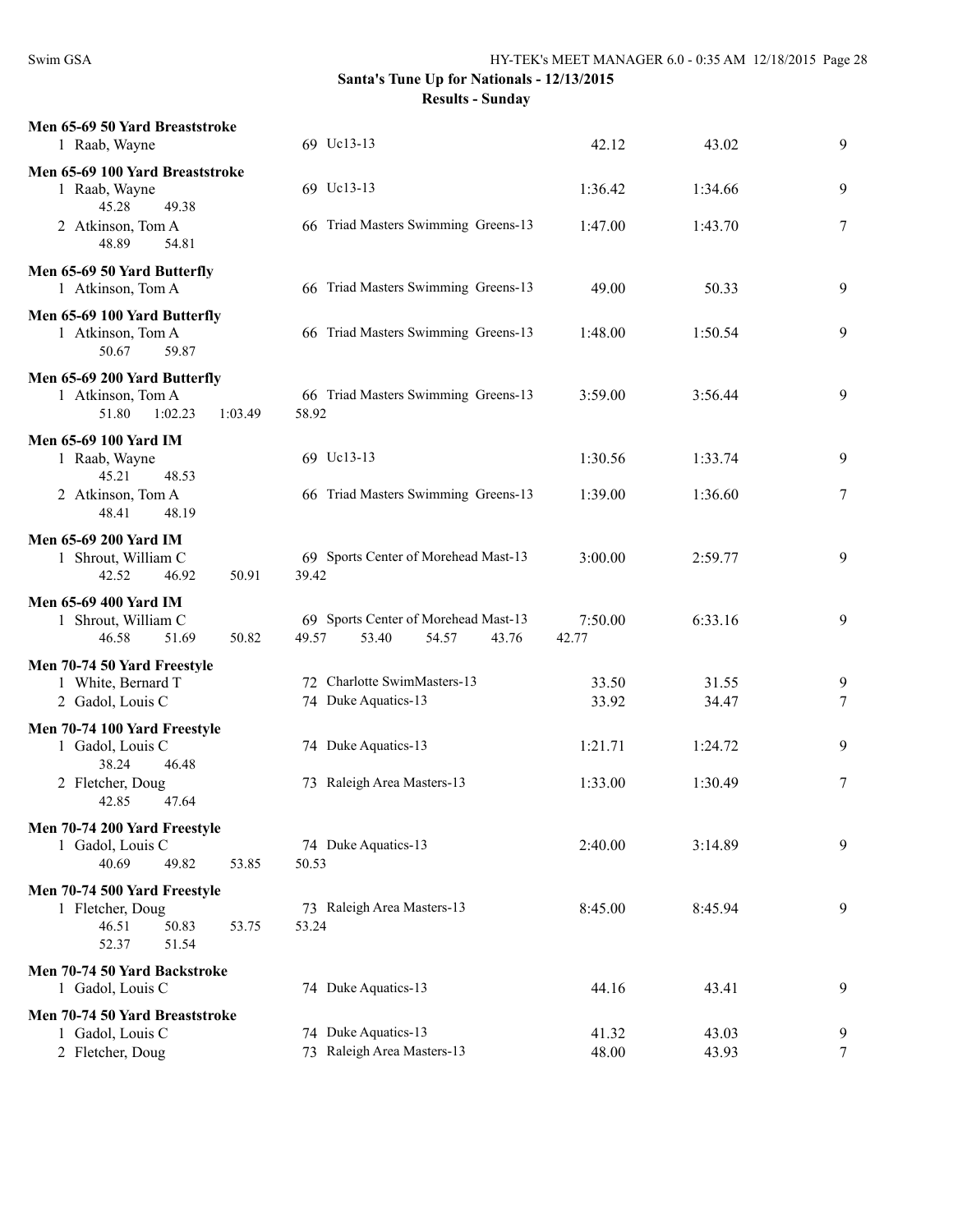## Santa's Tune Up for Nationals - 12/13/2015

### Results - Sunday

**Men 65-69 50 Yard Breaststroke**

| | Name | Age | Team | Seed | Finals | Points |
|---|---|---|---|---|---|---|
| 1 | Raab, Wayne | 69 | Uc13-13 | 42.12 | 43.02 | 9 |

**Men 65-69 100 Yard Breaststroke**

| | Name | Age | Team | Seed | Finals | Points |
|---|---|---|---|---|---|---|
| 1 | Raab, Wayne | 69 | Uc13-13 | 1:36.42 | 1:34.66 | 9 |
| | 45.28 49.38 | | | | | |
| 2 | Atkinson, Tom A | 66 | Triad Masters Swimming Greens-13 | 1:47.00 | 1:43.70 | 7 |
| | 48.89 54.81 | | | | | |

**Men 65-69 50 Yard Butterfly**

| | Name | Age | Team | Seed | Finals | Points |
|---|---|---|---|---|---|---|
| 1 | Atkinson, Tom A | 66 | Triad Masters Swimming Greens-13 | 49.00 | 50.33 | 9 |

**Men 65-69 100 Yard Butterfly**

| | Name | Age | Team | Seed | Finals | Points |
|---|---|---|---|---|---|---|
| 1 | Atkinson, Tom A | 66 | Triad Masters Swimming Greens-13 | 1:48.00 | 1:50.54 | 9 |
| | 50.67 59.87 | | | | | |

**Men 65-69 200 Yard Butterfly**

| | Name | Age | Team | Seed | Finals | Points |
|---|---|---|---|---|---|---|
| 1 | Atkinson, Tom A | 66 | Triad Masters Swimming Greens-13 | 3:59.00 | 3:56.44 | 9 |
| | 51.80 1:02.23 1:03.49 58.92 | | | | | |

**Men 65-69 100 Yard IM**

| | Name | Age | Team | Seed | Finals | Points |
|---|---|---|---|---|---|---|
| 1 | Raab, Wayne | 69 | Uc13-13 | 1:30.56 | 1:33.74 | 9 |
| | 45.21 48.53 | | | | | |
| 2 | Atkinson, Tom A | 66 | Triad Masters Swimming Greens-13 | 1:39.00 | 1:36.60 | 7 |
| | 48.41 48.19 | | | | | |

**Men 65-69 200 Yard IM**

| | Name | Age | Team | Seed | Finals | Points |
|---|---|---|---|---|---|---|
| 1 | Shrout, William C | 69 | Sports Center of Morehead Mast-13 | 3:00.00 | 2:59.77 | 9 |
| | 42.52 46.92 50.91 39.42 | | | | | |

**Men 65-69 400 Yard IM**

| | Name | Age | Team | Seed | Finals | Points |
|---|---|---|---|---|---|---|
| 1 | Shrout, William C | 69 | Sports Center of Morehead Mast-13 | 7:50.00 | 6:33.16 | 9 |
| | 46.58 51.69 50.82 49.57 53.40 54.57 43.76 42.77 | | | | | |

**Men 70-74 50 Yard Freestyle**

| | Name | Age | Team | Seed | Finals | Points |
|---|---|---|---|---|---|---|
| 1 | White, Bernard T | 72 | Charlotte SwimMasters-13 | 33.50 | 31.55 | 9 |
| 2 | Gadol, Louis C | 74 | Duke Aquatics-13 | 33.92 | 34.47 | 7 |

**Men 70-74 100 Yard Freestyle**

| | Name | Age | Team | Seed | Finals | Points |
|---|---|---|---|---|---|---|
| 1 | Gadol, Louis C | 74 | Duke Aquatics-13 | 1:21.71 | 1:24.72 | 9 |
| | 38.24 46.48 | | | | | |
| 2 | Fletcher, Doug | 73 | Raleigh Area Masters-13 | 1:33.00 | 1:30.49 | 7 |
| | 42.85 47.64 | | | | | |

**Men 70-74 200 Yard Freestyle**

| | Name | Age | Team | Seed | Finals | Points |
|---|---|---|---|---|---|---|
| 1 | Gadol, Louis C | 74 | Duke Aquatics-13 | 2:40.00 | 3:14.89 | 9 |
| | 40.69 49.82 53.85 50.53 | | | | | |

**Men 70-74 500 Yard Freestyle**

| | Name | Age | Team | Seed | Finals | Points |
|---|---|---|---|---|---|---|
| 1 | Fletcher, Doug | 73 | Raleigh Area Masters-13 | 8:45.00 | 8:45.94 | 9 |
| | 46.51 50.83 53.75 53.24 | | | | | |
| | 52.37 51.54 | | | | | |

**Men 70-74 50 Yard Backstroke**

| | Name | Age | Team | Seed | Finals | Points |
|---|---|---|---|---|---|---|
| 1 | Gadol, Louis C | 74 | Duke Aquatics-13 | 44.16 | 43.41 | 9 |

**Men 70-74 50 Yard Breaststroke**

| | Name | Age | Team | Seed | Finals | Points |
|---|---|---|---|---|---|---|
| 1 | Gadol, Louis C | 74 | Duke Aquatics-13 | 41.32 | 43.03 | 9 |
| 2 | Fletcher, Doug | 73 | Raleigh Area Masters-13 | 48.00 | 43.93 | 7 |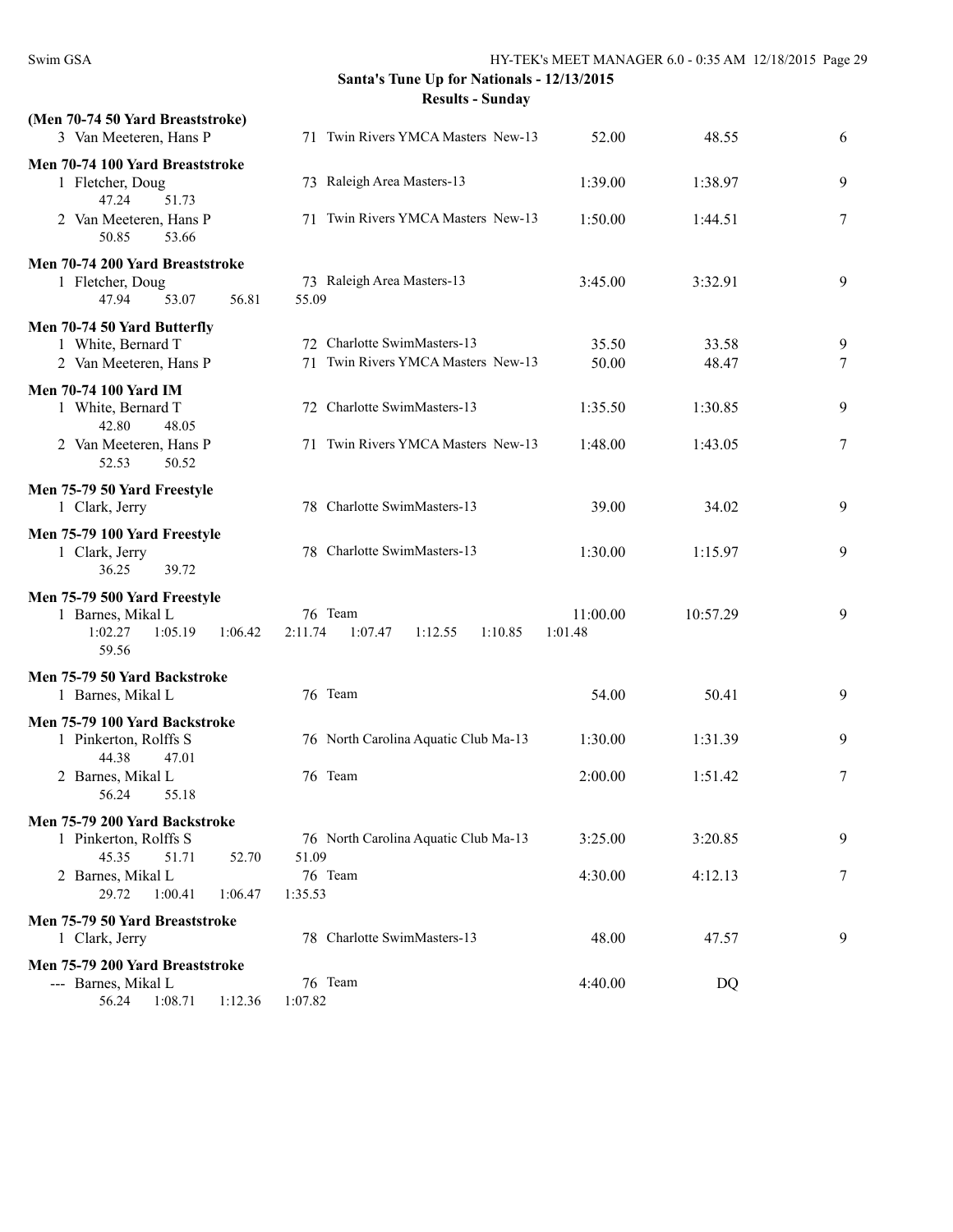**Santa's Tune Up for Nationals - 12/13/2015**

**Results - Sunday**

**(Men 70-74 50 Yard Breaststroke)**

| | Name | Age | Team | Seed Time | Finals Time | Points |
|---|---|---|---|---|---|---|
| 3 | Van Meeteren, Hans P | 71 | Twin Rivers YMCA Masters New-13 | 52.00 | 48.55 | 6 |

**Men 70-74 100 Yard Breaststroke**

| | Name | Age | Team | Seed Time | Finals Time | Points |
|---|---|---|---|---|---|---|
| 1 | Fletcher, Doug | 73 | Raleigh Area Masters-13 | 1:39.00 | 1:38.97 | 9 |
| | 47.24 51.73 | | | | | |
| 2 | Van Meeteren, Hans P | 71 | Twin Rivers YMCA Masters New-13 | 1:50.00 | 1:44.51 | 7 |
| | 50.85 53.66 | | | | | |

**Men 70-74 200 Yard Breaststroke**

| | Name | Age | Team | Seed Time | Finals Time | Points |
|---|---|---|---|---|---|---|
| 1 | Fletcher, Doug | 73 | Raleigh Area Masters-13 | 3:45.00 | 3:32.91 | 9 |
| | 47.94 53.07 56.81 55.09 | | | | | |

**Men 70-74 50 Yard Butterfly**

| | Name | Age | Team | Seed Time | Finals Time | Points |
|---|---|---|---|---|---|---|
| 1 | White, Bernard T | 72 | Charlotte SwimMasters-13 | 35.50 | 33.58 | 9 |
| 2 | Van Meeteren, Hans P | 71 | Twin Rivers YMCA Masters New-13 | 50.00 | 48.47 | 7 |

**Men 70-74 100 Yard IM**

| | Name | Age | Team | Seed Time | Finals Time | Points |
|---|---|---|---|---|---|---|
| 1 | White, Bernard T | 72 | Charlotte SwimMasters-13 | 1:35.50 | 1:30.85 | 9 |
| | 42.80 48.05 | | | | | |
| 2 | Van Meeteren, Hans P | 71 | Twin Rivers YMCA Masters New-13 | 1:48.00 | 1:43.05 | 7 |
| | 52.53 50.52 | | | | | |

**Men 75-79 50 Yard Freestyle**

| | Name | Age | Team | Seed Time | Finals Time | Points |
|---|---|---|---|---|---|---|
| 1 | Clark, Jerry | 78 | Charlotte SwimMasters-13 | 39.00 | 34.02 | 9 |

**Men 75-79 100 Yard Freestyle**

| | Name | Age | Team | Seed Time | Finals Time | Points |
|---|---|---|---|---|---|---|
| 1 | Clark, Jerry | 78 | Charlotte SwimMasters-13 | 1:30.00 | 1:15.97 | 9 |
| | 36.25 39.72 | | | | | |

**Men 75-79 500 Yard Freestyle**

| | Name | Age | Team | Seed Time | Finals Time | Points |
|---|---|---|---|---|---|---|
| 1 | Barnes, Mikal L | 76 | Team | 11:00.00 | 10:57.29 | 9 |
| | 1:02.27 1:05.19 1:06.42 2:11.74 1:07.47 1:12.55 1:10.85 1:01.48 59.56 | | | | | |

**Men 75-79 50 Yard Backstroke**

| | Name | Age | Team | Seed Time | Finals Time | Points |
|---|---|---|---|---|---|---|
| 1 | Barnes, Mikal L | 76 | Team | 54.00 | 50.41 | 9 |

**Men 75-79 100 Yard Backstroke**

| | Name | Age | Team | Seed Time | Finals Time | Points |
|---|---|---|---|---|---|---|
| 1 | Pinkerton, Rolffs S | 76 | North Carolina Aquatic Club Ma-13 | 1:30.00 | 1:31.39 | 9 |
| | 44.38 47.01 | | | | | |
| 2 | Barnes, Mikal L | 76 | Team | 2:00.00 | 1:51.42 | 7 |
| | 56.24 55.18 | | | | | |

**Men 75-79 200 Yard Backstroke**

| | Name | Age | Team | Seed Time | Finals Time | Points |
|---|---|---|---|---|---|---|
| 1 | Pinkerton, Rolffs S | 76 | North Carolina Aquatic Club Ma-13 | 3:25.00 | 3:20.85 | 9 |
| | 45.35 51.71 52.70 51.09 | | | | | |
| 2 | Barnes, Mikal L | 76 | Team | 4:30.00 | 4:12.13 | 7 |
| | 29.72 1:00.41 1:06.47 1:35.53 | | | | | |

**Men 75-79 50 Yard Breaststroke**

| | Name | Age | Team | Seed Time | Finals Time | Points |
|---|---|---|---|---|---|---|
| 1 | Clark, Jerry | 78 | Charlotte SwimMasters-13 | 48.00 | 47.57 | 9 |

**Men 75-79 200 Yard Breaststroke**

| | Name | Age | Team | Seed Time | Finals Time | Points |
|---|---|---|---|---|---|---|
| --- | Barnes, Mikal L | 76 | Team | 4:40.00 | DQ | |
| | 56.24 1:08.71 1:12.36 1:07.82 | | | | | |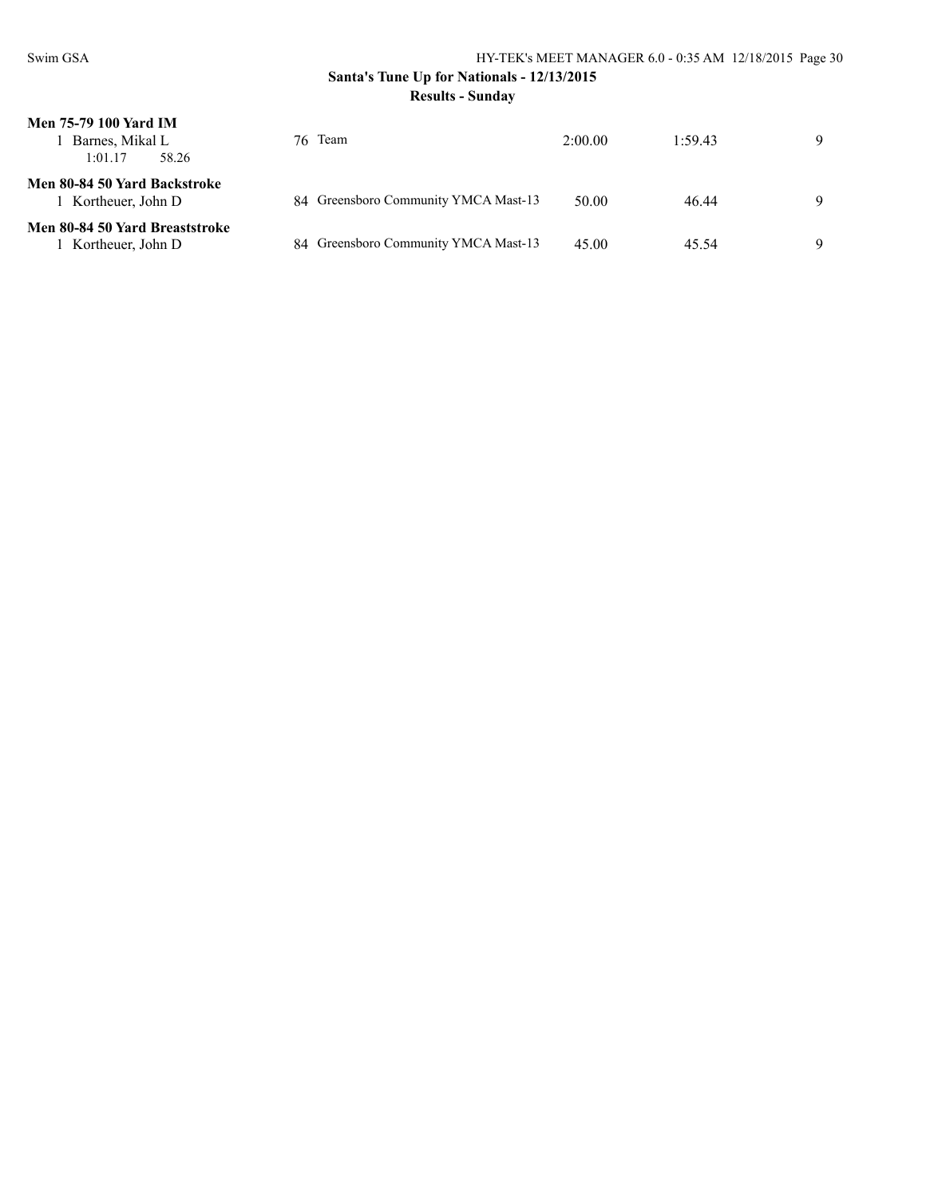**Men 75-79 100 Yard IM**

| | | | | | | |
|---|---|---|---|---|---|---|
| 1 | Barnes, Mikal L | 76 | Team | 2:00.00 | 1:59.43 | 9 |
| | 1:01.17 58.26 | | | | | |

**Men 80-84 50 Yard Backstroke**

| | | | | | | |
|---|---|---|---|---|---|---|
| 1 | Kortheuer, John D | 84 | Greensboro Community YMCA Mast-13 | 50.00 | 46.44 | 9 |

**Men 80-84 50 Yard Breaststroke**

| | | | | | | |
|---|---|---|---|---|---|---|
| 1 | Kortheuer, John D | 84 | Greensboro Community YMCA Mast-13 | 45.00 | 45.54 | 9 |